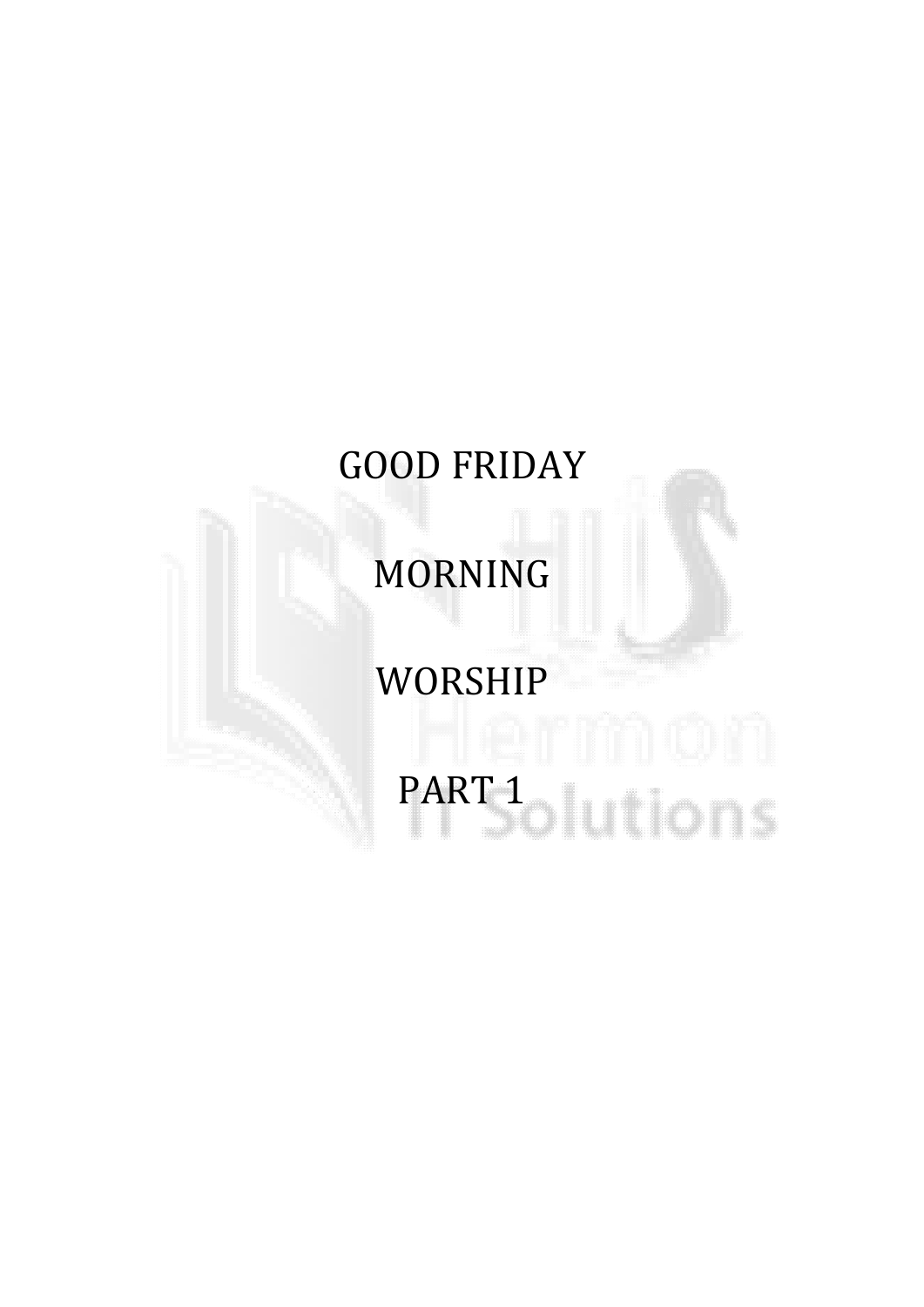# GOOD FRIDAY

# MORNING

# WORSHIP

# PART 1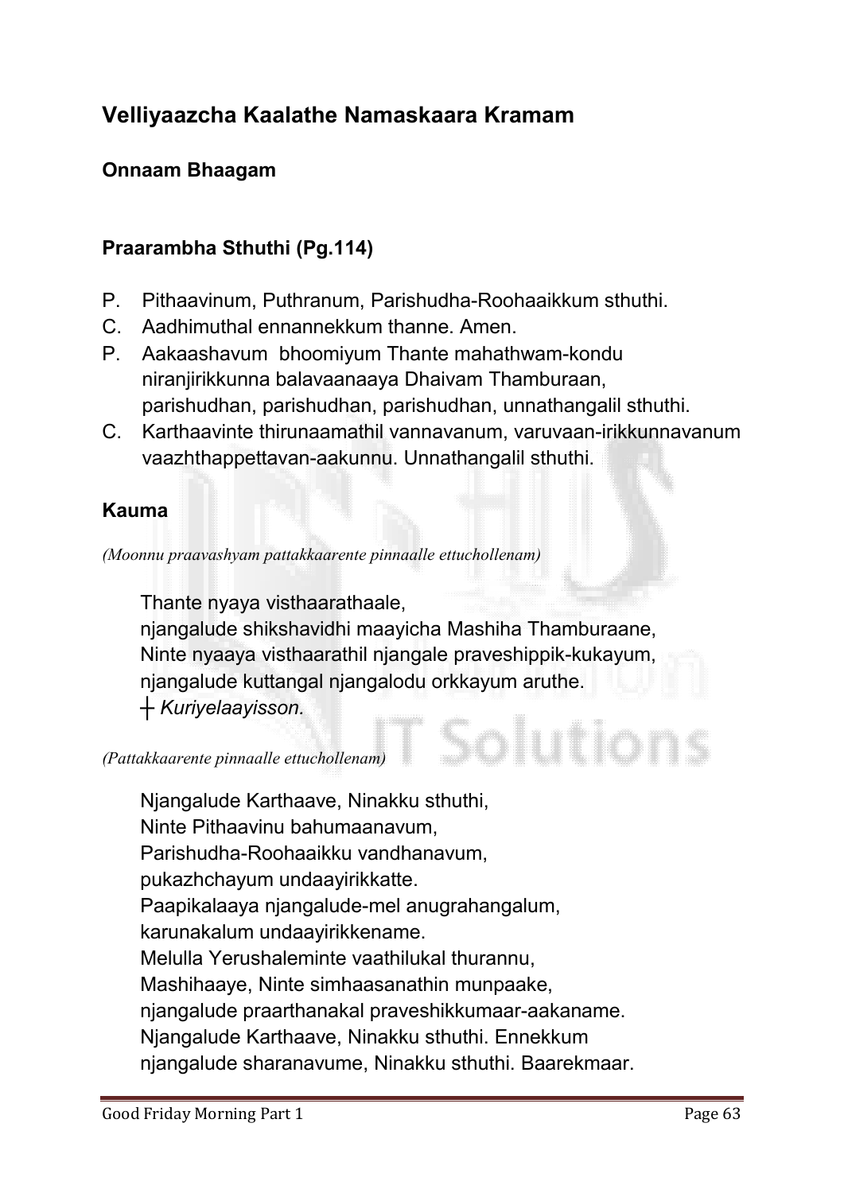## Velliyaazcha Kaalathe Namaskaara Kramam

### Onnaam Bhaagam

### Praarambha Sthuthi (Pg.114)

P. Pithaavinum, Puthranum, Parishudha-Roohaaikkum sthuthi.
C. Aadhimuthal ennannekkum thanne. Amen.
P. Aakaashavum bhoomiyum Thante mahathwam-kondu niranjirikkunna balavaanaaya Dhaivam Thamburaan, parishudhan, parishudhan, parishudhan, unnathangalil sthuthi.
C. Karthaavinte thirunaamathil vannavanum, varuvaan-irikkunnavanum vaazhthappettavan-aakunnu. Unnathangalil sthuthi.

### Kauma

*(Moonnu praavashyam pattakkaarente pinnaalle ettuchollenam)*

Thante nyaya visthaarathaale,
njangalude shikshavidhi maayicha Mashiha Thamburaane,
Ninte nyaaya visthaarathil njangale praveshippik-kukayum,
njangalude kuttangal njangalodu orkkayum aruthe.
┼ *Kuriyelaayisson.*

*(Pattakkaarente pinnaalle ettuchollenam)*

Njangalude Karthaave, Ninakku sthuthi,
Ninte Pithaavinu bahumaanavum,
Parishudha-Roohaaikku vandhanavum,
pukazhchayum undaayirikkatte.
Paapikalaaya njangalude-mel anugrahangalum,
karunakalum undaayirikkename.
Melulla Yerushaleminte vaathilukal thurannu,
Mashihaaye, Ninte simhaasanathin munpaake,
njangalude praarthanakal praveshikkumaar-aakaname.
Njangalude Karthaave, Ninakku sthuthi. Ennekkum
njangalude sharanavume, Ninakku sthuthi. Baarekmaar.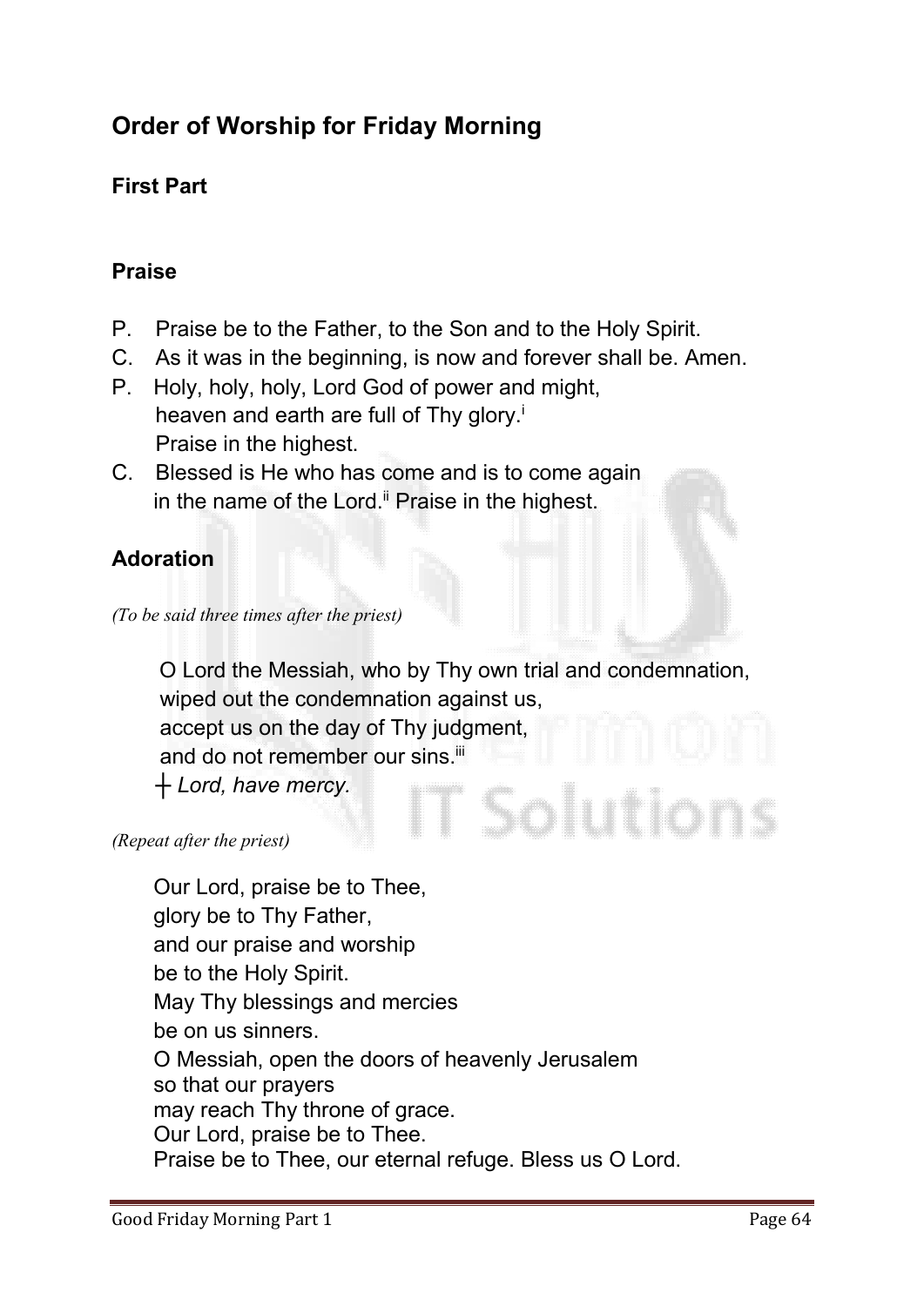## Order of Worship for Friday Morning

### First Part

### Praise

P. Praise be to the Father, to the Son and to the Holy Spirit.
C. As it was in the beginning, is now and forever shall be. Amen.
P. Holy, holy, holy, Lord God of power and might,
heaven and earth are full of Thy glory.[i]
Praise in the highest.
C. Blessed is He who has come and is to come again
in the name of the Lord.[ii] Praise in the highest.

### Adoration

*(To be said three times after the priest)*

O Lord the Messiah, who by Thy own trial and condemnation,
wiped out the condemnation against us,
accept us on the day of Thy judgment,
and do not remember our sins.[iii]
┼ *Lord, have mercy.*

*(Repeat after the priest)*

Our Lord, praise be to Thee,
glory be to Thy Father,
and our praise and worship
be to the Holy Spirit.
May Thy blessings and mercies
be on us sinners.
O Messiah, open the doors of heavenly Jerusalem
so that our prayers
may reach Thy throne of grace.
Our Lord, praise be to Thee.
Praise be to Thee, our eternal refuge. Bless us O Lord.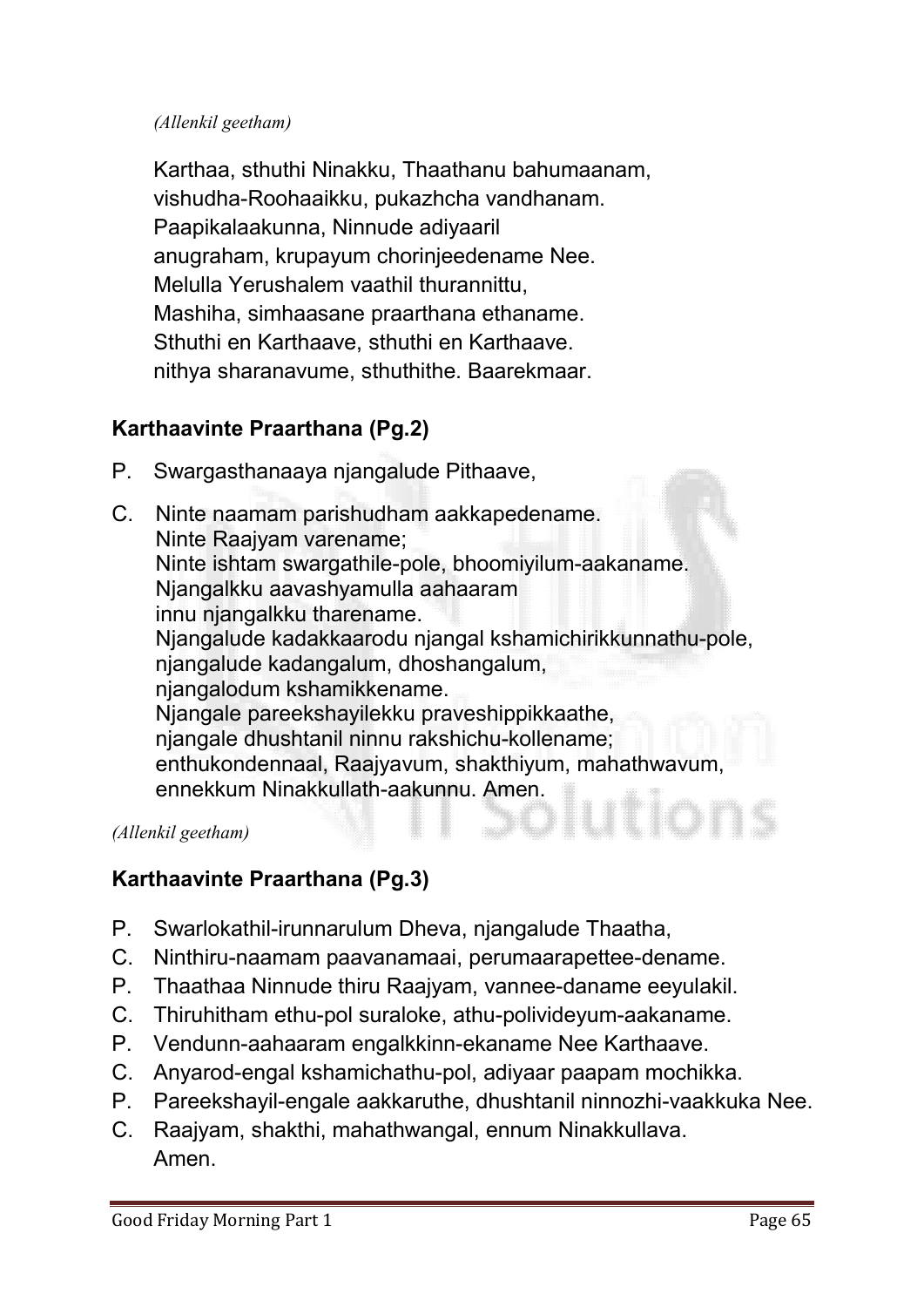*(Allenkil geetham)*

Karthaa, sthuthi Ninakku, Thaathanu bahumaanam,
vishudha-Roohaaikku, pukazhcha vandhanam.
Paapikalaakunna, Ninnude adiyaaril
anugraham, krupayum chorinjeedename Nee.
Melulla Yerushalem vaathil thurannittu,
Mashiha, simhaasane praarthana ethaname.
Sthuthi en Karthaave, sthuthi en Karthaave.
nithya sharanavume, sthuthithe. Baarekmaar.

## Karthaavinte Praarthana (Pg.2)

P. Swargasthanaaya njangalude Pithaave,

C. Ninte naamam parishudham aakkapedename.
Ninte Raajyam varename;
Ninte ishtam swargathile-pole, bhoomiyilum-aakaname.
Njangalkku aavashyamulla aahaaram
innu njangalkku tharename.
Njangalude kadakkaarodu njangal kshamichirikkunnathu-pole,
njangalude kadangalum, dhoshangalum,
njangalodum kshamikkename.
Njangale pareekshayilekku praveshippikkaathe,
njangale dhushtanil ninnu rakshichu-kollename;
enthukondennaal, Raajyavum, shakthiyum, mahathwavum,
ennekkum Ninakkullath-aakunnu. Amen.

*(Allenkil geetham)*

## Karthaavinte Praarthana (Pg.3)

P. Swarlokathil-irunnarulum Dheva, njangalude Thaatha,

C. Ninthiru-naamam paavanamaai, perumaarapettee-dename.

P. Thaathaa Ninnude thiru Raajyam, vannee-daname eeyulakil.

C. Thiruhitham ethu-pol suraloke, athu-polivideyum-aakaname.

P. Vendunn-aahaaram engalkkinn-ekaname Nee Karthaave.

C. Anyarod-engal kshamichathu-pol, adiyaar paapam mochikka.

P. Pareekshayil-engale aakkaruthe, dhushtanil ninnozhi-vaakkuka Nee.

C. Raajyam, shakthi, mahathwangal, ennum Ninakkullava.
Amen.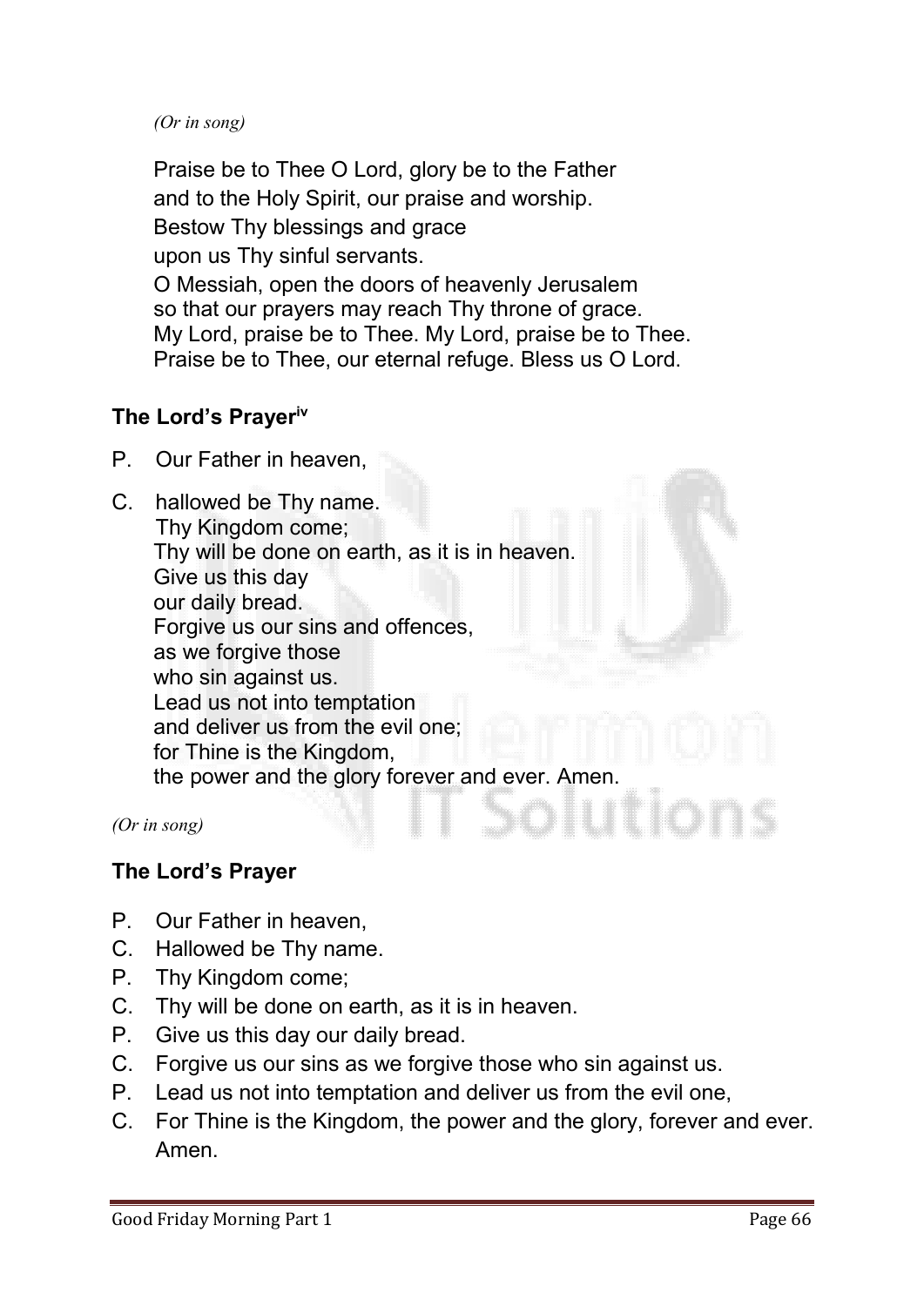*(Or in song)*

Praise be to Thee O Lord, glory be to the Father
and to the Holy Spirit, our praise and worship.
Bestow Thy blessings and grace
upon us Thy sinful servants.
O Messiah, open the doors of heavenly Jerusalem
so that our prayers may reach Thy throne of grace.
My Lord, praise be to Thee. My Lord, praise be to Thee.
Praise be to Thee, our eternal refuge. Bless us O Lord.

### The Lord's Prayer[iv]

P. Our Father in heaven,

C. hallowed be Thy name.
Thy Kingdom come;
Thy will be done on earth, as it is in heaven.
Give us this day
our daily bread.
Forgive us our sins and offences,
as we forgive those
who sin against us.
Lead us not into temptation
and deliver us from the evil one;
for Thine is the Kingdom,
the power and the glory forever and ever. Amen.

*(Or in song)*

### The Lord's Prayer

P. Our Father in heaven,
C. Hallowed be Thy name.
P. Thy Kingdom come;
C. Thy will be done on earth, as it is in heaven.
P. Give us this day our daily bread.
C. Forgive us our sins as we forgive those who sin against us.
P. Lead us not into temptation and deliver us from the evil one,
C. For Thine is the Kingdom, the power and the glory, forever and ever. Amen.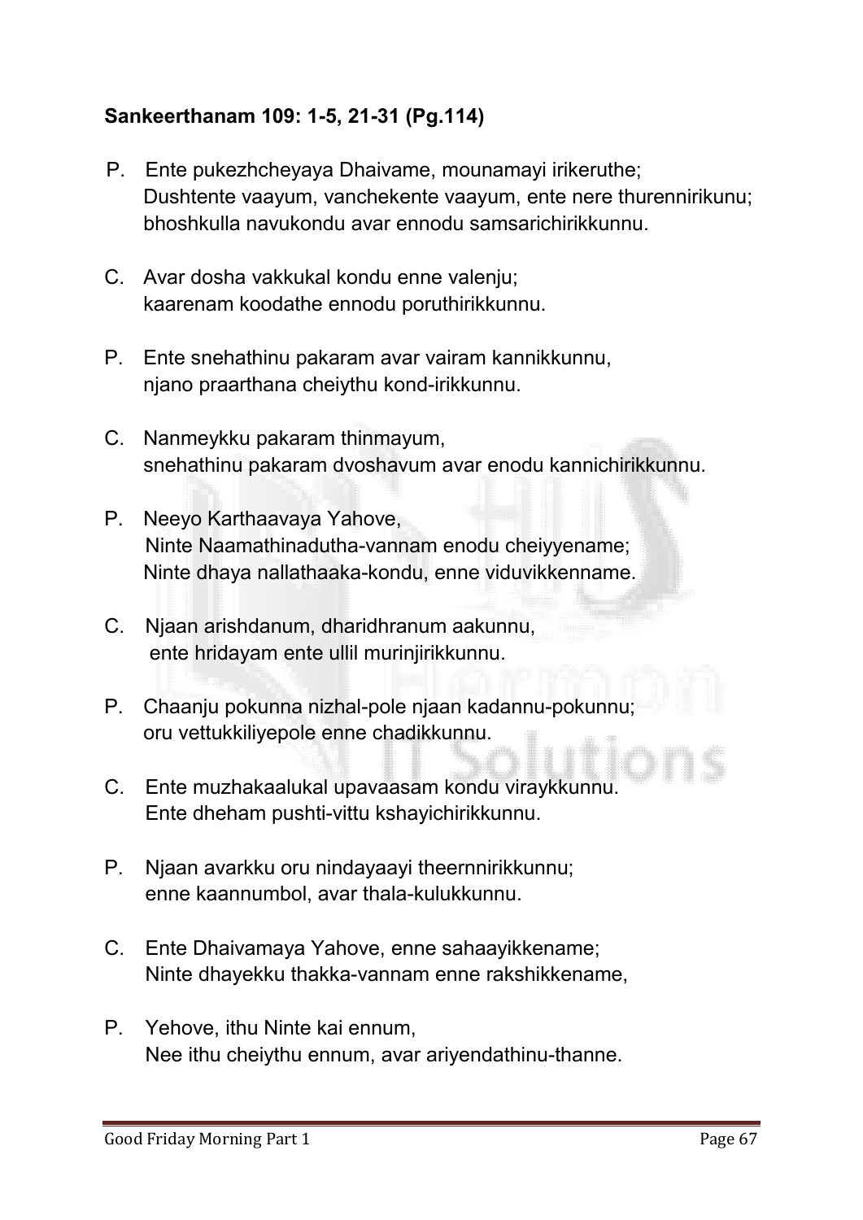**Sankeerthanam 109: 1-5, 21-31 (Pg.114)**

P. Ente pukezhcheyaya Dhaivame, mounamayi irikeruthe;
Dushtente vaayum, vanchekente vaayum, ente nere thurennirikunu;
bhoshkulla navukondu avar ennodu samsarichirikkunnu.

C. Avar dosha vakkukal kondu enne valenju;
kaarenam koodathe ennodu poruthirikkunnu.

P. Ente snehathinu pakaram avar vairam kannikkunnu,
njano praarthana cheiythu kond-irikkunnu.

C. Nanmeykku pakaram thinmayum,
snehathinu pakaram dvoshavum avar enodu kannichirikkunnu.

P. Neeyo Karthaavaya Yahove,
Ninte Naamathinadutha-vannam enodu cheiyyename;
Ninte dhaya nallathaaka-kondu, enne viduvikkenname.

C. Njaan arishdanum, dharidhranum aakunnu,
ente hridayam ente ullil murinjirikkunnu.

P. Chaanju pokunna nizhal-pole njaan kadannu-pokunnu;
oru vettukkiliyepole enne chadikkunnu.

C. Ente muzhakaalukal upavaasam kondu viraykkunnu.
Ente dheham pushti-vittu kshayichirikkunnu.

P. Njaan avarkku oru nindayaayi theernnirikkunnu;
enne kaannumbol, avar thala-kulukkunnu.

C. Ente Dhaivamaya Yahove, enne sahaayikkename;
Ninte dhayekku thakka-vannam enne rakshikkename,

P. Yehove, ithu Ninte kai ennum,
Nee ithu cheiythu ennum, avar ariyendathinu-thanne.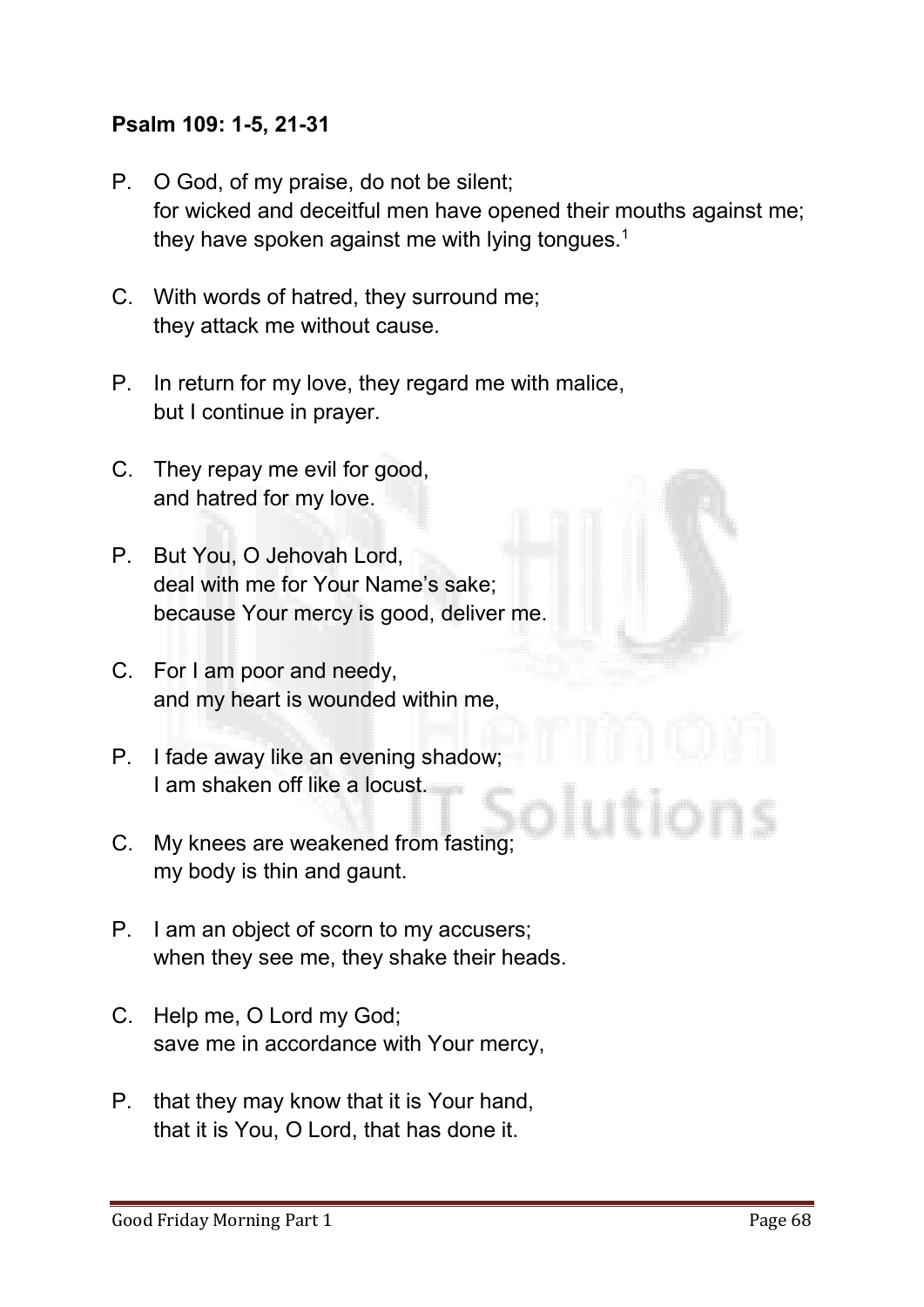**Psalm 109: 1-5, 21-31**

P. O God, of my praise, do not be silent;
for wicked and deceitful men have opened their mouths against me;
they have spoken against me with lying tongues.[1]

C. With words of hatred, they surround me;
they attack me without cause.

P. In return for my love, they regard me with malice,
but I continue in prayer.

C. They repay me evil for good,
and hatred for my love.

P. But You, O Jehovah Lord,
deal with me for Your Name's sake;
because Your mercy is good, deliver me.

C. For I am poor and needy,
and my heart is wounded within me,

P. I fade away like an evening shadow;
I am shaken off like a locust.

C. My knees are weakened from fasting;
my body is thin and gaunt.

P. I am an object of scorn to my accusers;
when they see me, they shake their heads.

C. Help me, O Lord my God;
save me in accordance with Your mercy,

P. that they may know that it is Your hand,
that it is You, O Lord, that has done it.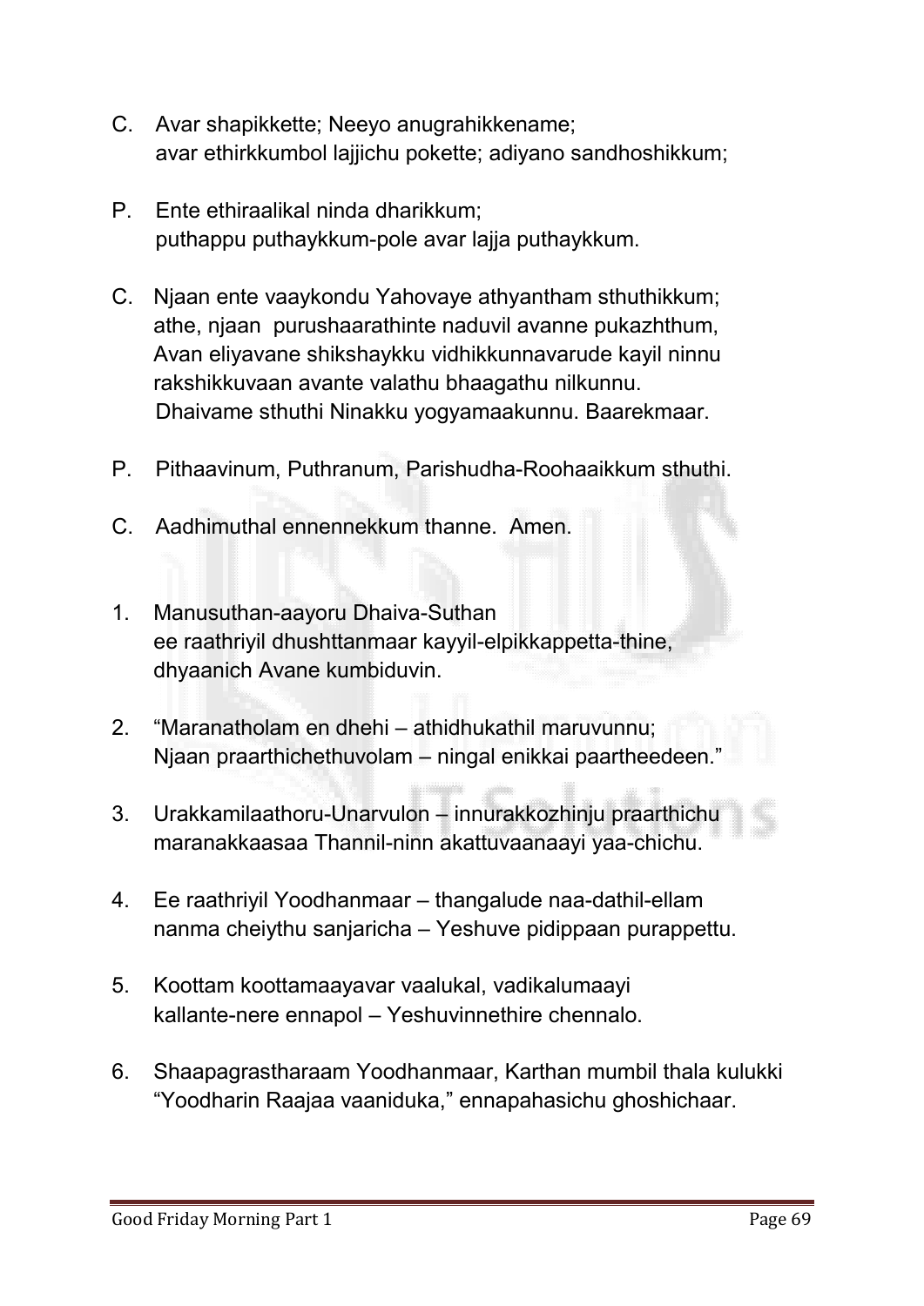C. Avar shapikkette; Neeyo anugrahikkename;
 avar ethirkkumbol lajjichu pokette; adiyano sandhoshikkum;

P. Ente ethiraalikal ninda dharikkum;
 puthappu puthaykkum-pole avar lajja puthaykkum.

C. Njaan ente vaaykondu Yahovaye athyantham sthuthikkum;
 athe, njaan purushaarathinte naduvil avanne pukazhthum,
 Avan eliyavane shikshaykku vidhikkunnavarude kayil ninnu
 rakshikkuvaan avante valathu bhaagathu nilkunnu.
 Dhaivame sthuthi Ninakku yogyamaakunnu. Baarekmaar.

P. Pithaavinum, Puthranum, Parishudha-Roohaaikkum sthuthi.

C. Aadhimuthal ennennekkum thanne. Amen.

1. Manusuthan-aayoru Dhaiva-Suthan
 ee raathriyil dhushttanmaar kayyil-elpikkappetta-thine,
 dhyaanich Avane kumbiduvin.

2. "Maranatholam en dhehi – athidhukathil maruvunnu;
 Njaan praarthichethuvolam – ningal enikkai paartheedeen."

3. Urakkamilaathoru-Unarvulon – innurakkozhinju praarthichu
 maranakkaasaa Thannil-ninn akattuvaanaayi yaa-chichu.

4. Ee raathriyil Yoodhanmaar – thangalude naa-dathil-ellam
 nanma cheiythu sanjaricha – Yeshuve pidippaan purappettu.

5. Koottam koottamaayavar vaalukal, vadikalumaayi
 kallante-nere ennapol – Yeshuvinnethire chennalo.

6. Shaapagrastharaam Yoodhanmaar, Karthan mumbil thala kulukki
 "Yoodharin Raajaa vaaniduka," ennapahasichu ghoshichaar.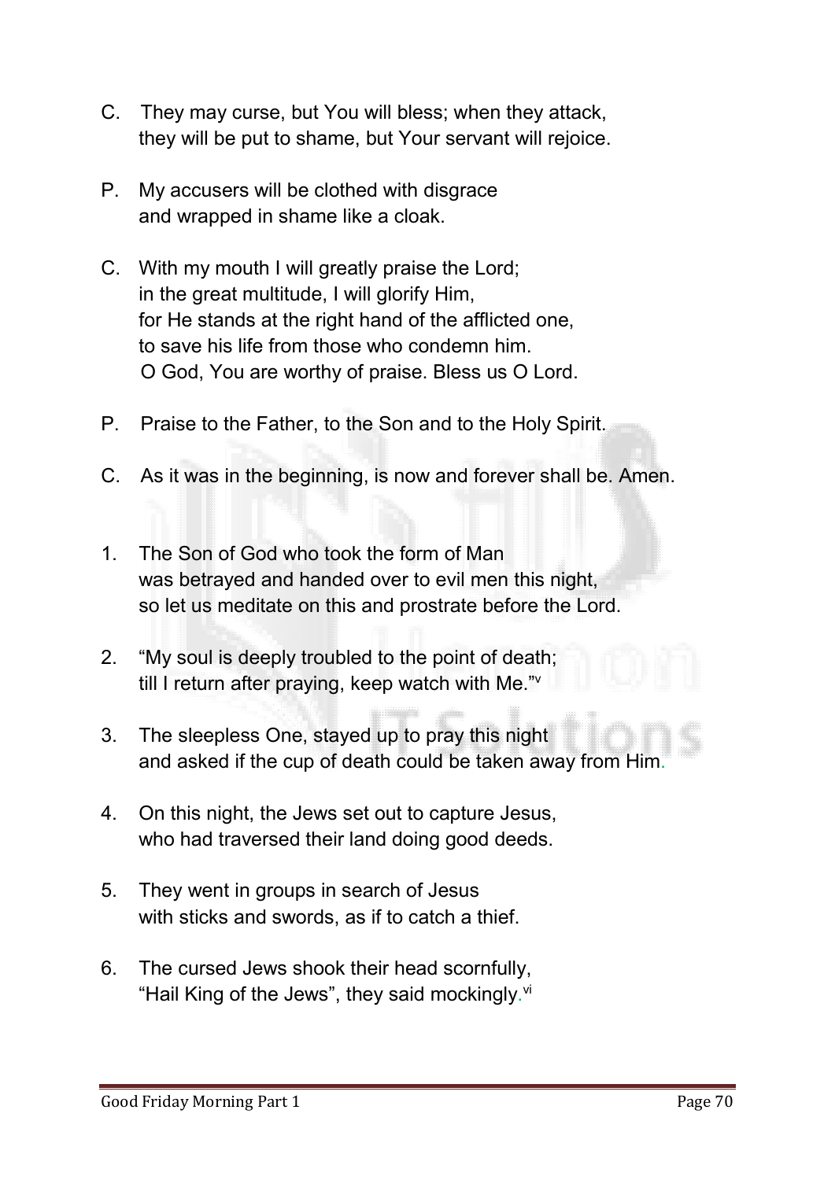C. They may curse, but You will bless; when they attack, they will be put to shame, but Your servant will rejoice.

P. My accusers will be clothed with disgrace and wrapped in shame like a cloak.

C. With my mouth I will greatly praise the Lord; in the great multitude, I will glorify Him, for He stands at the right hand of the afflicted one, to save his life from those who condemn him. O God, You are worthy of praise. Bless us O Lord.

P. Praise to the Father, to the Son and to the Holy Spirit.

C. As it was in the beginning, is now and forever shall be. Amen.

1. The Son of God who took the form of Man was betrayed and handed over to evil men this night, so let us meditate on this and prostrate before the Lord.

2. "My soul is deeply troubled to the point of death; till I return after praying, keep watch with Me."[v]

3. The sleepless One, stayed up to pray this night and asked if the cup of death could be taken away from Him.

4. On this night, the Jews set out to capture Jesus, who had traversed their land doing good deeds.

5. They went in groups in search of Jesus with sticks and swords, as if to catch a thief.

6. The cursed Jews shook their head scornfully, "Hail King of the Jews", they said mockingly.[vi]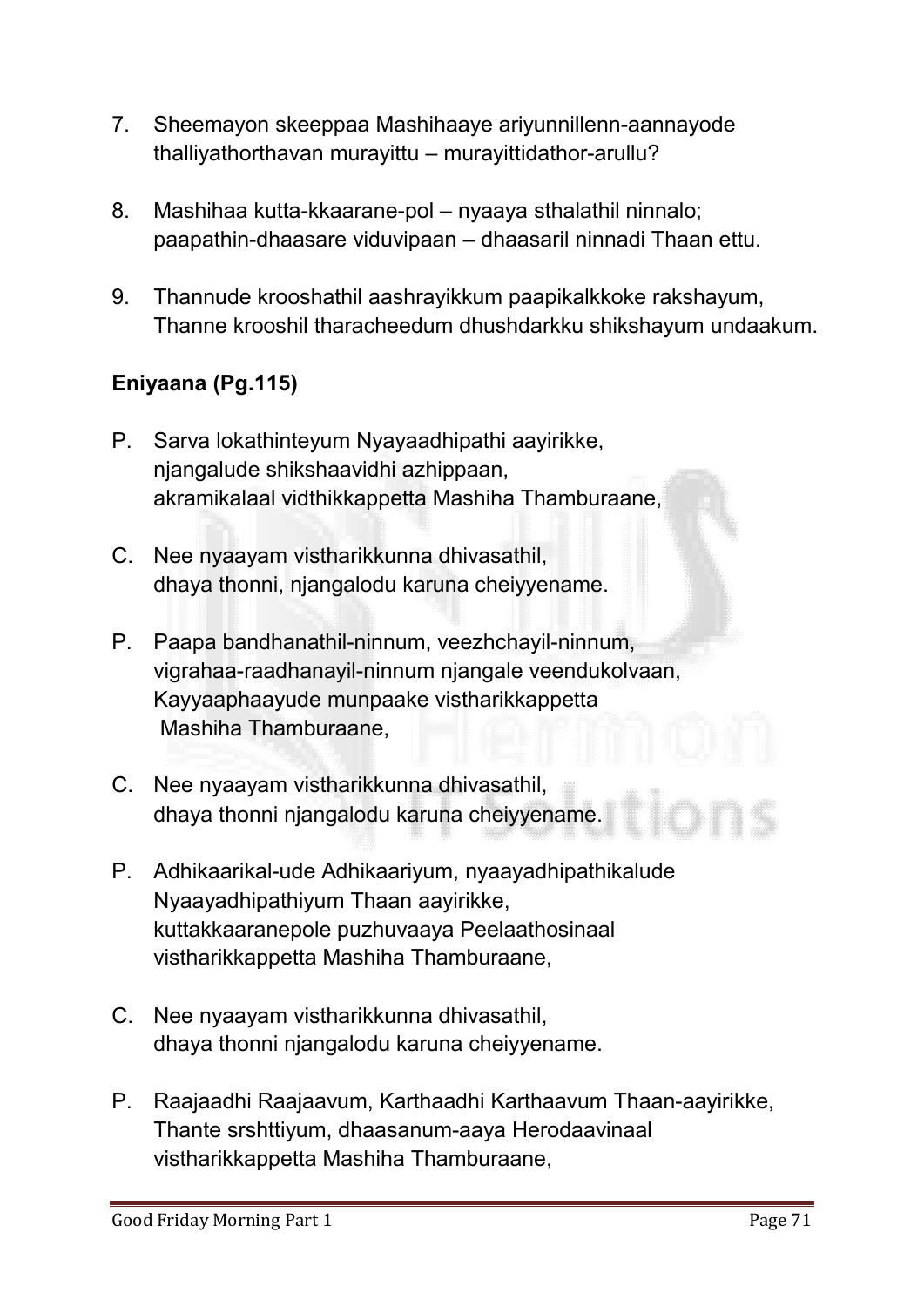7. Sheemayon skeeppaa Mashihaaye ariyunnillenn-aannayode thalliyathorthavan murayittu – murayittidathor-arullu?

8. Mashihaa kutta-kkaarane-pol – nyaaya sthalathil ninnalo; paapathin-dhaasare viduvipaan – dhaasaril ninnadi Thaan ettu.

9. Thannude krooshathil aashrayikkum paapikalkkoke rakshayum, Thanne krooshil tharacheedum dhushdarkku shikshayum undaakum.

**Eniyaana (Pg.115)**

P. Sarva lokathinteyum Nyayaadhipathi aayirikke,
njangalude shikshaavidhi azhippaan,
akramikalaal vidthikkappetta Mashiha Thamburaane,

C. Nee nyaayam vistharikkunna dhivasathil,
dhaya thonni, njangalodu karuna cheiyyename.

P. Paapa bandhanathil-ninnum, veezhchayil-ninnum,
vigrahaa-raadhanayil-ninnum njangale veendukolvaan,
Kayyaaphaayude munpaake vistharikkappetta
Mashiha Thamburaane,

C. Nee nyaayam vistharikkunna dhivasathil,
dhaya thonni njangalodu karuna cheiyyename.

P. Adhikaarikal-ude Adhikaariyum, nyaayadhipathikalude
Nyaayadhipathiyum Thaan aayirikke,
kuttakkaaranepole puzhuvaaya Peelaathosinaal
vistharikkappetta Mashiha Thamburaane,

C. Nee nyaayam vistharikkunna dhivasathil,
dhaya thonni njangalodu karuna cheiyyename.

P. Raajaadhi Raajaavum, Karthaadhi Karthaavum Thaan-aayirikke,
Thante srshttiyum, dhaasanum-aaya Herodaavinaal
vistharikkappetta Mashiha Thamburaane,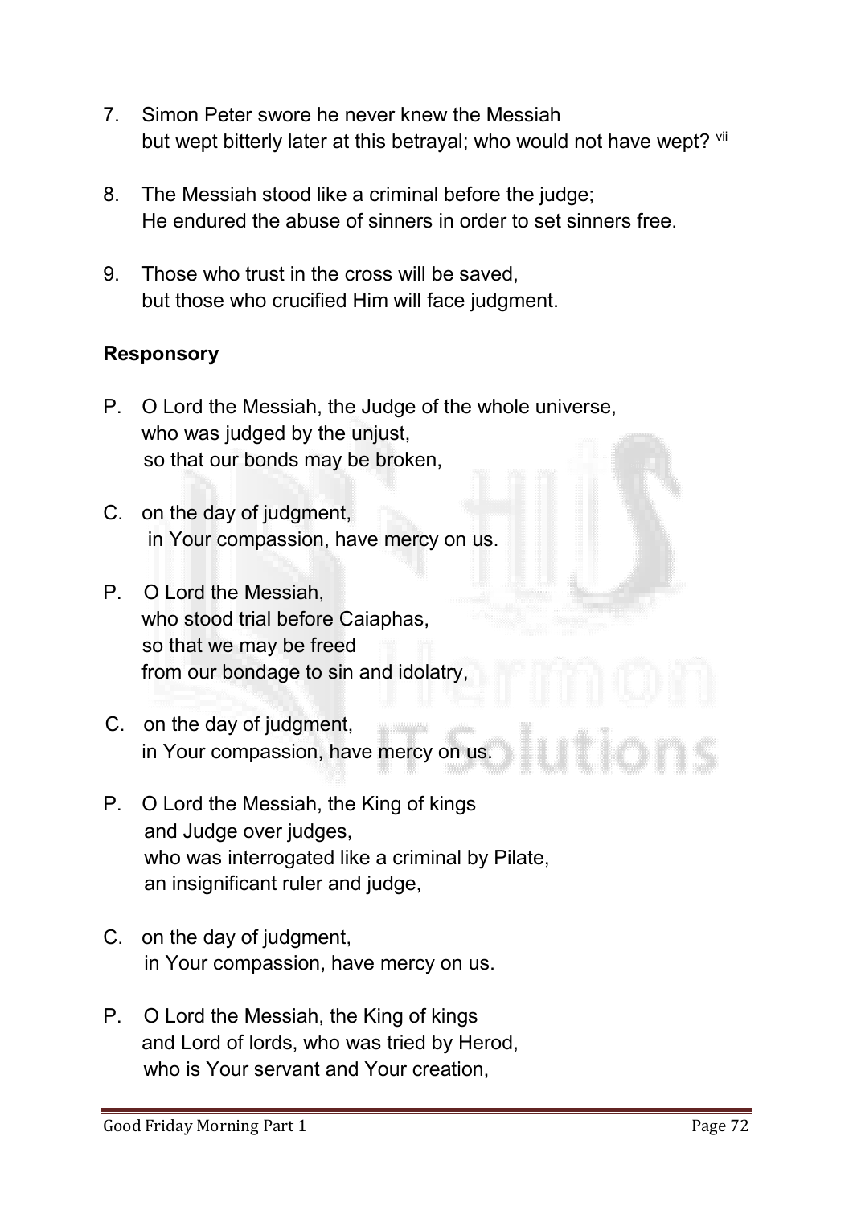7. Simon Peter swore he never knew the Messiah
   but wept bitterly later at this betrayal; who would not have wept? [vii]

8. The Messiah stood like a criminal before the judge;
   He endured the abuse of sinners in order to set sinners free.

9. Those who trust in the cross will be saved,
   but those who crucified Him will face judgment.

**Responsory**

P. O Lord the Messiah, the Judge of the whole universe,
   who was judged by the unjust,
   so that our bonds may be broken,

C. on the day of judgment,
   in Your compassion, have mercy on us.

P. O Lord the Messiah,
   who stood trial before Caiaphas,
   so that we may be freed
   from our bondage to sin and idolatry,

C. on the day of judgment,
   in Your compassion, have mercy on us.

P. O Lord the Messiah, the King of kings
   and Judge over judges,
   who was interrogated like a criminal by Pilate,
   an insignificant ruler and judge,

C. on the day of judgment,
   in Your compassion, have mercy on us.

P. O Lord the Messiah, the King of kings
   and Lord of lords, who was tried by Herod,
   who is Your servant and Your creation,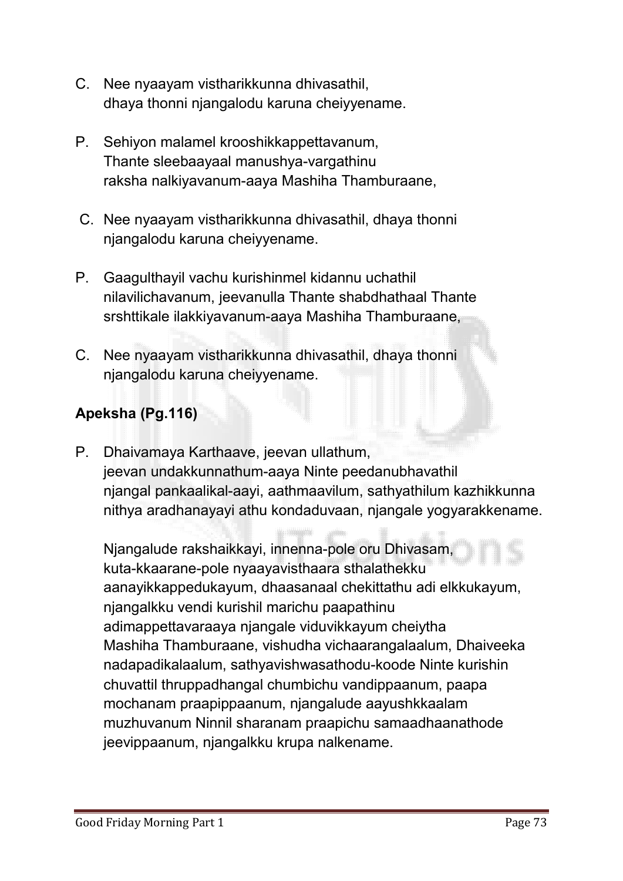C. Nee nyaayam vistharikkunna dhivasathil,
dhaya thonni njangalodu karuna cheiyyename.

P. Sehiyon malamel krooshikkappettavanum,
Thante sleebaayaal manushya-vargathinu
raksha nalkiyavanum-aaya Mashiha Thamburaane,

C. Nee nyaayam vistharikkunna dhivasathil, dhaya thonni
njangalodu karuna cheiyyename.

P. Gaagulthayil vachu kurishinmel kidannu uchathil
nilavilichavanum, jeevanulla Thante shabdhathaal Thante
srshttikale ilakkiyavanum-aaya Mashiha Thamburaane,

C. Nee nyaayam vistharikkunna dhivasathil, dhaya thonni
njangalodu karuna cheiyyename.

**Apeksha (Pg.116)**

P. Dhaivamaya Karthaave, jeevan ullathum,
jeevan undakkunnathum-aaya Ninte peedanubhavathil
njangal pankaalikal-aayi, aathmaavilum, sathyathilum kazhikkunna
nithya aradhanayayi athu kondaduvaan, njangale yogyarakkename.

Njangalude rakshaikkayi, innenna-pole oru Dhivasam,
kuta-kkaarane-pole nyaayavisthaara sthalathekku
aanayikkappedukayum, dhaasanaal chekittathu adi elkkukayum,
njangalkku vendi kurishil marichu paapathinu
adimappettavaraaya njangale viduvikkayum cheiytha
Mashiha Thamburaane, vishudha vichaarangalaalum, Dhaiveeka
nadapadikalaalum, sathyavishwasathodu-koode Ninte kurishin
chuvattil thruppadhangal chumbichu vandippaanum, paapa
mochanam praapippaanum, njangalude aayushkkaalam
muzhuvanum Ninnil sharanam praapichu samaadhaanathode
jeevippaanum, njangalkku krupa nalkename.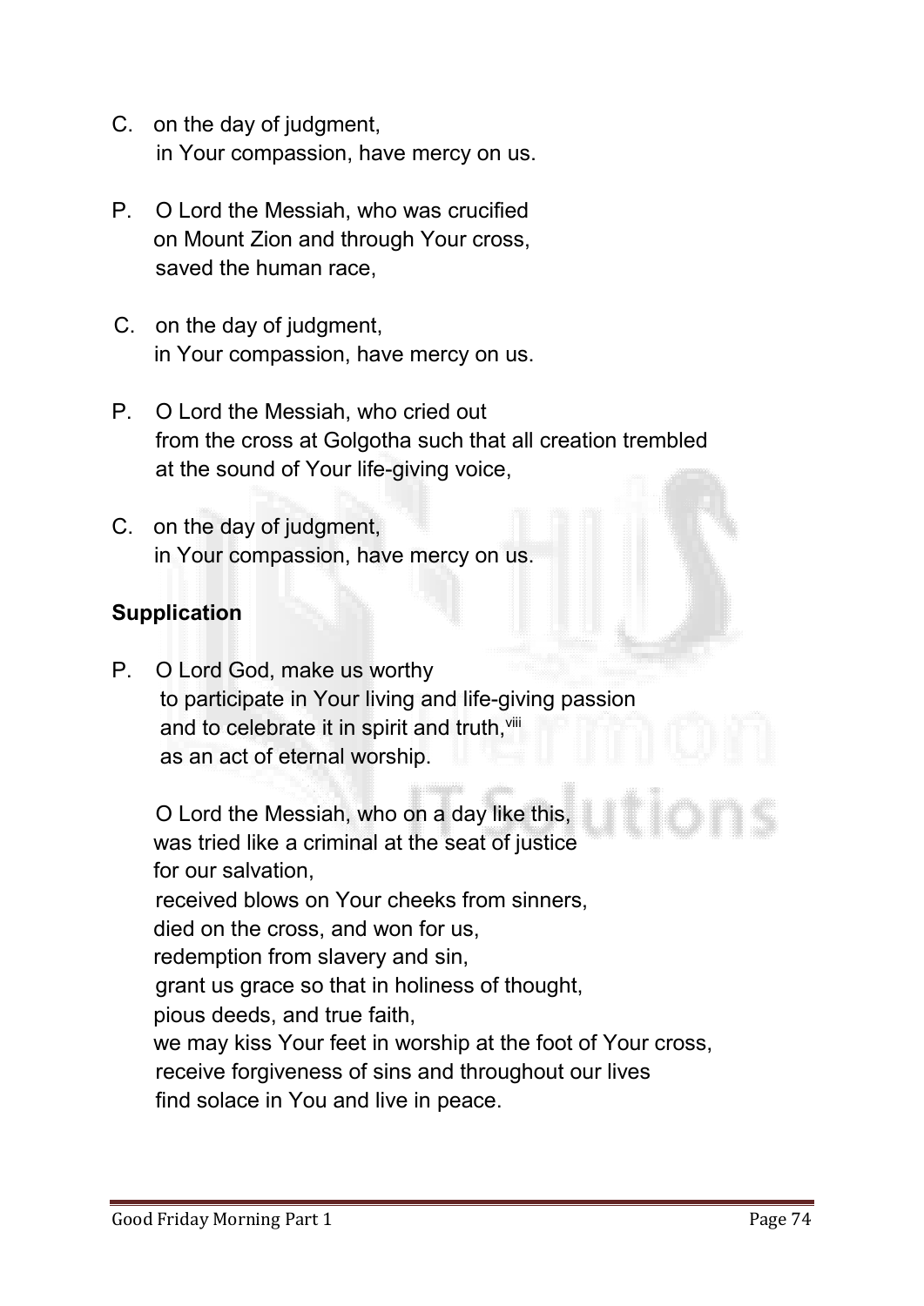C. on the day of judgment,
in Your compassion, have mercy on us.

P. O Lord the Messiah, who was crucified
on Mount Zion and through Your cross,
saved the human race,

C. on the day of judgment,
in Your compassion, have mercy on us.

P. O Lord the Messiah, who cried out
from the cross at Golgotha such that all creation trembled
at the sound of Your life-giving voice,

C. on the day of judgment,
in Your compassion, have mercy on us.

**Supplication**

P. O Lord God, make us worthy
to participate in Your living and life-giving passion
and to celebrate it in spirit and truth,[viii]
as an act of eternal worship.

O Lord the Messiah, who on a day like this,
was tried like a criminal at the seat of justice
for our salvation,
received blows on Your cheeks from sinners,
died on the cross, and won for us,
redemption from slavery and sin,
grant us grace so that in holiness of thought,
pious deeds, and true faith,
we may kiss Your feet in worship at the foot of Your cross,
receive forgiveness of sins and throughout our lives
find solace in You and live in peace.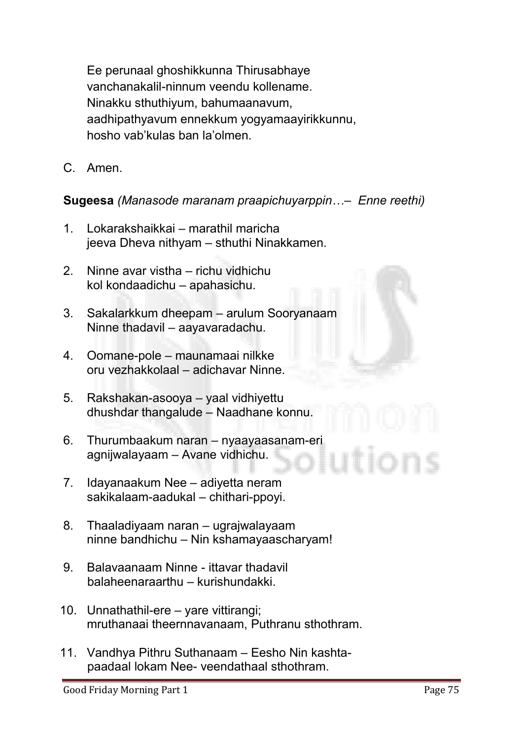Ee perunaal ghoshikkunna Thirusabhaye
vanchanakalil-ninnum veendu kollename.
Ninakku sthuthiyum, bahumaanavum,
aadhipathyavum ennekkum yogyamaayirikkunnu,
hosho vab'kulas ban la'olmen.

C. Amen.

**Sugeesa** *(Manasode maranam praapichuyarppin…– Enne reethi)*

1. Lokarakshaikkai – marathil maricha
   jeeva Dheva nithyam – sthuthi Ninakkamen.

2. Ninne avar vistha – richu vidhichu
   kol kondaadichu – apahasichu.

3. Sakalarkkum dheepam – arulum Sooryanaam
   Ninne thadavil – aayavaradachu.

4. Oomane-pole – maunamaai nilkke
   oru vezhakkolaal – adichavar Ninne.

5. Rakshakan-asooya – yaal vidhiyettu
   dhushdar thangalude – Naadhane konnu.

6. Thurumbaakum naran – nyaayaasanam-eri
   agnijwalayaam – Avane vidhichu.

7. Idayanaakum Nee – adiyetta neram
   sakikalaam-aadukal – chithari-ppoyi.

8. Thaaladiyaam naran – ugrajwalayaam
   ninne bandhichu – Nin kshamayaascharyam!

9. Balavaanaam Ninne - ittavar thadavil
   balaheenaraarthu – kurishundakki.

10. Unnathathil-ere – yare vittirangi;
    mruthanaai theernnavanaam, Puthranu sthothram.

11. Vandhya Pithru Suthanaam – Eesho Nin kashta-
    paadaal lokam Nee- veendathaal sthothram.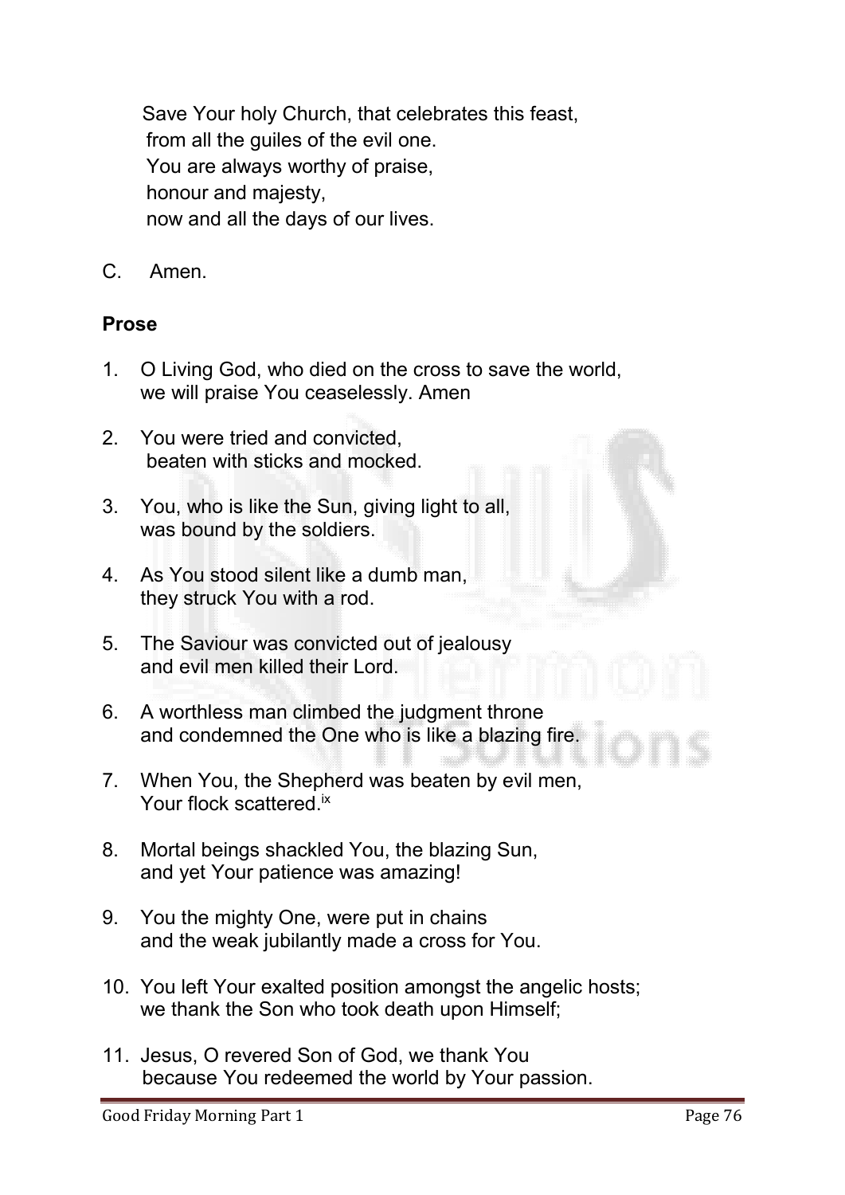Save Your holy Church, that celebrates this feast,
from all the guiles of the evil one.
You are always worthy of praise,
honour and majesty,
now and all the days of our lives.

C. Amen.

**Prose**

1. O Living God, who died on the cross to save the world,
   we will praise You ceaselessly. Amen

2. You were tried and convicted,
   beaten with sticks and mocked.

3. You, who is like the Sun, giving light to all,
   was bound by the soldiers.

4. As You stood silent like a dumb man,
   they struck You with a rod.

5. The Saviour was convicted out of jealousy
   and evil men killed their Lord.

6. A worthless man climbed the judgment throne
   and condemned the One who is like a blazing fire.

7. When You, the Shepherd was beaten by evil men,
   Your flock scattered.[ix]

8. Mortal beings shackled You, the blazing Sun,
   and yet Your patience was amazing!

9. You the mighty One, were put in chains
   and the weak jubilantly made a cross for You.

10. You left Your exalted position amongst the angelic hosts;
    we thank the Son who took death upon Himself;

11. Jesus, O revered Son of God, we thank You
    because You redeemed the world by Your passion.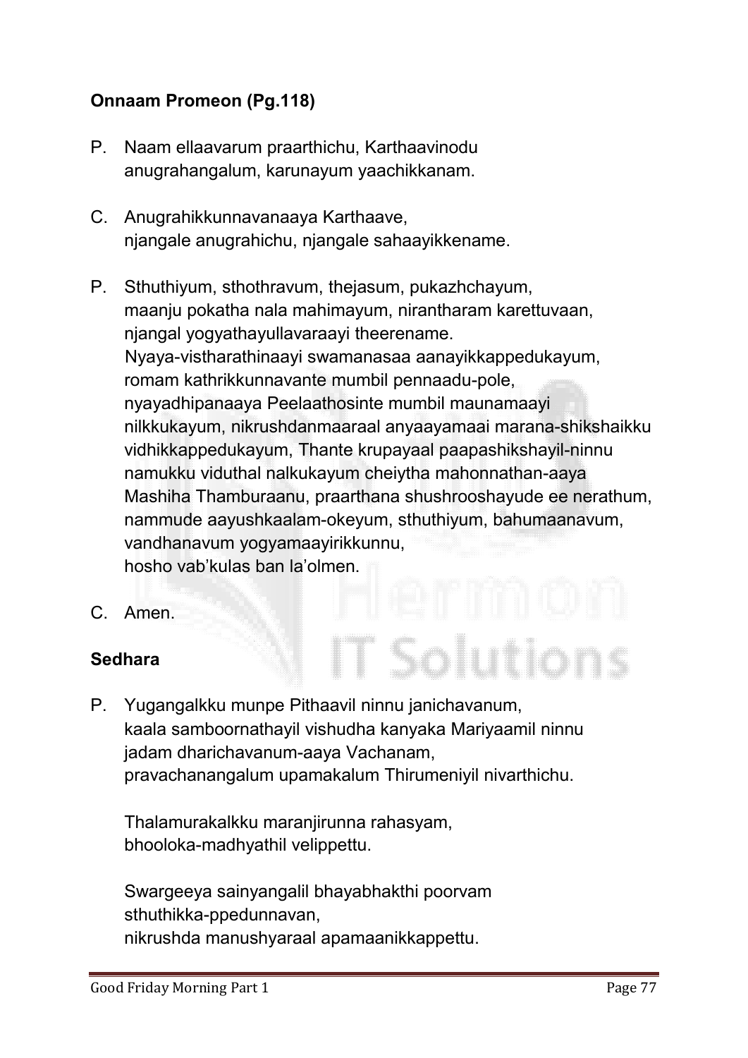**Onnaam Promeon (Pg.118)**

P. Naam ellaavarum praarthichu, Karthaavinodu anugrahangalum, karunayum yaachikkanam.

C. Anugrahikkunnavanaaya Karthaave, njangale anugrahichu, njangale sahaayikkename.

P. Sthuthiyum, sthothravum, thejasum, pukazhchayum, maanju pokatha nala mahimayum, nirantharam karettuvaan, njangal yogyathayullavaraayi theerename.
Nyaya-vistharathinaayi swamanasaa aanayikkappedukayum, romam kathrikkunnavante mumbil pennaadu-pole, nyayadhipanaaya Peelaathosinte mumbil maunamaayi nilkkukayum, nikrushdanmaaraal anyaayamaai marana-shikshaikku vidhikkappedukayum, Thante krupayaal paapashikshayil-ninnu namukku viduthal nalkukayum cheiytha mahonnathan-aaya Mashiha Thamburaanu, praarthana shushrooshayude ee nerathum, nammude aayushkaalam-okeyum, sthuthiyum, bahumaanavum, vandhanavum yogyamaayirikkunnu,
hosho vab'kulas ban la'olmen.

C. Amen.

**Sedhara**

P. Yugangalkku munpe Pithaavil ninnu janichavanum, kaala samboornathayil vishudha kanyaka Mariyaamil ninnu jadam dharichavanum-aaya Vachanam, pravachanangalum upamakalum Thirumeniyil nivarthichu.

Thalamurakalkku maranjirunna rahasyam, bhooloka-madhyathil velippettu.

Swargeeya sainyangalil bhayabhakthi poorvam sthuthikka-ppedunnavan, nikrushda manushyaraal apamaanikkappettu.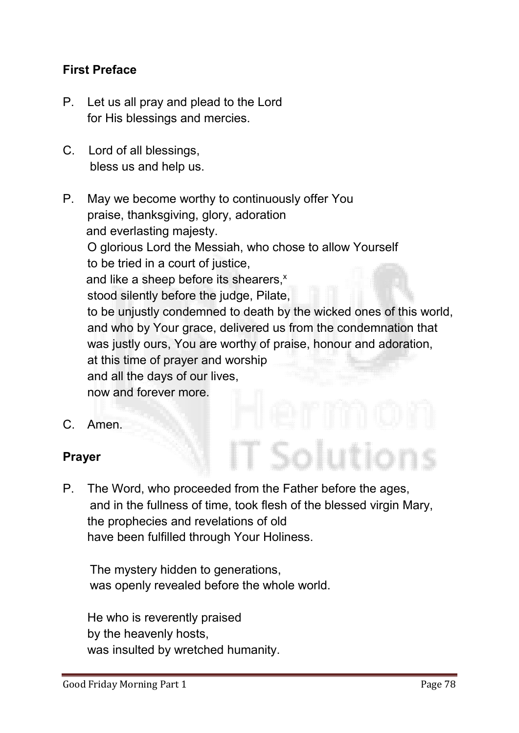**First Preface**

P. Let us all pray and plead to the Lord
for His blessings and mercies.

C. Lord of all blessings,
bless us and help us.

P. May we become worthy to continuously offer You
praise, thanksgiving, glory, adoration
and everlasting majesty.
O glorious Lord the Messiah, who chose to allow Yourself
to be tried in a court of justice,
and like a sheep before its shearers,[x]
stood silently before the judge, Pilate,
to be unjustly condemned to death by the wicked ones of this world,
and who by Your grace, delivered us from the condemnation that
was justly ours, You are worthy of praise, honour and adoration,
at this time of prayer and worship
and all the days of our lives,
now and forever more.

C. Amen.

**Prayer**

P. The Word, who proceeded from the Father before the ages,
and in the fullness of time, took flesh of the blessed virgin Mary,
the prophecies and revelations of old
have been fulfilled through Your Holiness.

The mystery hidden to generations,
was openly revealed before the whole world.

He who is reverently praised
by the heavenly hosts,
was insulted by wretched humanity.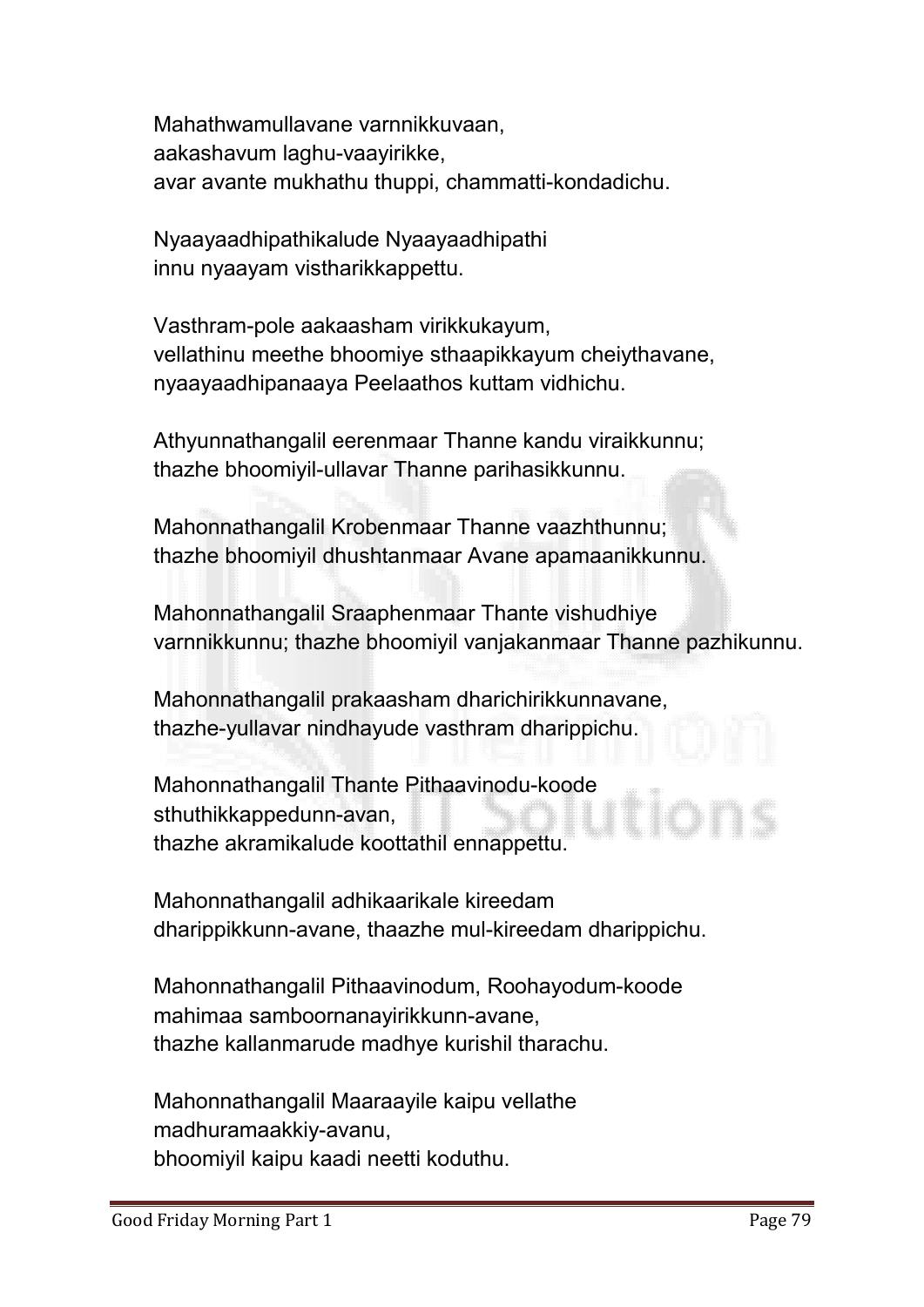Mahathwamullavane varnnikkuvaan,
aakashavum laghu-vaayirikke,
avar avante mukhathu thuppi, chammatti-kondadichu.

Nyaayaadhipathikalude Nyaayaadhipathi
innu nyaayam vistharikkappettu.

Vasthram-pole aakaasham virikkukayum,
vellathinu meethe bhoomiye sthaapikkayum cheiythavane,
nyaayaadhipanaaya Peelaathos kuttam vidhichu.

Athyunnathangalil eerenmaar Thanne kandu viraikkunnu;
thazhe bhoomiyil-ullavar Thanne parihasikkunnu.

Mahonnathangalil Krobenmaar Thanne vaazhthunnu;
thazhe bhoomiyil dhushtanmaar Avane apamaanikkunnu.

Mahonnathangalil Sraaphenmaar Thante vishudhiye
varnnikkunnu; thazhe bhoomiyil vanjakanmaar Thanne pazhikunnu.

Mahonnathangalil prakaasham dharichirikkunnavane,
thazhe-yullavar nindhayude vasthram dharippichu.

Mahonnathangalil Thante Pithaavinodu-koode
sthuthikkappedunn-avan,
thazhe akramikalude koottathil ennappettu.

Mahonnathangalil adhikaarikale kireedam
dharippikkunn-avane, thaazhe mul-kireedam dharippichu.

Mahonnathangalil Pithaavinodum, Roohayodum-koode
mahimaa samboornanayirikkunn-avane,
thazhe kallanmarude madhye kurishil tharachu.

Mahonnathangalil Maaraayile kaipu vellathe
madhuramaakkiy-avanu,
bhoomiyil kaipu kaadi neetti koduthu.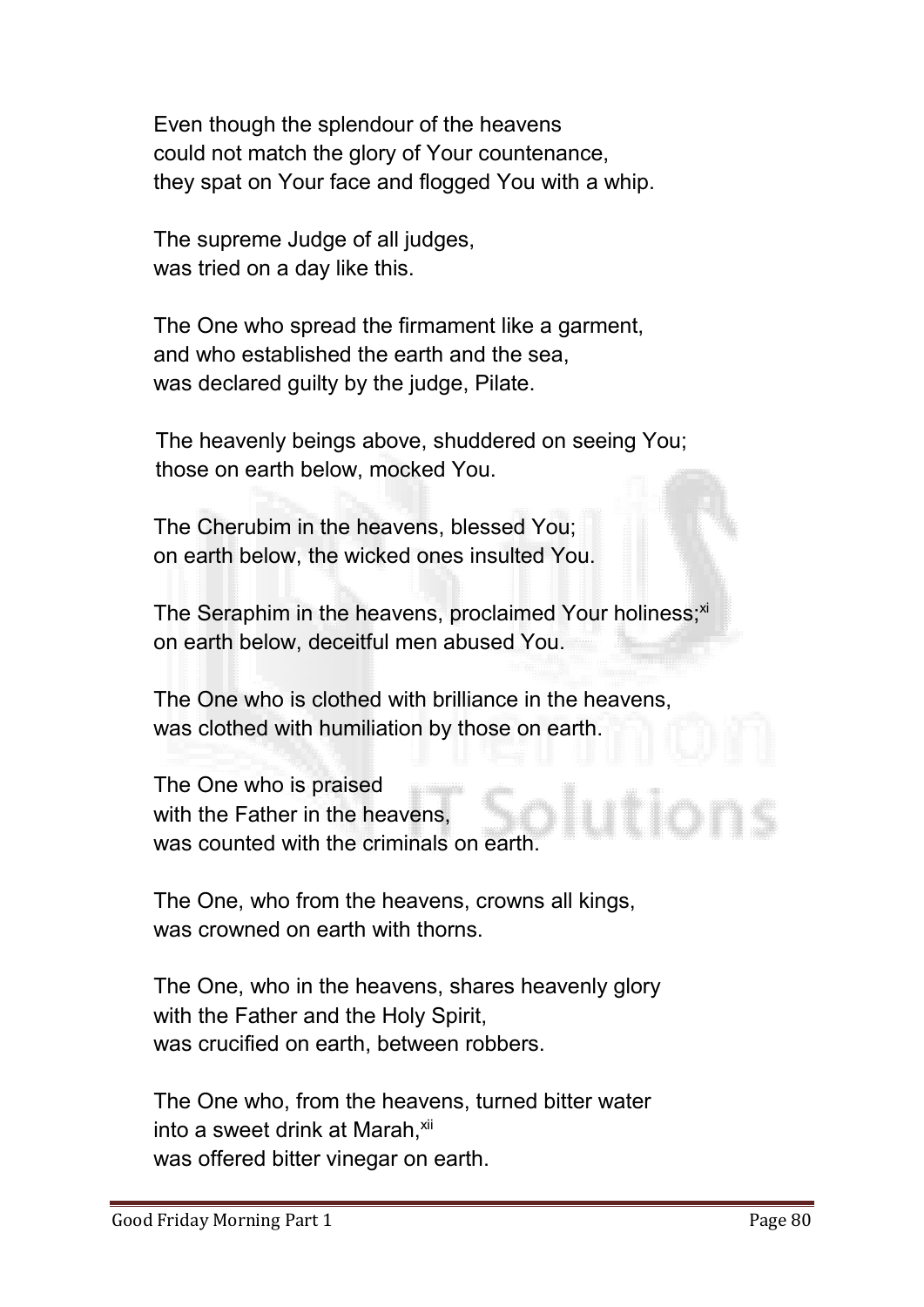Even though the splendour of the heavens
could not match the glory of Your countenance,
they spat on Your face and flogged You with a whip.

The supreme Judge of all judges,
was tried on a day like this.

The One who spread the firmament like a garment,
and who established the earth and the sea,
was declared guilty by the judge, Pilate.

The heavenly beings above, shuddered on seeing You;
those on earth below, mocked You.

The Cherubim in the heavens, blessed You;
on earth below, the wicked ones insulted You.

The Seraphim in the heavens, proclaimed Your holiness;[xi]
on earth below, deceitful men abused You.

The One who is clothed with brilliance in the heavens,
was clothed with humiliation by those on earth.

The One who is praised
with the Father in the heavens,
was counted with the criminals on earth.

The One, who from the heavens, crowns all kings,
was crowned on earth with thorns.

The One, who in the heavens, shares heavenly glory
with the Father and the Holy Spirit,
was crucified on earth, between robbers.

The One who, from the heavens, turned bitter water
into a sweet drink at Marah,[xii]
was offered bitter vinegar on earth.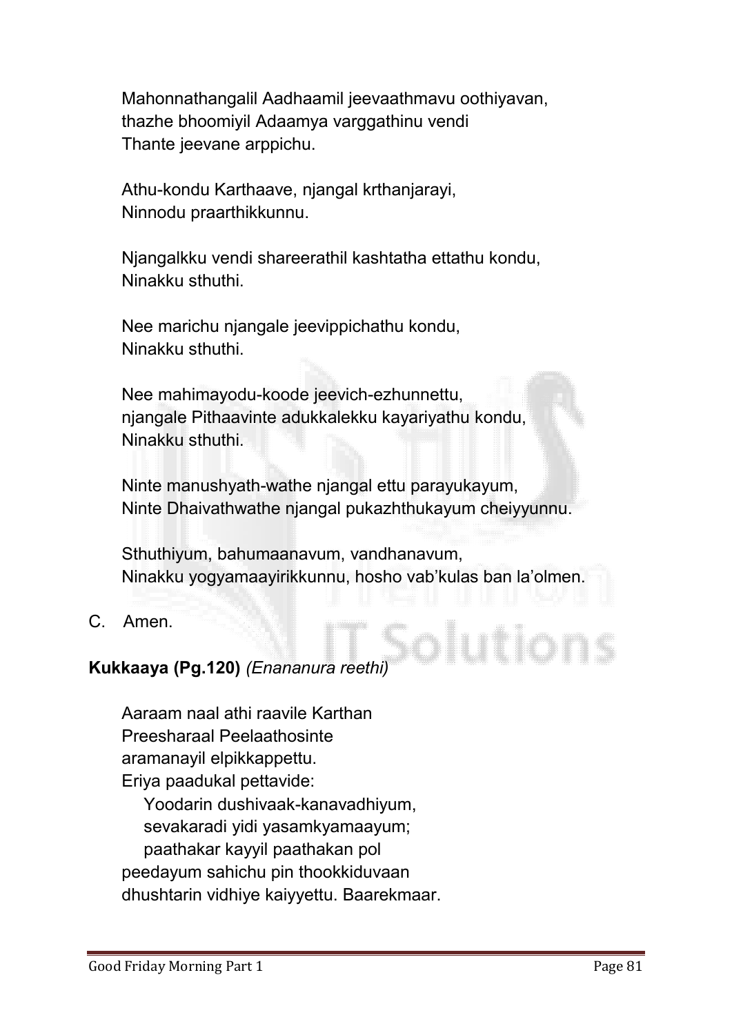Mahonnathangalil Aadhaamil jeevaathmavu oothiyavan,
thazhe bhoomiyil Adaamya varggathinu vendi
Thante jeevane arppichu.

Athu-kondu Karthaave, njangal krthanjarayi,
Ninnodu praarthikkunnu.

Njangalkku vendi shareerathil kashtatha ettathu kondu,
Ninakku sthuthi.

Nee marichu njangale jeevippichathu kondu,
Ninakku sthuthi.

Nee mahimayodu-koode jeevich-ezhunnettu,
njangale Pithaavinte adukkalekku kayariyathu kondu,
Ninakku sthuthi.

Ninte manushyath-wathe njangal ettu parayukayum,
Ninte Dhaivathwathe njangal pukazhthukayum cheiyyunnu.

Sthuthiyum, bahumaanavum, vandhanavum,
Ninakku yogyamaayirikkunnu, hosho vab'kulas ban la'olmen.

C. Amen.

**Kukkaaya (Pg.120)** *(Enananura reethi)*

Aaraam naal athi raavile Karthan
Preesharaal Peelaathosinte
aramanayil elpikkappettu.
Eriya paadukal pettavide:
Yoodarin dushivaak-kanavadhiyum,
sevakaradi yidi yasamkyamaayum;
paathakar kayyil paathakan pol
peedayum sahichu pin thookkiduvaan
dhushtarin vidhiye kaiyyettu. Baarekmaar.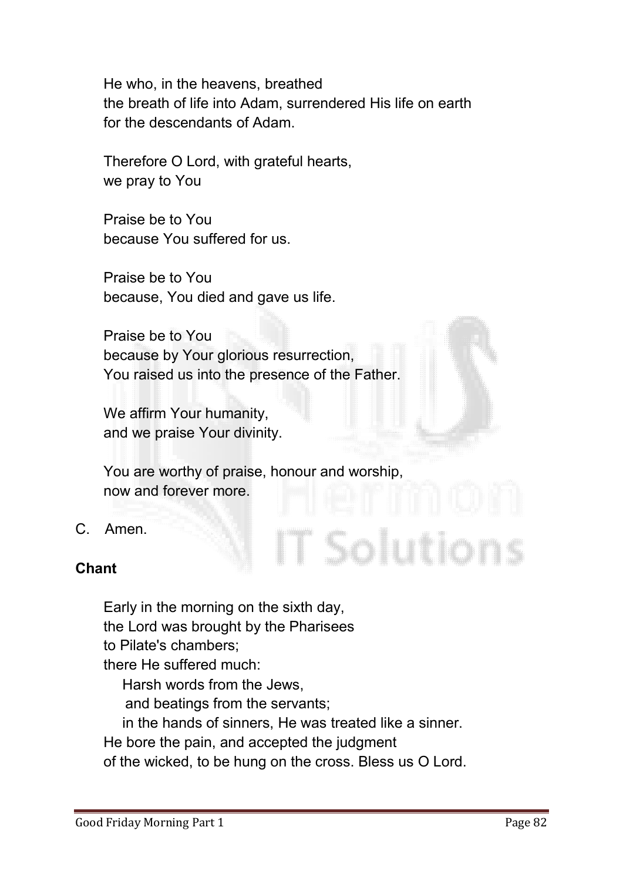He who, in the heavens, breathed
the breath of life into Adam, surrendered His life on earth
for the descendants of Adam.

Therefore O Lord, with grateful hearts,
we pray to You

Praise be to You
because You suffered for us.

Praise be to You
because, You died and gave us life.

Praise be to You
because by Your glorious resurrection,
You raised us into the presence of the Father.

We affirm Your humanity,
and we praise Your divinity.

You are worthy of praise, honour and worship,
now and forever more.

C. Amen.

**Chant**

Early in the morning on the sixth day,
the Lord was brought by the Pharisees
to Pilate's chambers;
there He suffered much:
Harsh words from the Jews,
and beatings from the servants;
in the hands of sinners, He was treated like a sinner.
He bore the pain, and accepted the judgment
of the wicked, to be hung on the cross. Bless us O Lord.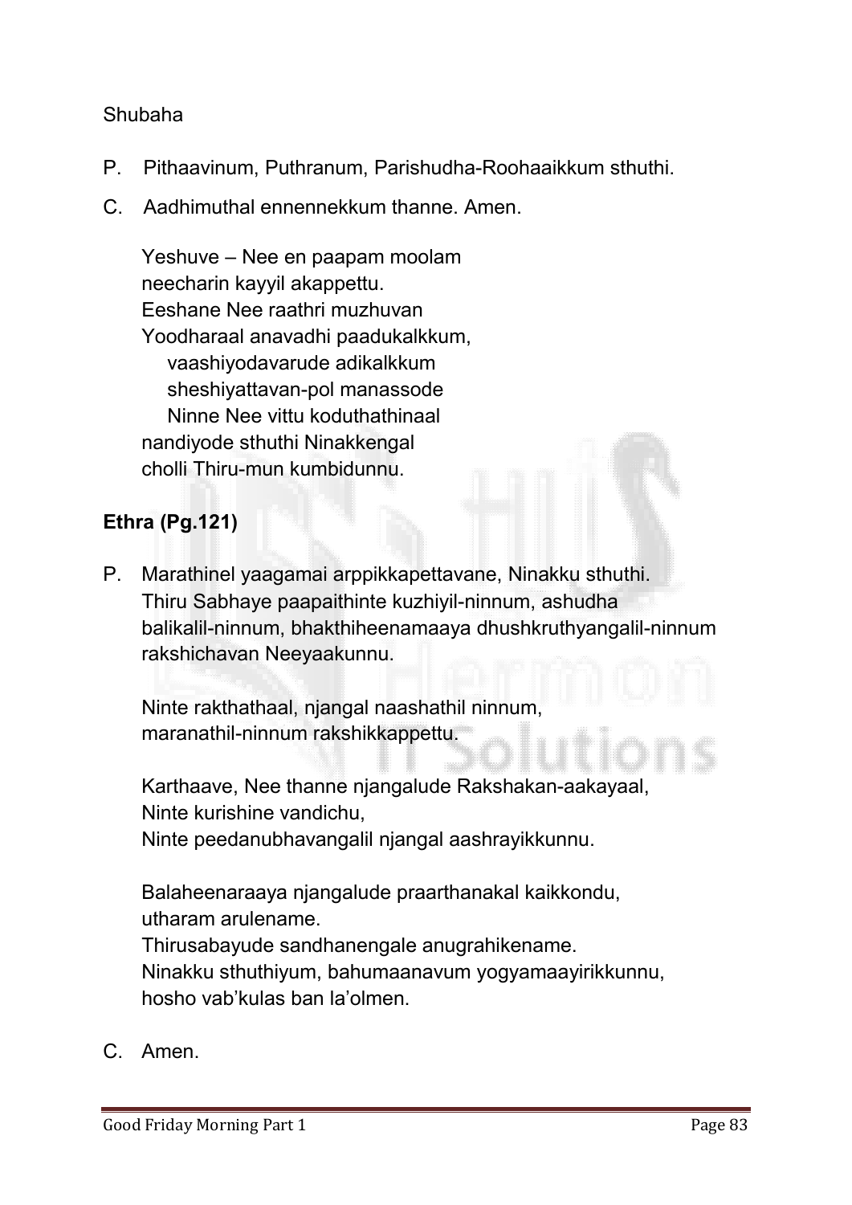Shubaha

P. Pithaavinum, Puthranum, Parishudha-Roohaaikkum sthuthi.

C. Aadhimuthal ennennekkum thanne. Amen.

Yeshuve – Nee en paapam moolam
neecharin kayyil akappettu.
Eeshane Nee raathri muzhuvan
Yoodharaal anavadhi paadukalkkum,
vaashiyodavarude adikalkkum
sheshiyattavan-pol manassode
Ninne Nee vittu koduthathinaal
nandiyode sthuthi Ninakkengal
cholli Thiru-mun kumbidunnu.

**Ethra (Pg.121)**

P. Marathinel yaagamai arppikkapettavane, Ninakku sthuthi. Thiru Sabhaye paapaithinte kuzhiyil-ninnum, ashudha balikalil-ninnum, bhakthiheenamaaya dhushkruthyangalil-ninnum rakshichavan Neeyaakunnu.

Ninte rakthathaal, njangal naashathil ninnum, maranathil-ninnum rakshikkappettu.

Karthaave, Nee thanne njangalude Rakshakan-aakayaal,
Ninte kurishine vandichu,
Ninte peedanubhavangalil njangal aashrayikkunnu.

Balaheenaraaya njangalude praarthanakal kaikkondu,
utharam arulename.
Thirusabayude sandhanengale anugrahikename.
Ninakku sthuthiyum, bahumaanavum yogyamaayirikkunnu,
hosho vab'kulas ban la'olmen.

C. Amen.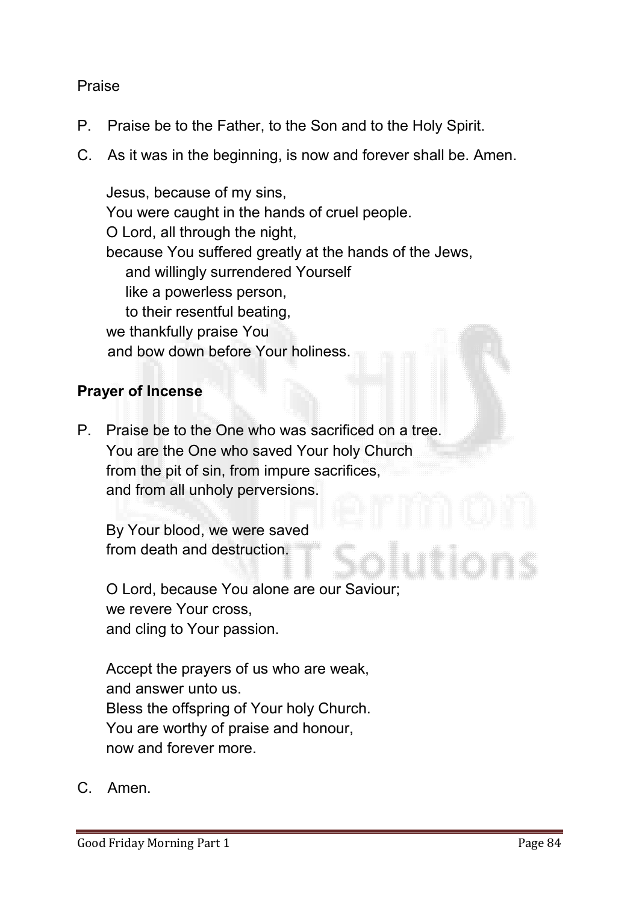Praise

P. Praise be to the Father, to the Son and to the Holy Spirit.

C. As it was in the beginning, is now and forever shall be. Amen.

Jesus, because of my sins,
You were caught in the hands of cruel people.
O Lord, all through the night,
because You suffered greatly at the hands of the Jews,
and willingly surrendered Yourself
like a powerless person,
to their resentful beating,
we thankfully praise You
and bow down before Your holiness.

**Prayer of Incense**

P. Praise be to the One who was sacrificed on a tree.
You are the One who saved Your holy Church
from the pit of sin, from impure sacrifices,
and from all unholy perversions.

By Your blood, we were saved
from death and destruction.

O Lord, because You alone are our Saviour;
we revere Your cross,
and cling to Your passion.

Accept the prayers of us who are weak,
and answer unto us.
Bless the offspring of Your holy Church.
You are worthy of praise and honour,
now and forever more.

C. Amen.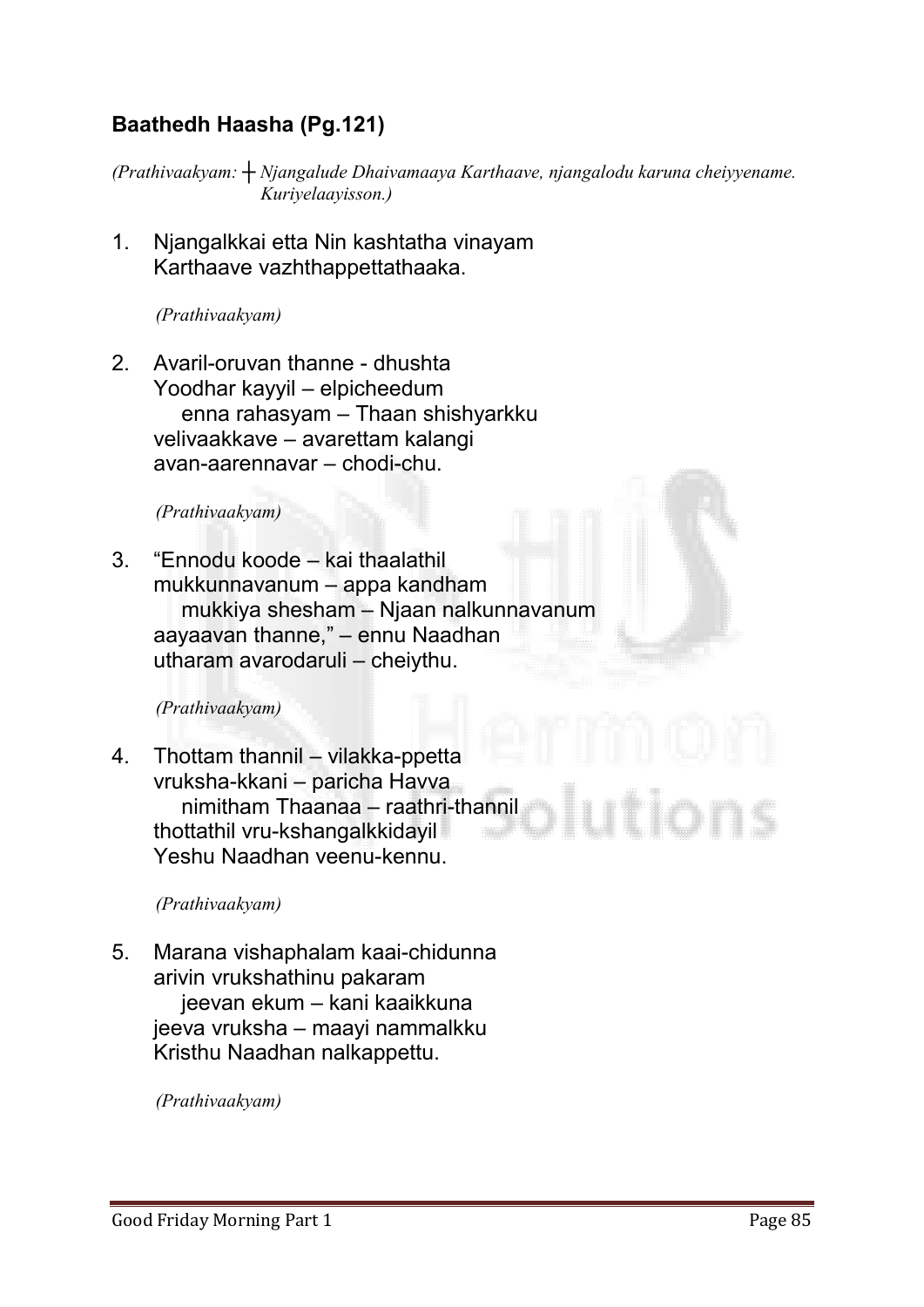### **Baathedh Haasha (Pg.121)**

*(Prathivaakyam: ┼ Njangalude Dhaivamaaya Karthaave, njangalodu karuna cheiyyename. Kuriyelaayisson.)*

1. Njangalkkai etta Nin kashtatha vinayam
   Karthaave vazhthappettathaaka.

   *(Prathivaakyam)*

2. Avaril-oruvan thanne - dhushta
   Yoodhar kayyil – elpicheedum
   enna rahasyam – Thaan shishyarkku
   velivaakkave – avarettam kalangi
   avan-aarennavar – chodi-chu.

   *(Prathivaakyam)*

3. “Ennodu koode – kai thaalathil
   mukkunnavanum – appa kandham
   mukkiya shesham – Njaan nalkunnavanum
   aayaavan thanne,” – ennu Naadhan
   utharam avarodaruli – cheiythu.

   *(Prathivaakyam)*

4. Thottam thannil – vilakka-ppetta
   vruksha-kkani – paricha Havva
   nimitham Thaanaa – raathri-thannil
   thottathil vru-kshangalkkidayil
   Yeshu Naadhan veenu-kennu.

   *(Prathivaakyam)*

5. Marana vishaphalam kaai-chidunna
   arivin vrukshathinu pakaram
   jeevan ekum – kani kaaikkuna
   jeeva vruksha – maayi nammalkku
   Kristhu Naadhan nalkappettu.

   *(Prathivaakyam)*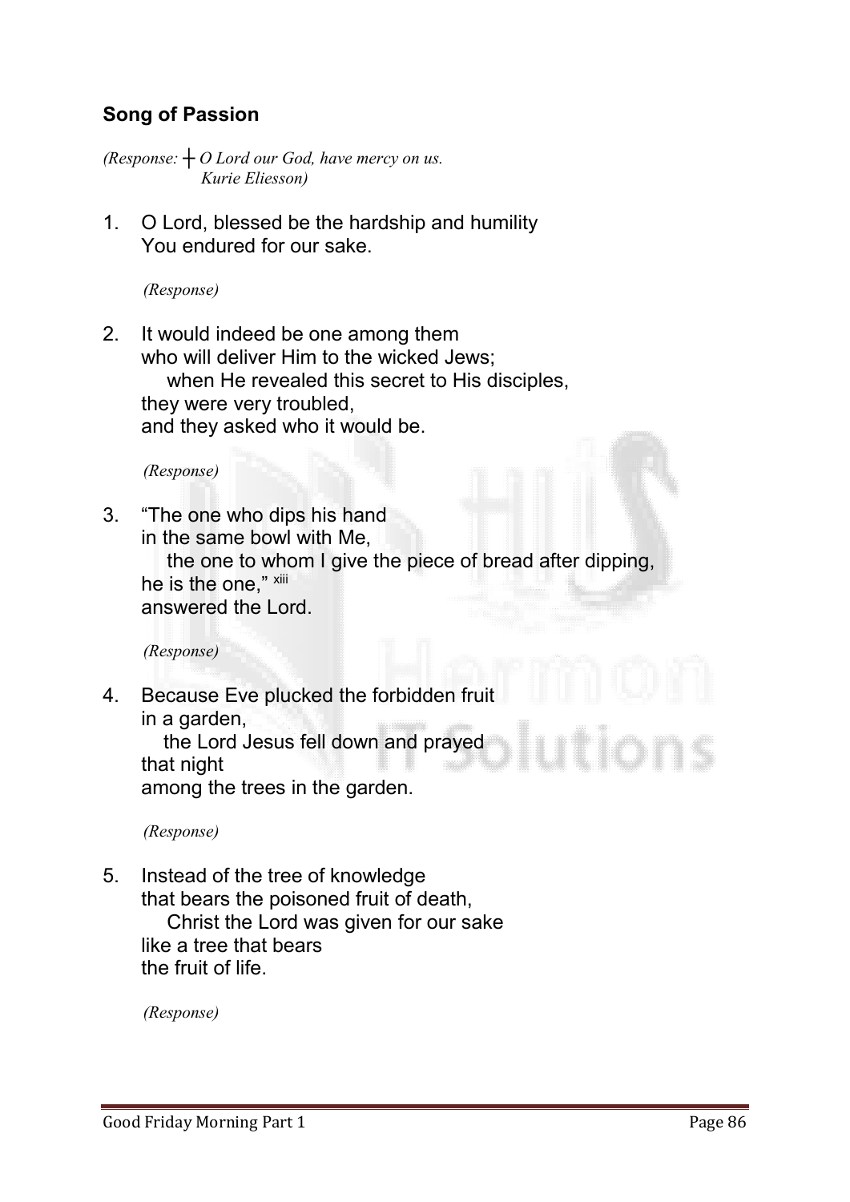## Song of Passion

*(Response: ┼ O Lord our God, have mercy on us.*
*Kurie Eliesson)*

1. O Lord, blessed be the hardship and humility
   You endured for our sake.

   *(Response)*

2. It would indeed be one among them
   who will deliver Him to the wicked Jews;
   when He revealed this secret to His disciples,
   they were very troubled,
   and they asked who it would be.

   *(Response)*

3. "The one who dips his hand
   in the same bowl with Me,
   the one to whom I give the piece of bread after dipping,
   he is the one," [xiii]
   answered the Lord.

   *(Response)*

4. Because Eve plucked the forbidden fruit
   in a garden,
   the Lord Jesus fell down and prayed
   that night
   among the trees in the garden.

   *(Response)*

5. Instead of the tree of knowledge
   that bears the poisoned fruit of death,
   Christ the Lord was given for our sake
   like a tree that bears
   the fruit of life.

   *(Response)*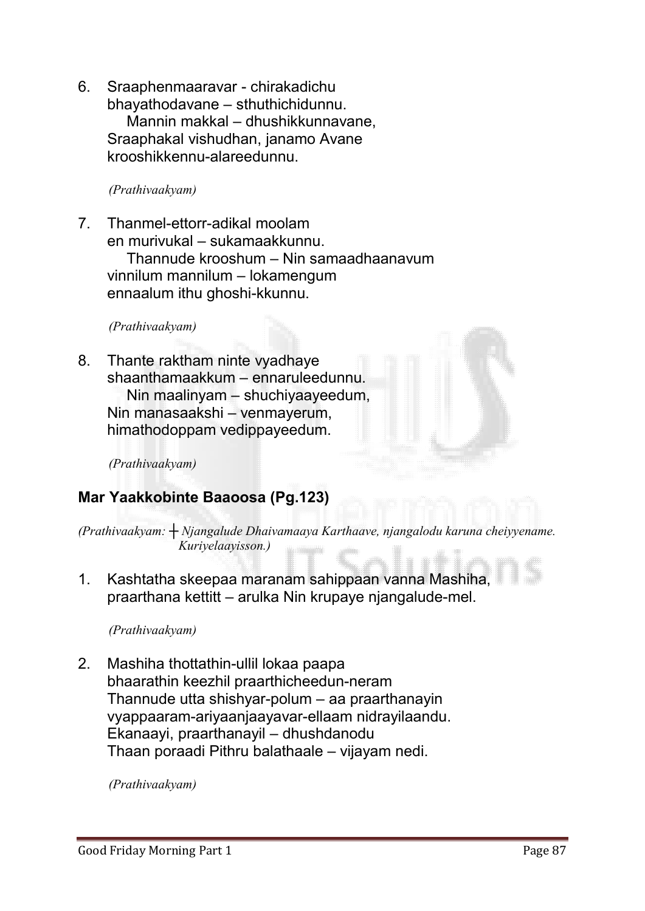6. Sraaphenmaaravar - chirakadichu
   bhayathodavane – sthuthichidunnu.
      Mannin makkal – dhushikkunnavane,
   Sraaphakal vishudhan, janamo Avane
   krooshikkennu-alareedunnu.

   *(Prathivaakyam)*

7. Thanmel-ettorr-adikal moolam
   en murivukal – sukamaakkunnu.
      Thannude krooshum – Nin samaadhaanavum
   vinnilum mannilum – lokamengum
   ennaalum ithu ghoshi-kkunnu.

   *(Prathivaakyam)*

8. Thante raktham ninte vyadhaye
   shaanthamaakkum – ennaruleedunnu.
      Nin maalinyam – shuchiyaayeedum,
   Nin manasaakshi – venmayerum,
   himathodoppam vedippayeedum.

   *(Prathivaakyam)*

### Mar Yaakkobinte Baaoosa (Pg.123)

*(Prathivaakyam: ┼ Njangalude Dhaivamaaya Karthaave, njangalodu karuna cheiyyename. Kuriyelaayisson.)*

1. Kashtatha skeepaa maranam sahippaan vanna Mashiha,
   praarthana kettitt – arulka Nin krupaye njangalude-mel.

   *(Prathivaakyam)*

2. Mashiha thottathin-ullil lokaa paapa
   bhaarathin keezhil praarthicheedun-neram
   Thannude utta shishyar-polum – aa praarthanayin
   vyappaaram-ariyaanjaayavar-ellaam nidrayilaandu.
   Ekanaayi, praarthanayil – dhushdanodu
   Thaan poraadi Pithru balathaale – vijayam nedi.

   *(Prathivaakyam)*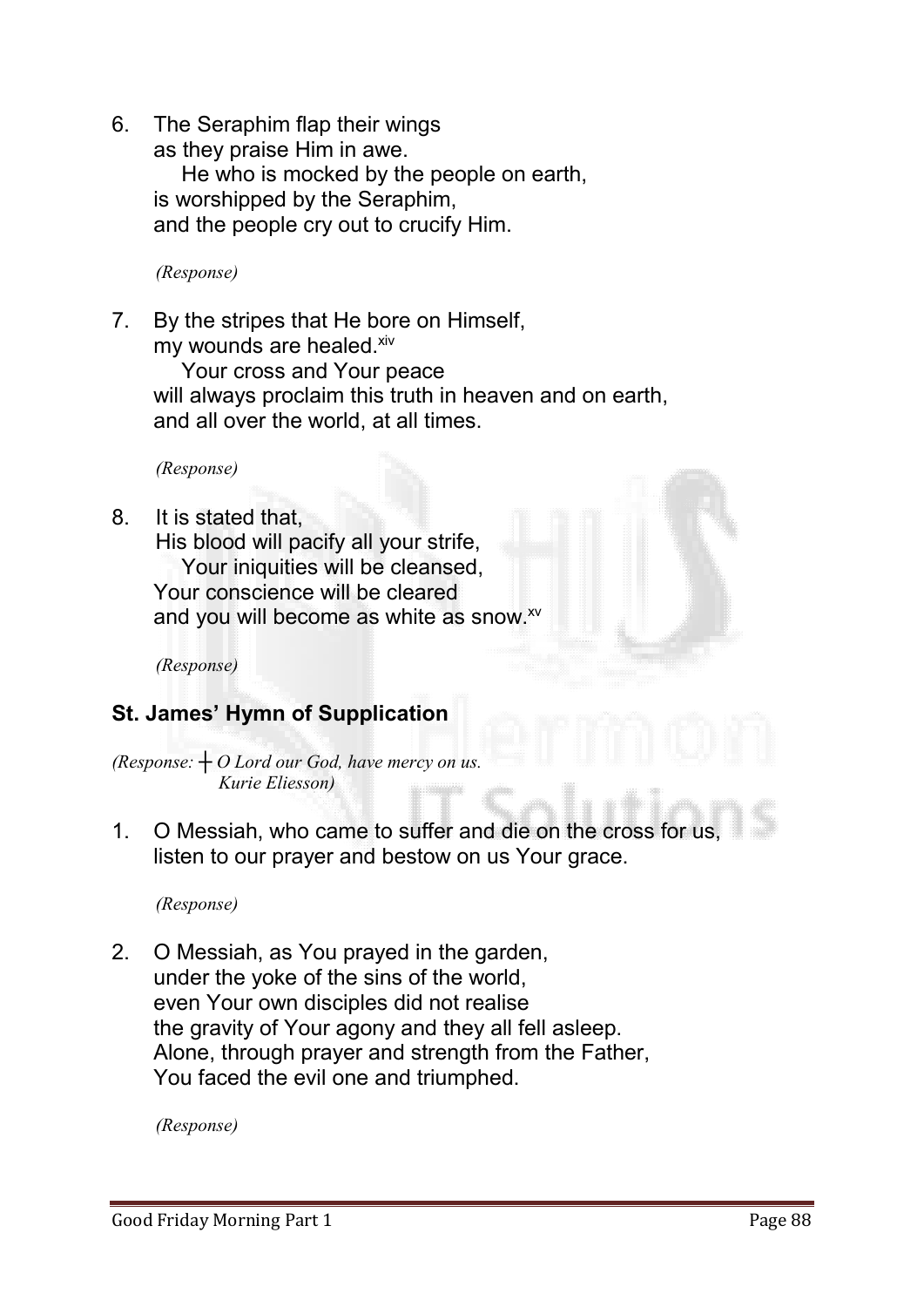6. The Seraphim flap their wings
   as they praise Him in awe.
   He who is mocked by the people on earth,
   is worshipped by the Seraphim,
   and the people cry out to crucify Him.

   *(Response)*

7. By the stripes that He bore on Himself,
   my wounds are healed.[xiv]
   Your cross and Your peace
   will always proclaim this truth in heaven and on earth,
   and all over the world, at all times.

   *(Response)*

8. It is stated that,
   His blood will pacify all your strife,
   Your iniquities will be cleansed,
   Your conscience will be cleared
   and you will become as white as snow.[xv]

   *(Response)*

### St. James' Hymn of Supplication

*(Response: ┼ O Lord our God, have mercy on us.
Kurie Eliesson)*

1. O Messiah, who came to suffer and die on the cross for us,
   listen to our prayer and bestow on us Your grace.

   *(Response)*

2. O Messiah, as You prayed in the garden,
   under the yoke of the sins of the world,
   even Your own disciples did not realise
   the gravity of Your agony and they all fell asleep.
   Alone, through prayer and strength from the Father,
   You faced the evil one and triumphed.

   *(Response)*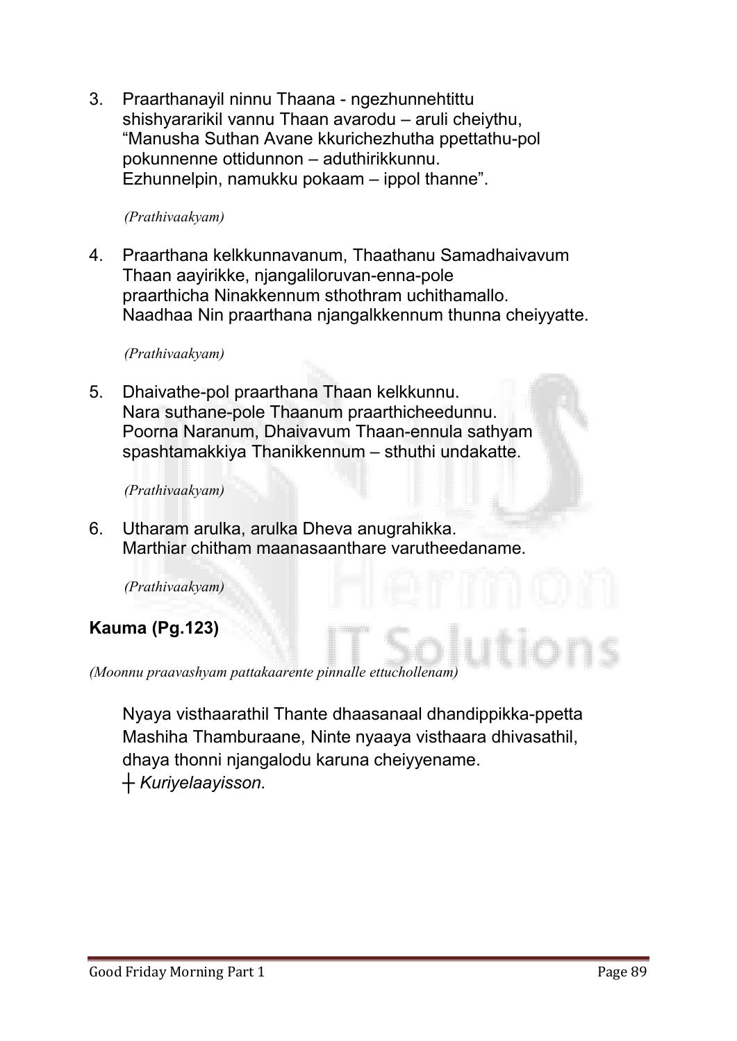3. Praarthanayil ninnu Thaana - ngezhunnehtittu shishyararikil vannu Thaan avarodu – aruli cheiythu, “Manusha Suthan Avane kkurichezhutha ppettathu-pol pokunnenne ottidunnon – aduthirikkunnu. Ezhunnelpin, namukku pokaam – ippol thanne”.

   *(Prathivaakyam)*

4. Praarthana kelkkunnavanum, Thaathanu Samadhaivavum Thaan aayirikke, njangaliloruvan-enna-pole praarthicha Ninakkennum sthothram uchithamallo. Naadhaa Nin praarthana njangalkkennum thunna cheiyyatte.

   *(Prathivaakyam)*

5. Dhaivathe-pol praarthana Thaan kelkkunnu. Nara suthane-pole Thaanum praarthicheedunnu. Poorna Naranum, Dhaivavum Thaan-ennula sathyam spashtamakkiya Thanikkennum – sthuthi undakatte.

   *(Prathivaakyam)*

6. Utharam arulka, arulka Dheva anugrahikka. Marthiar chitham maanasaanthare varutheedaname.

   *(Prathivaakyam)*

## Kauma (Pg.123)

*(Moonnu praavashyam pattakaarente pinnalle ettuchollenam)*

Nyaya visthaarathil Thante dhaasanaal dhandippikka-ppetta Mashiha Thamburaane, Ninte nyaaya visthaara dhivasathil, dhaya thonni njangalodu karuna cheiyyename.
┼ *Kuriyelaayisson.*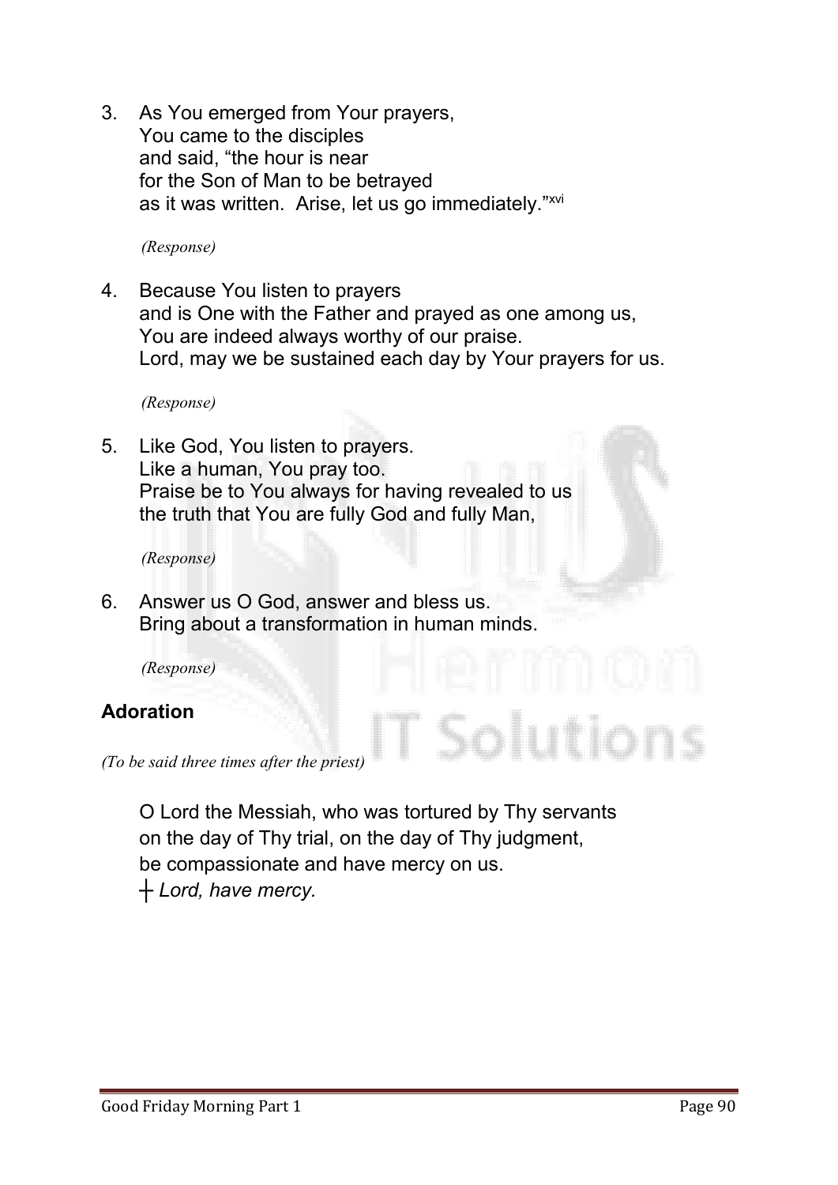3. As You emerged from Your prayers,  
   You came to the disciples  
   and said, "the hour is near  
   for the Son of Man to be betrayed  
   as it was written. Arise, let us go immediately."[xvi]

   *(Response)*

4. Because You listen to prayers  
   and is One with the Father and prayed as one among us,  
   You are indeed always worthy of our praise.  
   Lord, may we be sustained each day by Your prayers for us.

   *(Response)*

5. Like God, You listen to prayers.  
   Like a human, You pray too.  
   Praise be to You always for having revealed to us  
   the truth that You are fully God and fully Man,

   *(Response)*

6. Answer us O God, answer and bless us.  
   Bring about a transformation in human minds.

   *(Response)*

## Adoration

*(To be said three times after the priest)*

O Lord the Messiah, who was tortured by Thy servants  
on the day of Thy trial, on the day of Thy judgment,  
be compassionate and have mercy on us.  
┼ *Lord, have mercy.*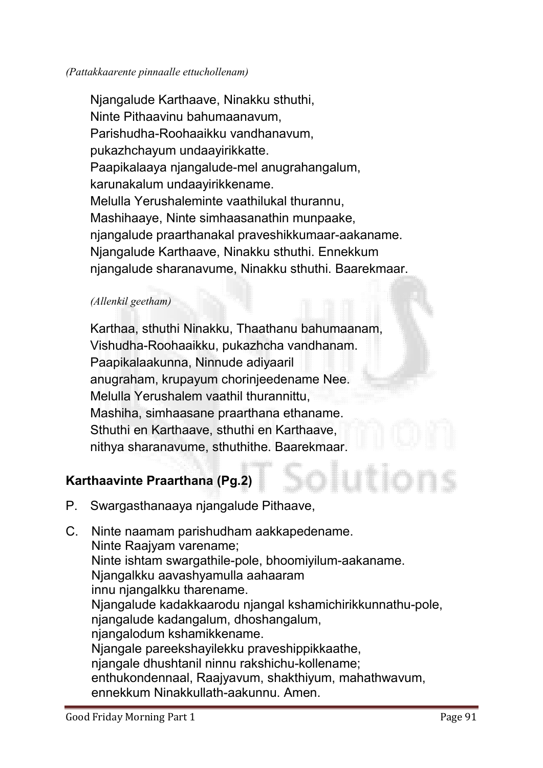*(Pattakkaarente pinnaalle ettuchollenam)*

Njangalude Karthaave, Ninakku sthuthi,
Ninte Pithaavinu bahumaanavum,
Parishudha-Roohaaikku vandhanavum,
pukazhchayum undaayirikkatte.
Paapikalaaya njangalude-mel anugrahangalum,
karunakalum undaayirikkename.
Melulla Yerushaleminte vaathilukal thurannu,
Mashihaaye, Ninte simhaasanathin munpaake,
njangalude praarthanakal praveshikkumaar-aakaname.
Njangalude Karthaave, Ninakku sthuthi. Ennekkum
njangalude sharanavume, Ninakku sthuthi. Baarekmaar.

*(Allenkil geetham)*

Karthaa, sthuthi Ninakku, Thaathanu bahumaanam,
Vishudha-Roohaaikku, pukazhcha vandhanam.
Paapikalaakunna, Ninnude adiyaaril
anugraham, krupayum chorinjeedename Nee.
Melulla Yerushalem vaathil thurannittu,
Mashiha, simhaasane praarthana ethaname.
Sthuthi en Karthaave, sthuthi en Karthaave,
nithya sharanavume, sthuthithe. Baarekmaar.

## Karthaavinte Praarthana (Pg.2)

P. Swargasthanaaya njangalude Pithaave,

C. Ninte naamam parishudham aakkapedename.
Ninte Raajyam varename;
Ninte ishtam swargathile-pole, bhoomiyilum-aakaname.
Njangalkku aavashyamulla aahaaram
innu njangalkku tharename.
Njangalude kadakkaarodu njangal kshamichirikkunnathu-pole,
njangalude kadangalum, dhoshangalum,
njangalodum kshamikkename.
Njangale pareekshayilekku praveshippikkaathe,
njangale dhushtanil ninnu rakshichu-kollename;
enthukondennaal, Raajyavum, shakthiyum, mahathwavum,
ennekkum Ninakkullath-aakunnu. Amen.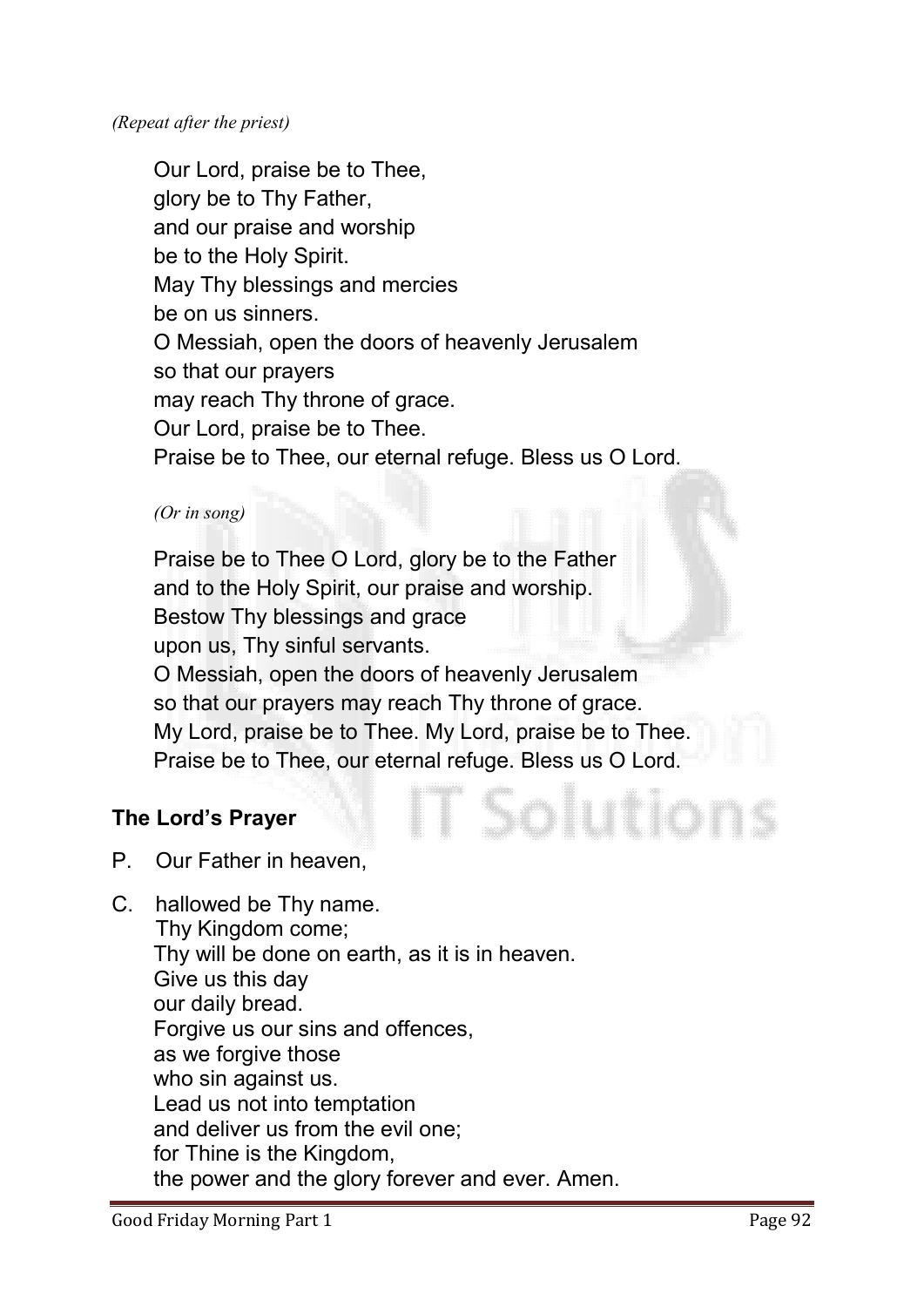*(Repeat after the priest)*

Our Lord, praise be to Thee,
glory be to Thy Father,
and our praise and worship
be to the Holy Spirit.
May Thy blessings and mercies
be on us sinners.
O Messiah, open the doors of heavenly Jerusalem
so that our prayers
may reach Thy throne of grace.
Our Lord, praise be to Thee.
Praise be to Thee, our eternal refuge. Bless us O Lord.

*(Or in song)*

Praise be to Thee O Lord, glory be to the Father
and to the Holy Spirit, our praise and worship.
Bestow Thy blessings and grace
upon us, Thy sinful servants.
O Messiah, open the doors of heavenly Jerusalem
so that our prayers may reach Thy throne of grace.
My Lord, praise be to Thee. My Lord, praise be to Thee.
Praise be to Thee, our eternal refuge. Bless us O Lord.

## The Lord's Prayer

P. Our Father in heaven,

C. hallowed be Thy name.
Thy Kingdom come;
Thy will be done on earth, as it is in heaven.
Give us this day
our daily bread.
Forgive us our sins and offences,
as we forgive those
who sin against us.
Lead us not into temptation
and deliver us from the evil one;
for Thine is the Kingdom,
the power and the glory forever and ever. Amen.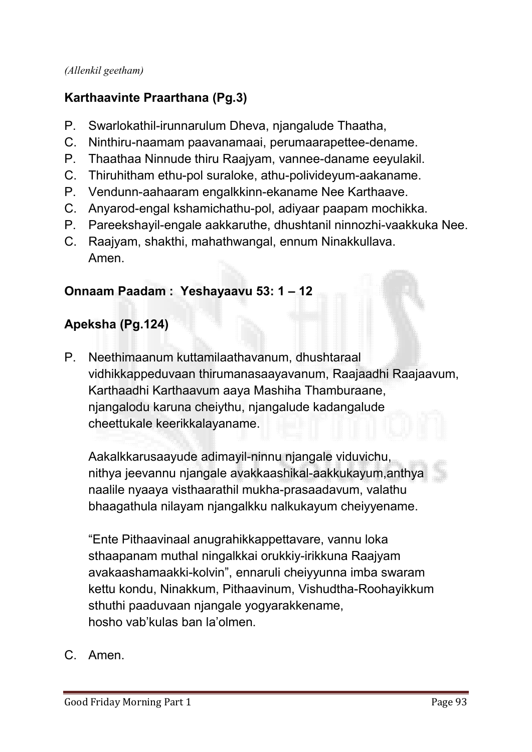*(Allenkil geetham)*

**Karthaavinte Praarthana (Pg.3)**

P. Swarlokathil-irunnarulum Dheva, njangalude Thaatha,
C. Ninthiru-naamam paavanamaai, perumaarapettee-dename.
P. Thaathaa Ninnude thiru Raajyam, vannee-daname eeyulakil.
C. Thiruhitham ethu-pol suraloke, athu-polivideyum-aakaname.
P. Vendunn-aahaaram engalkkinn-ekaname Nee Karthaave.
C. Anyarod-engal kshamichathu-pol, adiyaar paapam mochikka.
P. Pareekshayil-engale aakkaruthe, dhushtanil ninnozhi-vaakkuka Nee.
C. Raajyam, shakthi, mahathwangal, ennum Ninakkullava.
Amen.

**Onnaam Paadam : Yeshayaavu 53: 1 – 12**

**Apeksha (Pg.124)**

P. Neethimaanum kuttamilaathavanum, dhushtaraal vidhikkappeduvaan thirumanasaayavanum, Raajaadhi Raajaavum, Karthaadhi Karthaavum aaya Mashiha Thamburaane, njangalodu karuna cheiythu, njangalude kadangalude cheettukale keerikkalayaname.

Aakalkkarusaayude adimayil-ninnu njangale viduvichu, nithya jeevannu njangale avakkaashikal-aakkukayum,anthya naalile nyaaya visthaarathil mukha-prasaadavum, valathu bhaagathula nilayam njangalkku nalkukayum cheiyyename.

"Ente Pithaavinaal anugrahikkappettavare, vannu loka sthaapanam muthal ningalkkai orukkiy-irikkuna Raajyam avakaashamaakki-kolvin", ennaruli cheiyyunna imba swaram kettu kondu, Ninakkum, Pithaavinum, Vishudtha-Roohayikkum sthuthi paaduvaan njangale yogyarakkename, hosho vab'kulas ban la'olmen.

C. Amen.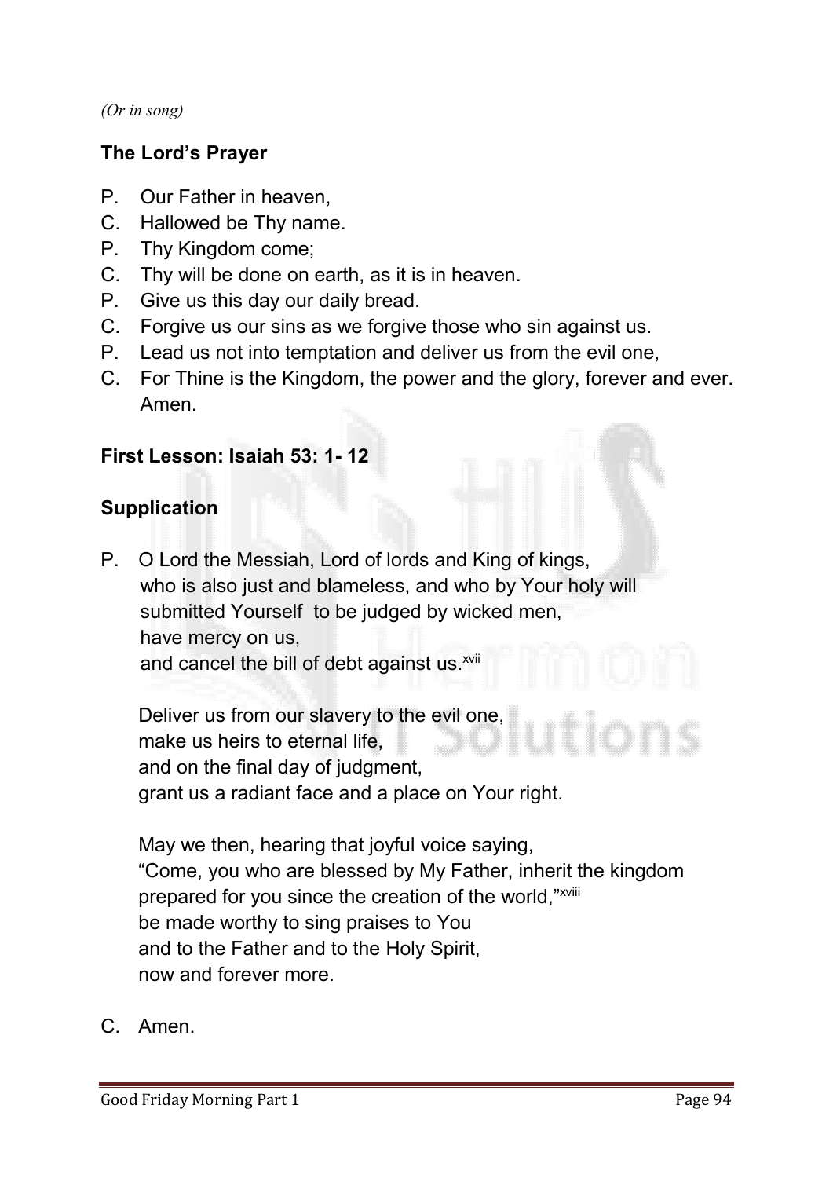*(Or in song)*

**The Lord's Prayer**

P. Our Father in heaven,
C. Hallowed be Thy name.
P. Thy Kingdom come;
C. Thy will be done on earth, as it is in heaven.
P. Give us this day our daily bread.
C. Forgive us our sins as we forgive those who sin against us.
P. Lead us not into temptation and deliver us from the evil one,
C. For Thine is the Kingdom, the power and the glory, forever and ever. Amen.

**First Lesson: Isaiah 53: 1- 12**

**Supplication**

P. O Lord the Messiah, Lord of lords and King of kings,
who is also just and blameless, and who by Your holy will
submitted Yourself to be judged by wicked men,
have mercy on us,
and cancel the bill of debt against us.[xvii]

Deliver us from our slavery to the evil one,
make us heirs to eternal life,
and on the final day of judgment,
grant us a radiant face and a place on Your right.

May we then, hearing that joyful voice saying,
"Come, you who are blessed by My Father, inherit the kingdom
prepared for you since the creation of the world,"[xviii]
be made worthy to sing praises to You
and to the Father and to the Holy Spirit,
now and forever more.

C. Amen.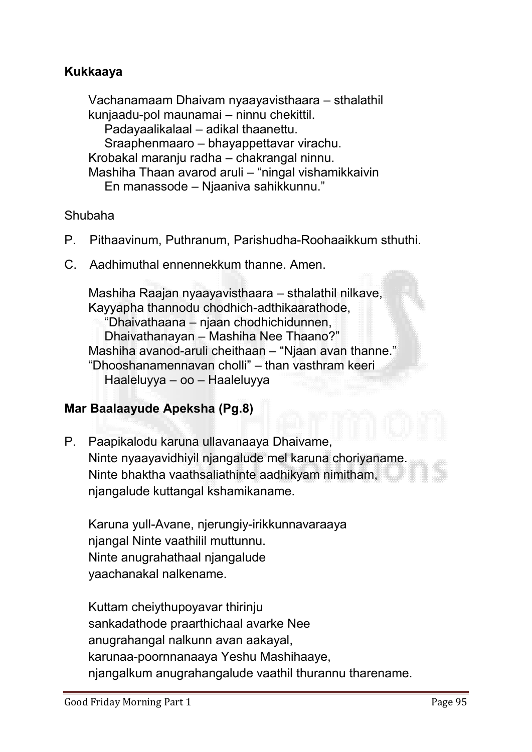**Kukkaaya**

Vachanamaam Dhaivam nyaayavisthaara – sthalathil
kunjaadu-pol maunamai – ninnu chekittil.
Padayaalikalaal – adikal thaanettu.
Sraaphenmaaro – bhayappettavar virachu.
Krobakal maranju radha – chakrangal ninnu.
Mashiha Thaan avarod aruli – "ningal vishamikkaivin
En manassode – Njaaniva sahikkunnu."

Shubaha

P. Pithaavinum, Puthranum, Parishudha-Roohaaikkum sthuthi.

C. Aadhimuthal ennennekkum thanne. Amen.

Mashiha Raajan nyaayavisthaara – sthalathil nilkave,
Kayyapha thannodu chodhich-adthikaarathode,
"Dhaivathaana – njaan chodhichidunnen,
Dhaivathanayan – Mashiha Nee Thaano?"
Mashiha avanod-aruli cheithaan – "Njaan avan thanne."
"Dhooshanamennavan cholli" – than vasthram keeri
Haaleluyya – oo – Haaleluyya

**Mar Baalaayude Apeksha (Pg.8)**

P. Paapikalodu karuna ullavanaaya Dhaivame,
Ninte nyaayavidhiyil njangalude mel karuna choriyaname.
Ninte bhaktha vaathsaliathinte aadhikyam nimitham,
njangalude kuttangal kshamikaname.

Karuna yull-Avane, njerungiy-irikkunnavaraaya
njangal Ninte vaathilil muttunnu.
Ninte anugrahathaal njangalude
yaachanakal nalkename.

Kuttam cheiythupoyavar thirinju
sankadathode praarthichaal avarke Nee
anugrahangal nalkunn avan aakayal,
karunaa-poornnanaaya Yeshu Mashihaaye,
njangalkum anugrahangalude vaathil thurannu tharename.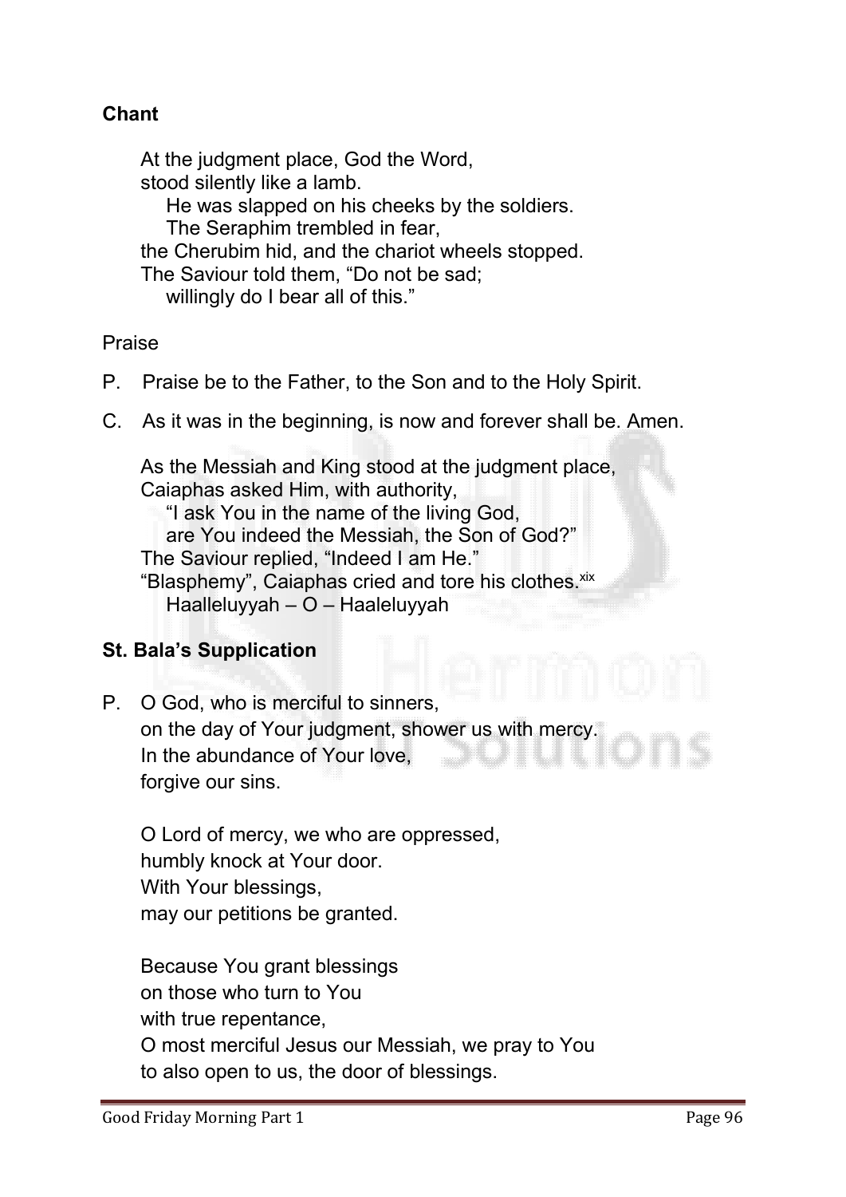**Chant**

At the judgment place, God the Word,
stood silently like a lamb.
He was slapped on his cheeks by the soldiers.
The Seraphim trembled in fear,
the Cherubim hid, and the chariot wheels stopped.
The Saviour told them, "Do not be sad;
willingly do I bear all of this."

Praise

P. Praise be to the Father, to the Son and to the Holy Spirit.

C. As it was in the beginning, is now and forever shall be. Amen.

As the Messiah and King stood at the judgment place,
Caiaphas asked Him, with authority,
"I ask You in the name of the living God,
are You indeed the Messiah, the Son of God?"
The Saviour replied, "Indeed I am He."
"Blasphemy", Caiaphas cried and tore his clothes.[xix]
Haalleluyyah – O – Haaleluyyah

**St. Bala's Supplication**

P. O God, who is merciful to sinners,
on the day of Your judgment, shower us with mercy.
In the abundance of Your love,
forgive our sins.

O Lord of mercy, we who are oppressed,
humbly knock at Your door.
With Your blessings,
may our petitions be granted.

Because You grant blessings
on those who turn to You
with true repentance,
O most merciful Jesus our Messiah, we pray to You
to also open to us, the door of blessings.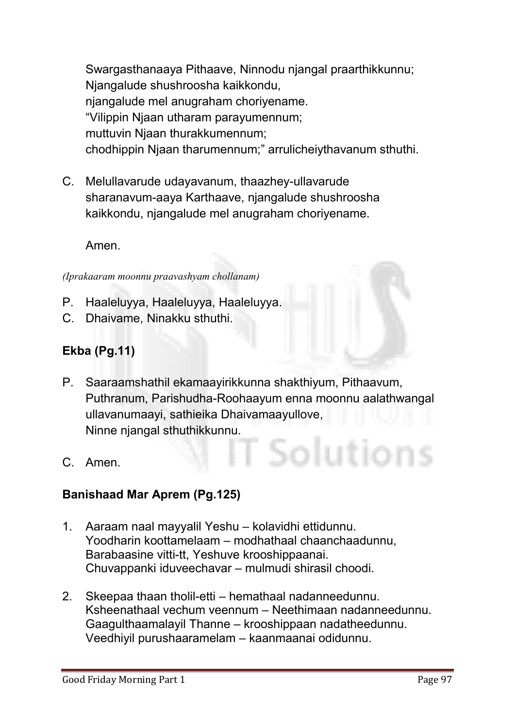Swargasthanaaya Pithaave, Ninnodu njangal praarthikkunnu;
Njangalude shushroosha kaikkondu,
njangalude mel anugraham choriyename.
"Vilippin Njaan utharam parayumennum;
muttuvin Njaan thurakkumennum;
chodhippin Njaan tharumennum;" arrulicheiythavanum sthuthi.

C. Melullavarude udayavanum, thaazhey-ullavarude sharanavum-aaya Karthaave, njangalude shushroosha kaikkondu, njangalude mel anugraham choriyename.

Amen.

*(Iprakaaram moonnu praavashyam chollanam)*

P. Haaleluyya, Haaleluyya, Haaleluyya.
C. Dhaivame, Ninakku sthuthi.

**Ekba (Pg.11)**

P. Saaraamshathil ekamaayirikkunna shakthiyum, Pithaavum, Puthranum, Parishudha-Roohaayum enna moonnu aalathwangal ullavanumaayi, sathieika Dhaivamaayullove,
Ninne njangal sthuthikkunnu.

C. Amen.

**Banishaad Mar Aprem (Pg.125)**

1. Aaraam naal mayyalil Yeshu – kolavidhi ettidunnu.
   Yoodharin koottamelaam – modhathaal chaanchaadunnu,
   Barabaasine vitti-tt, Yeshuve krooshippaanai.
   Chuvappanki iduveechavar – mulmudi shirasil choodi.

2. Skeepaa thaan tholil-etti – hemathaal nadanneedunnu.
   Ksheenathaal vechum veennum – Neethimaan nadanneedunnu.
   Gaagulthaamalayil Thanne – krooshippaan nadatheedunnu.
   Veedhiyil purushaaramelam – kaanmaanai odidunnu.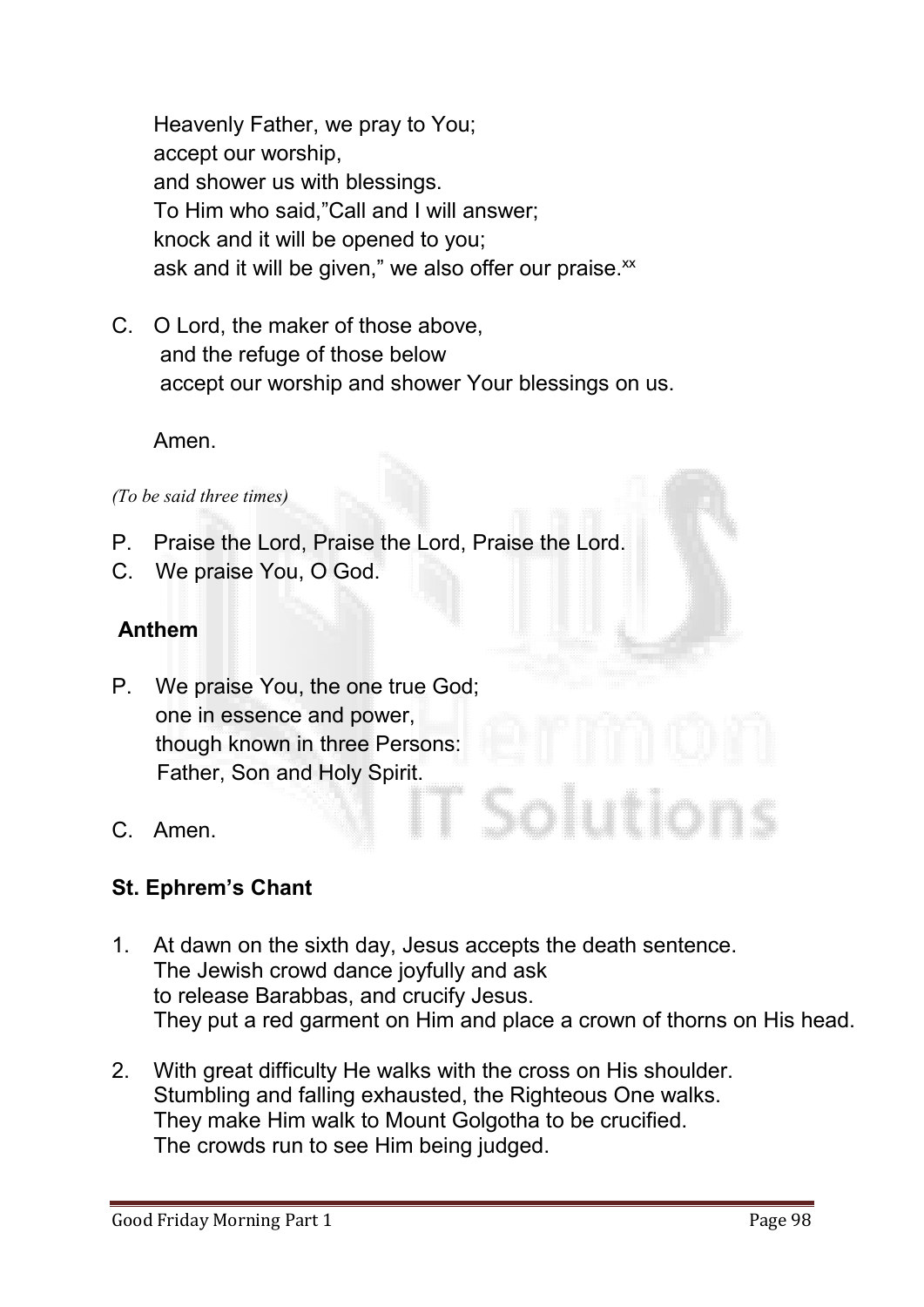Heavenly Father, we pray to You;
accept our worship,
and shower us with blessings.
To Him who said,"Call and I will answer;
knock and it will be opened to you;
ask and it will be given," we also offer our praise.[xx]

C. O Lord, the maker of those above,
and the refuge of those below
accept our worship and shower Your blessings on us.

Amen.

*(To be said three times)*

P. Praise the Lord, Praise the Lord, Praise the Lord.
C. We praise You, O God.

**Anthem**

P. We praise You, the one true God;
one in essence and power,
though known in three Persons:
Father, Son and Holy Spirit.

C. Amen.

**St. Ephrem's Chant**

1. At dawn on the sixth day, Jesus accepts the death sentence.
   The Jewish crowd dance joyfully and ask
   to release Barabbas, and crucify Jesus.
   They put a red garment on Him and place a crown of thorns on His head.

2. With great difficulty He walks with the cross on His shoulder.
   Stumbling and falling exhausted, the Righteous One walks.
   They make Him walk to Mount Golgotha to be crucified.
   The crowds run to see Him being judged.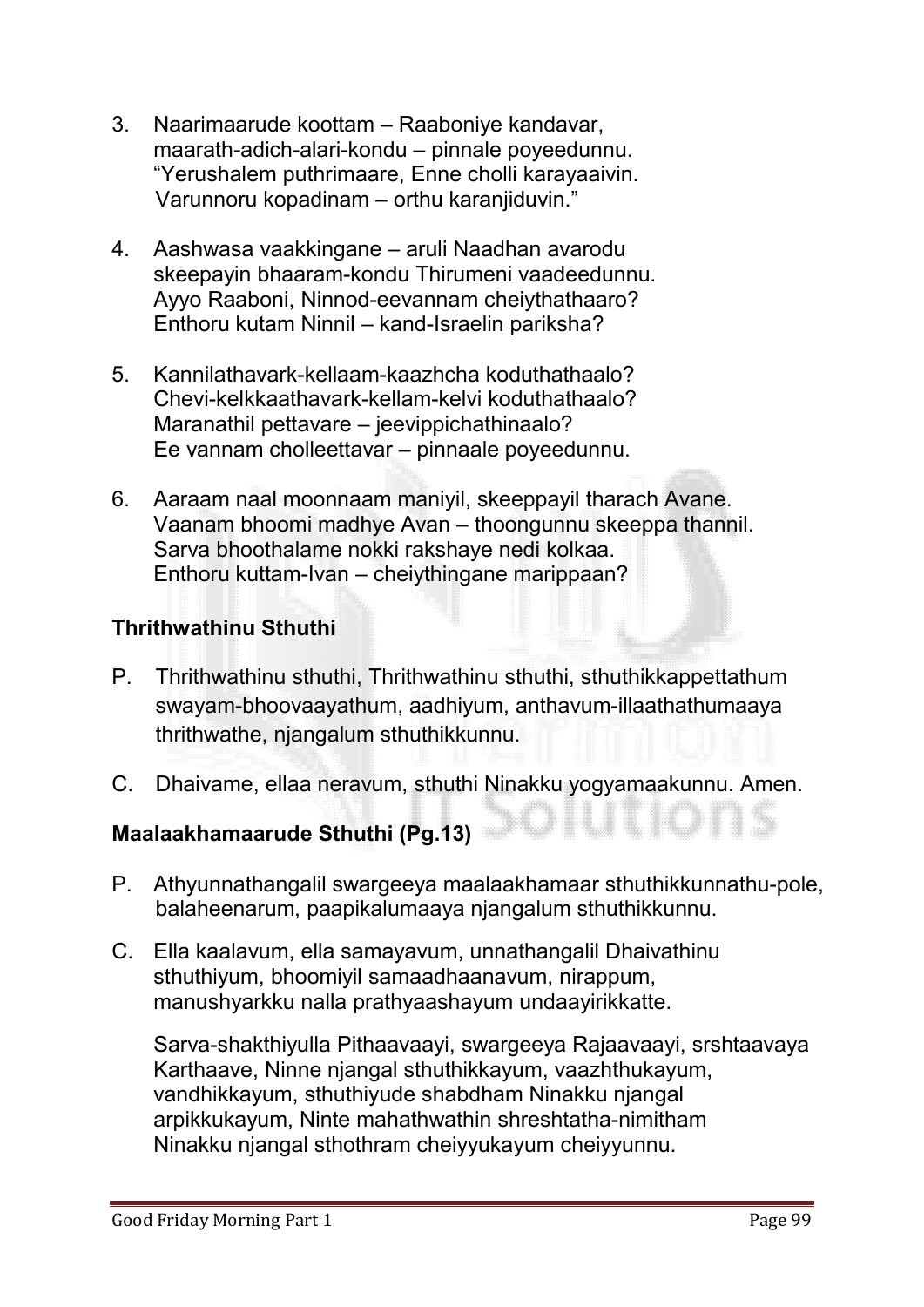3. Naarimaarude koottam – Raaboniye kandavar, maarath-adich-alari-kondu – pinnale poyeedunnu. “Yerushalem puthrimaare, Enne cholli karayaaivin. Varunnoru kopadinam – orthu karanjiduvin.”

4. Aashwasa vaakkingane – aruli Naadhan avarodu skeepayin bhaaram-kondu Thirumeni vaadeedunnu. Ayyo Raaboni, Ninnod-eevannam cheiythathaaro? Enthoru kutam Ninnil – kand-Israelin pariksha?

5. Kannilathavark-kellaam-kaazhcha koduthathaalo? Chevi-kelkkaathavark-kellam-kelvi koduthathaalo? Maranathil pettavare – jeevippichathinaalo? Ee vannam cholleettavar – pinnaale poyeedunnu.

6. Aaraam naal moonnaam maniyil, skeeppayil tharach Avane. Vaanam bhoomi madhye Avan – thoongunnu skeeppa thannil. Sarva bhoothalame nokki rakshaye nedi kolkaa. Enthoru kuttam-Ivan – cheiythingane marippaan?

**Thrithwathinu Sthuthi**

P. Thrithwathinu sthuthi, Thrithwathinu sthuthi, sthuthikkappettathum swayam-bhoovaayathum, aadhiyum, anthavum-illaathathumaaya thrithwathe, njangalum sthuthikkunnu.

C. Dhaivame, ellaa neravum, sthuthi Ninakku yogyamaakunnu. Amen.

**Maalaakhamaarude Sthuthi (Pg.13)**

P. Athyunnathangalil swargeeya maalaakhamaar sthuthikkunnathu-pole, balaheenarum, paapikalumaaya njangalum sthuthikkunnu.

C. Ella kaalavum, ella samayavum, unnathangalil Dhaivathinu sthuthiyum, bhoomiyil samaadhaanavum, nirappum, manushyarkku nalla prathyaashayum undaayirikkatte.

Sarva-shakthiyulla Pithaavaayi, swargeeya Rajaavaayi, srshtaavaya Karthaave, Ninne njangal sthuthikkayum, vaazhthukayum, vandhikkayum, sthuthiyude shabdham Ninakku njangal arpikkukayum, Ninte mahathwathin shreshtatha-nimitham Ninakku njangal sthothram cheiyyukayum cheiyyunnu.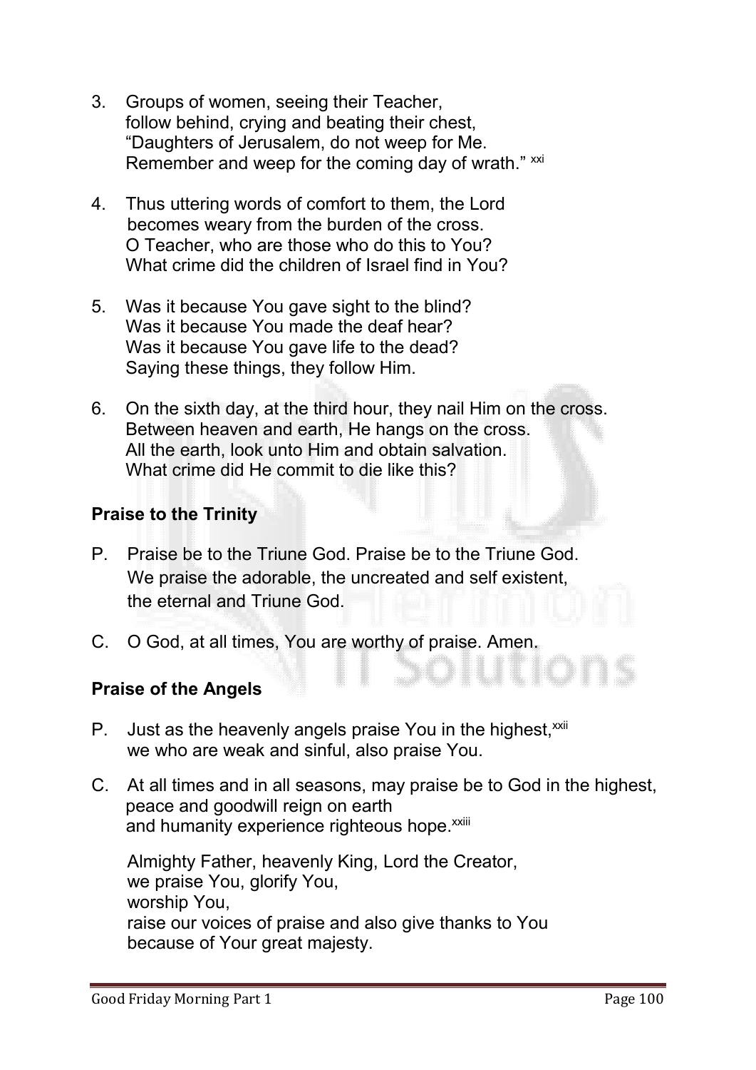3. Groups of women, seeing their Teacher,
   follow behind, crying and beating their chest,
   "Daughters of Jerusalem, do not weep for Me.
   Remember and weep for the coming day of wrath." [xxi]

4. Thus uttering words of comfort to them, the Lord
   becomes weary from the burden of the cross.
   O Teacher, who are those who do this to You?
   What crime did the children of Israel find in You?

5. Was it because You gave sight to the blind?
   Was it because You made the deaf hear?
   Was it because You gave life to the dead?
   Saying these things, they follow Him.

6. On the sixth day, at the third hour, they nail Him on the cross.
   Between heaven and earth, He hangs on the cross.
   All the earth, look unto Him and obtain salvation.
   What crime did He commit to die like this?

**Praise to the Trinity**

P. Praise be to the Triune God. Praise be to the Triune God.
   We praise the adorable, the uncreated and self existent,
   the eternal and Triune God.

C. O God, at all times, You are worthy of praise. Amen.

**Praise of the Angels**

P. Just as the heavenly angels praise You in the highest,[xxii]
   we who are weak and sinful, also praise You.

C. At all times and in all seasons, may praise be to God in the highest,
   peace and goodwill reign on earth
   and humanity experience righteous hope.[xxiii]

   Almighty Father, heavenly King, Lord the Creator,
   we praise You, glorify You,
   worship You,
   raise our voices of praise and also give thanks to You
   because of Your great majesty.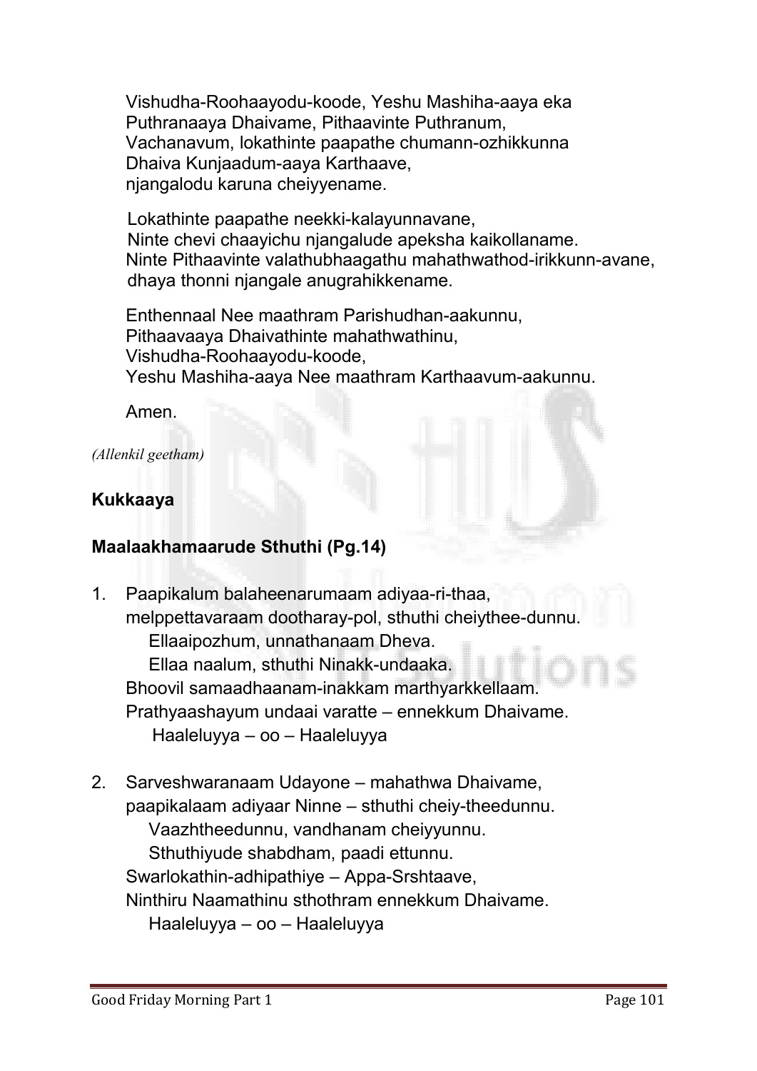Vishudha-Roohaayodu-koode, Yeshu Mashiha-aaya eka
Puthranaaya Dhaivame, Pithaavinte Puthranum,
Vachanavum, lokathinte paapathe chumann-ozhikkunna
Dhaiva Kunjaadum-aaya Karthaave,
njangalodu karuna cheiyyename.

Lokathinte paapathe neekki-kalayunnavane,
Ninte chevi chaayichu njangalude apeksha kaikollaname.
Ninte Pithaavinte valathubhaagathu mahathwathod-irikkunn-avane,
dhaya thonni njangale anugrahikkename.

Enthennaal Nee maathram Parishudhan-aakunnu,
Pithaavaaya Dhaivathinte mahathwathinu,
Vishudha-Roohaayodu-koode,
Yeshu Mashiha-aaya Nee maathram Karthaavum-aakunnu.

Amen.

*(Allenkil geetham)*

**Kukkaaya**

**Maalaakhamaarude Sthuthi (Pg.14)**

1. Paapikalum balaheenarumaam adiyaa-ri-thaa,
   melppettavaraam dootharay-pol, sthuthi cheythee-dunnu.
      Ellaaipozhum, unnathanaam Dheva.
      Ellaa naalum, sthuthi Ninakk-undaaka.
   Bhoovil samaadhaanam-inakkam marthyarkkellaam.
   Prathyaashayum undaai varatte – ennekkum Dhaivame.
      Haaleluyya – oo – Haaleluyya

2. Sarveshwaranaam Udayone – mahathwa Dhaivame,
   paapikalaam adiyaar Ninne – sthuthi cheiy-theedunnu.
      Vaazhtheedunnu, vandhanam cheiyyunnu.
      Sthuthiyude shabdham, paadi ettunnu.
   Swarlokathin-adhipathiye – Appa-Srshtaave,
   Ninthiru Naamathinu sthothram ennekkum Dhaivame.
      Haaleluyya – oo – Haaleluyya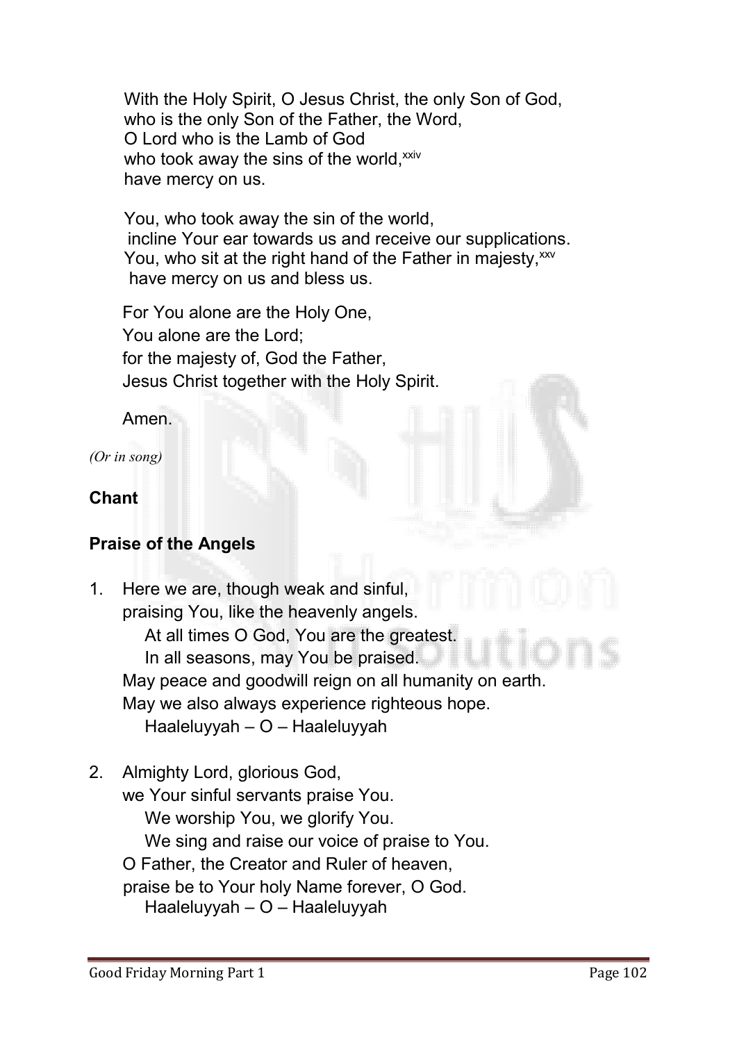With the Holy Spirit, O Jesus Christ, the only Son of God,
who is the only Son of the Father, the Word,
O Lord who is the Lamb of God
who took away the sins of the world,[xxiv]
have mercy on us.

You, who took away the sin of the world,
incline Your ear towards us and receive our supplications.
You, who sit at the right hand of the Father in majesty,[xxv]
have mercy on us and bless us.

For You alone are the Holy One,
You alone are the Lord;
for the majesty of, God the Father,
Jesus Christ together with the Holy Spirit.

Amen.

*(Or in song)*

**Chant**

**Praise of the Angels**

1. Here we are, though weak and sinful,
   praising You, like the heavenly angels.
   At all times O God, You are the greatest.
   In all seasons, may You be praised.
   May peace and goodwill reign on all humanity on earth.
   May we also always experience righteous hope.
   Haaleluyyah – O – Haaleluyyah

2. Almighty Lord, glorious God,
   we Your sinful servants praise You.
   We worship You, we glorify You.
   We sing and raise our voice of praise to You.
   O Father, the Creator and Ruler of heaven,
   praise be to Your holy Name forever, O God.
   Haaleluyyah – O – Haaleluyyah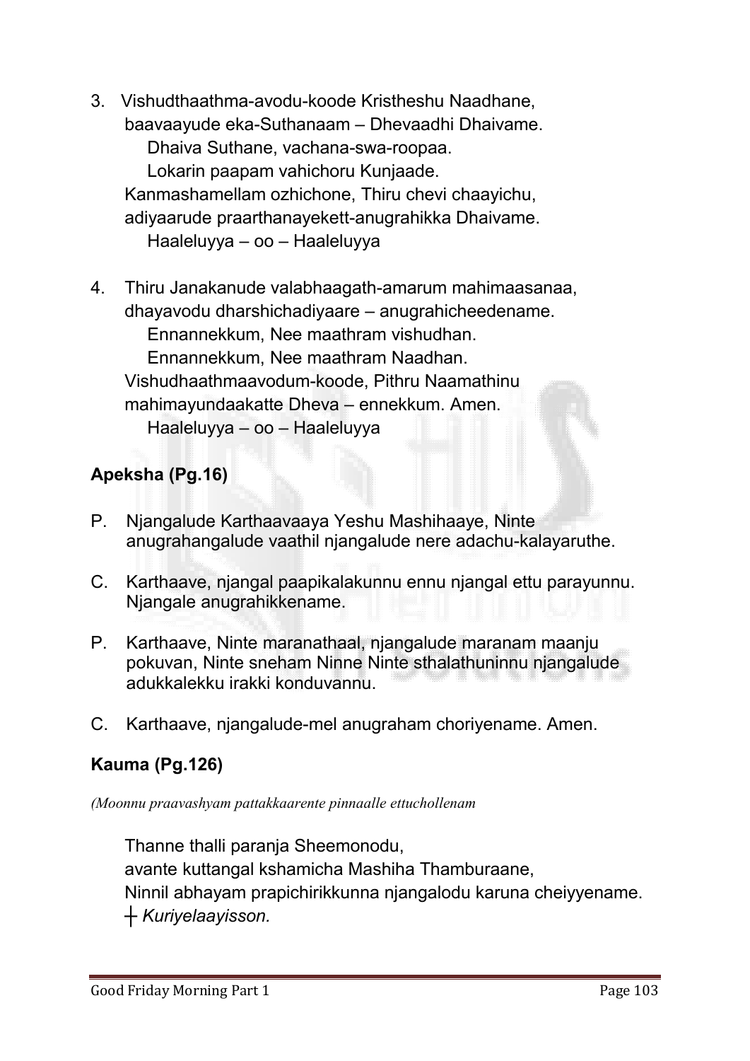3. Vishudthaathma-avodu-koode Kristheshu Naadhane,
   baavaayude eka-Suthanaam – Dhevaadhi Dhaivame.
      Dhaiva Suthane, vachana-swa-roopaa.
      Lokarin paapam vahichoru Kunjaade.
   Kanmashamellam ozhichone, Thiru chevi chaayichu,
   adiyaarude praarthanayekett-anugrahikka Dhaivame.
      Haaleluyya – oo – Haaleluyya

4. Thiru Janakanude valabhaagath-amarum mahimaasanaa,
   dhayavodu dharshichadiyaare – anugrahicheedename.
      Ennannekkum, Nee maathram vishudhan.
      Ennannekkum, Nee maathram Naadhan.
   Vishudhaathmaavodum-koode, Pithru Naamathinu
   mahimayundaakatte Dheva – ennekkum. Amen.
      Haaleluyya – oo – Haaleluyya

**Apeksha (Pg.16)**

P. Njangalude Karthaavaaya Yeshu Mashihaaye, Ninte anugrahangalude vaathil njangalude nere adachu-kalayaruthe.

C. Karthaave, njangal paapikalakunnu ennu njangal ettu parayunnu. Njangale anugrahikkename.

P. Karthaave, Ninte maranathaal, njangalude maranam maanju pokuvan, Ninte sneham Ninne Ninte sthalathuninnu njangalude adukkalekku irakki konduvannu.

C. Karthaave, njangalude-mel anugraham choriyename. Amen.

**Kauma (Pg.126)**

*(Moonnu praavashyam pattakkaarente pinnaalle ettuchollenam*

Thanne thalli paranja Sheemonodu,
avante kuttangal kshamicha Mashiha Thamburaane,
Ninnil abhayam prapichirikkunna njangalodu karuna cheiyyename.
┼ *Kuriyelaayisson.*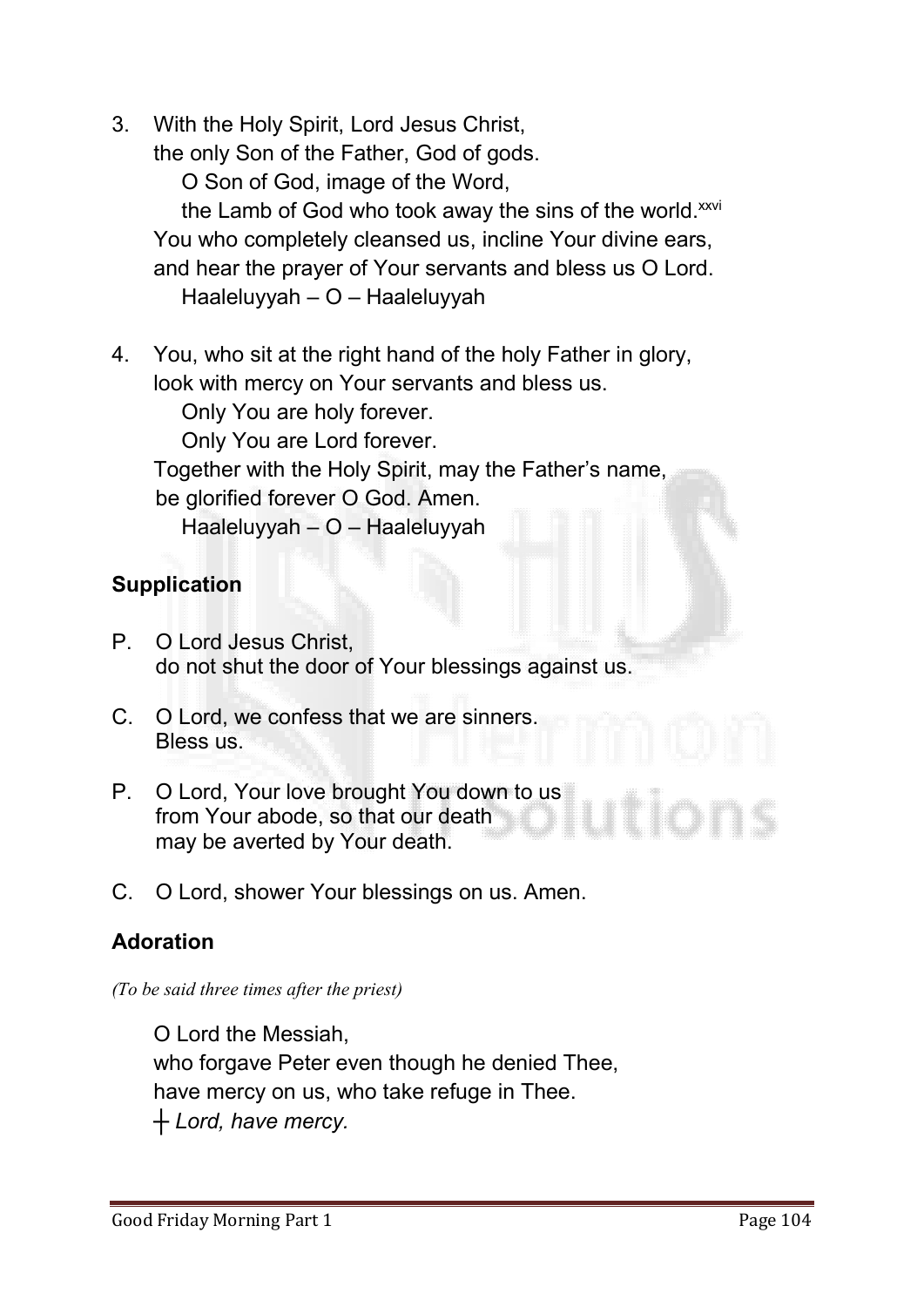3. With the Holy Spirit, Lord Jesus Christ,
   the only Son of the Father, God of gods.
   O Son of God, image of the Word,
   the Lamb of God who took away the sins of the world.[xxvi]
   You who completely cleansed us, incline Your divine ears,
   and hear the prayer of Your servants and bless us O Lord.
   Haaleluyyah – O – Haaleluyyah

4. You, who sit at the right hand of the holy Father in glory,
   look with mercy on Your servants and bless us.
   Only You are holy forever.
   Only You are Lord forever.
   Together with the Holy Spirit, may the Father's name,
   be glorified forever O God. Amen.
   Haaleluyyah – O – Haaleluyyah

**Supplication**

P. O Lord Jesus Christ,
   do not shut the door of Your blessings against us.

C. O Lord, we confess that we are sinners.
   Bless us.

P. O Lord, Your love brought You down to us
   from Your abode, so that our death
   may be averted by Your death.

C. O Lord, shower Your blessings on us. Amen.

**Adoration**

*(To be said three times after the priest)*

O Lord the Messiah,
who forgave Peter even though he denied Thee,
have mercy on us, who take refuge in Thee.
┼ *Lord, have mercy.*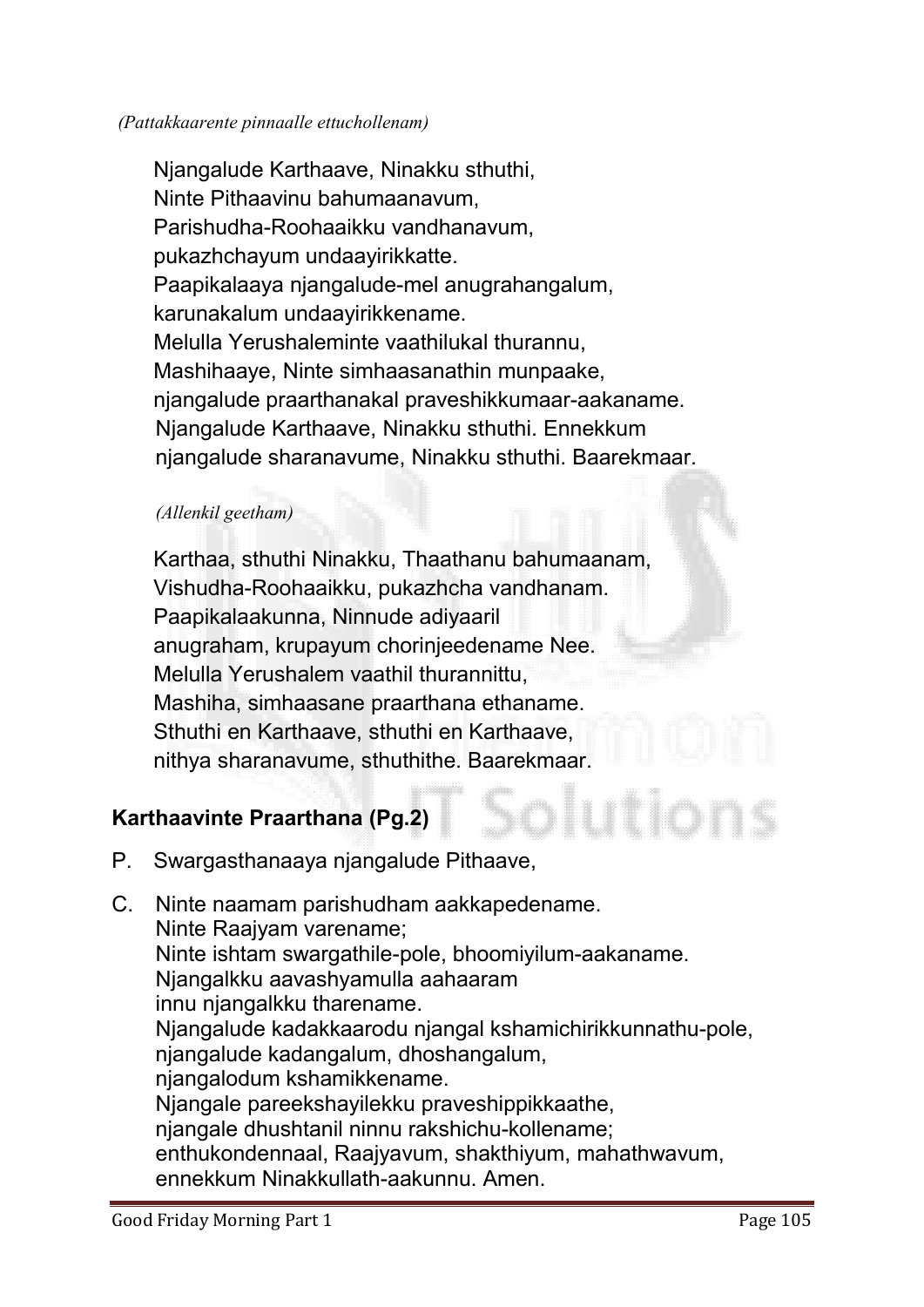*(Pattakkaarente pinnaalle ettuchollenam)*

Njangalude Karthaave, Ninakku sthuthi,
Ninte Pithaavinu bahumaanavum,
Parishudha-Roohaaikku vandhanavum,
pukazhchayum undaayirikkatte.
Paapikalaaya njangalude-mel anugrahangalum,
karunakalum undaayirikkename.
Melulla Yerushaleminte vaathilukal thurannu,
Mashihaaye, Ninte simhaasanathin munpaake,
njangalude praarthanakal praveshikkumaar-aakaname.
Njangalude Karthaave, Ninakku sthuthi. Ennekkum
njangalude sharanavume, Ninakku sthuthi. Baarekmaar.

*(Allenkil geetham)*

Karthaa, sthuthi Ninakku, Thaathanu bahumaanam,
Vishudha-Roohaaikku, pukazhcha vandhanam.
Paapikalaakunna, Ninnude adiyaaril
anugraham, krupayum chorinjeedename Nee.
Melulla Yerushalem vaathil thurannittu,
Mashiha, simhaasane praarthana ethaname.
Sthuthi en Karthaave, sthuthi en Karthaave,
nithya sharanavume, sthuthithe. Baarekmaar.

## Karthaavinte Praarthana (Pg.2)

P. Swargasthanaaya njangalude Pithaave,

C. Ninte naamam parishudham aakkapedename.
Ninte Raajyam varename;
Ninte ishtam swargathile-pole, bhoomiyilum-aakaname.
Njangalkku aavashyamulla aahaaram
innu njangalkku tharename.
Njangalude kadakkaarodu njangal kshamichirikkunnathu-pole,
njangalude kadangalum, dhoshangalum,
njangalodum kshamikkename.
Njangale pareekshayilekku praveshippikkaathe,
njangale dhushtanil ninnu rakshichu-kollename;
enthukondennaal, Raajyavum, shakthiyum, mahathwavum,
ennekkum Ninakkullath-aakunnu. Amen.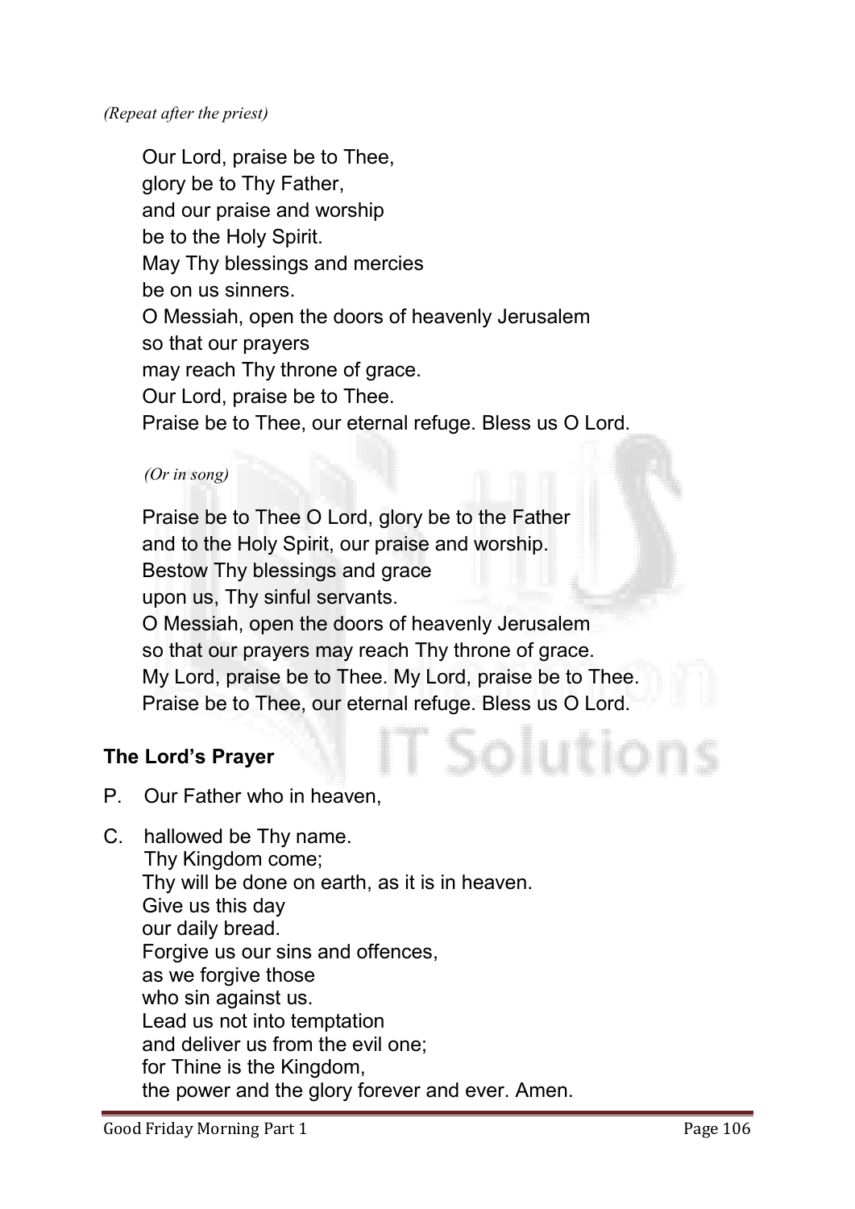*(Repeat after the priest)*

Our Lord, praise be to Thee,
glory be to Thy Father,
and our praise and worship
be to the Holy Spirit.
May Thy blessings and mercies
be on us sinners.
O Messiah, open the doors of heavenly Jerusalem
so that our prayers
may reach Thy throne of grace.
Our Lord, praise be to Thee.
Praise be to Thee, our eternal refuge. Bless us O Lord.

*(Or in song)*

Praise be to Thee O Lord, glory be to the Father
and to the Holy Spirit, our praise and worship.
Bestow Thy blessings and grace
upon us, Thy sinful servants.
O Messiah, open the doors of heavenly Jerusalem
so that our prayers may reach Thy throne of grace.
My Lord, praise be to Thee. My Lord, praise be to Thee.
Praise be to Thee, our eternal refuge. Bless us O Lord.

**The Lord's Prayer**

P. Our Father who in heaven,

C. hallowed be Thy name.
Thy Kingdom come;
Thy will be done on earth, as it is in heaven.
Give us this day
our daily bread.
Forgive us our sins and offences,
as we forgive those
who sin against us.
Lead us not into temptation
and deliver us from the evil one;
for Thine is the Kingdom,
the power and the glory forever and ever. Amen.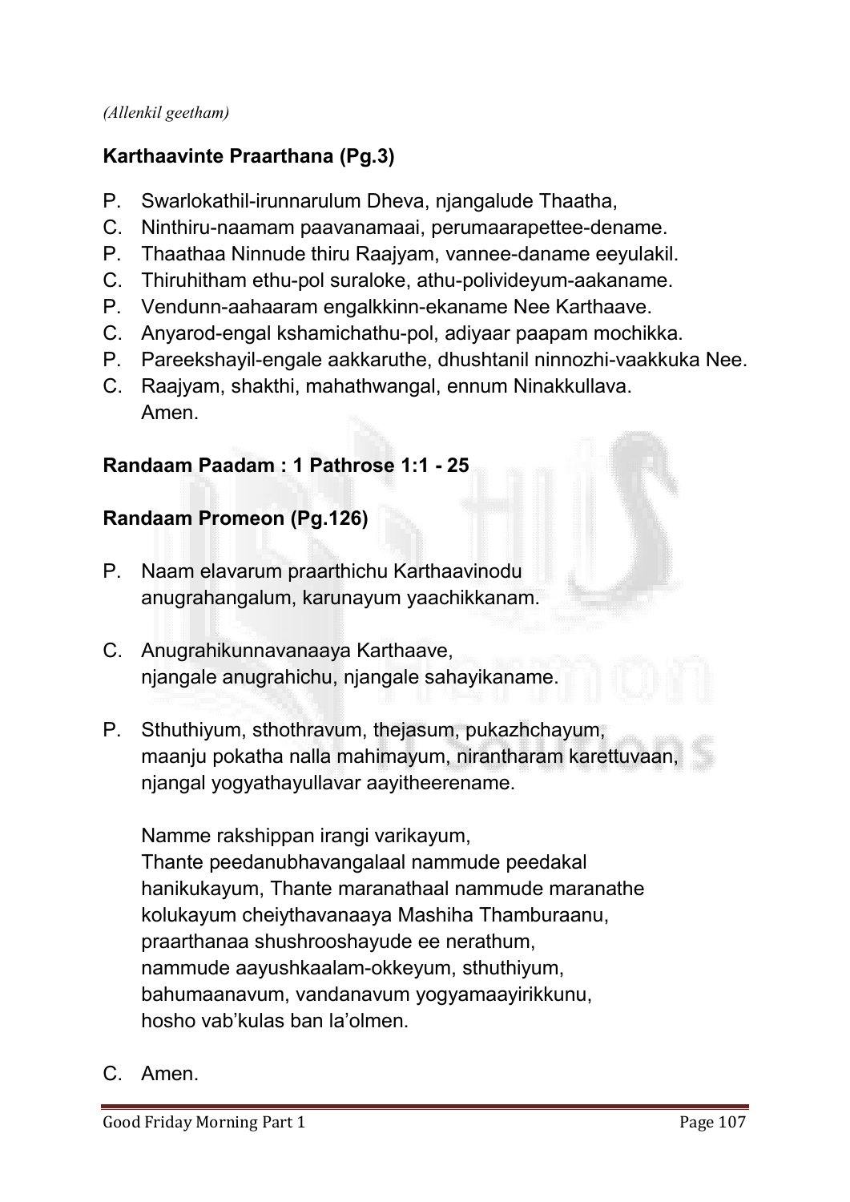*(Allenkil geetham)*

**Karthaavinte Praarthana (Pg.3)**

P. Swarlokathil-irunnarulum Dheva, njangalude Thaatha,
C. Ninthiru-naamam paavanamaai, perumaarapettee-dename.
P. Thaathaa Ninnude thiru Raajyam, vannee-daname eeyulakil.
C. Thiruhitham ethu-pol suraloke, athu-polivideyum-aakaname.
P. Vendunn-aahaaram engalkkinn-ekaname Nee Karthaave.
C. Anyarod-engal kshamichathu-pol, adiyaar paapam mochikka.
P. Pareekshayil-engale aakkaruthe, dhushtanil ninnozhi-vaakkuka Nee.
C. Raajyam, shakthi, mahathwangal, ennum Ninakkullava.
Amen.

**Randaam Paadam : 1 Pathrose 1:1 - 25**

**Randaam Promeon (Pg.126)**

P. Naam elavarum praarthichu Karthaavinodu
anugrahangalum, karunayum yaachikkanam.

C. Anugrahikunnavanaaya Karthaave,
njangale anugrahichu, njangale sahayikaname.

P. Sthuthiyum, sthothravum, thejasum, pukazhchayum,
maanju pokatha nalla mahimayum, nirantharam karettuvaan,
njangal yogyathayullavar aayitheername.

Namme rakshippan irangi varikayum,
Thante peedanubhavangalaal nammude peedakal
hanikukayum, Thante maranathaal nammude maranathe
kolukayum cheiythavanaaya Mashiha Thamburaanu,
praarthanaa shushrooshayude ee nerathum,
nammude aayushkaalam-okkeyum, sthuthiyum,
bahumaanavum, vandanavum yogyamaayirikkunu,
hosho vab'kulas ban la'olmen.

C. Amen.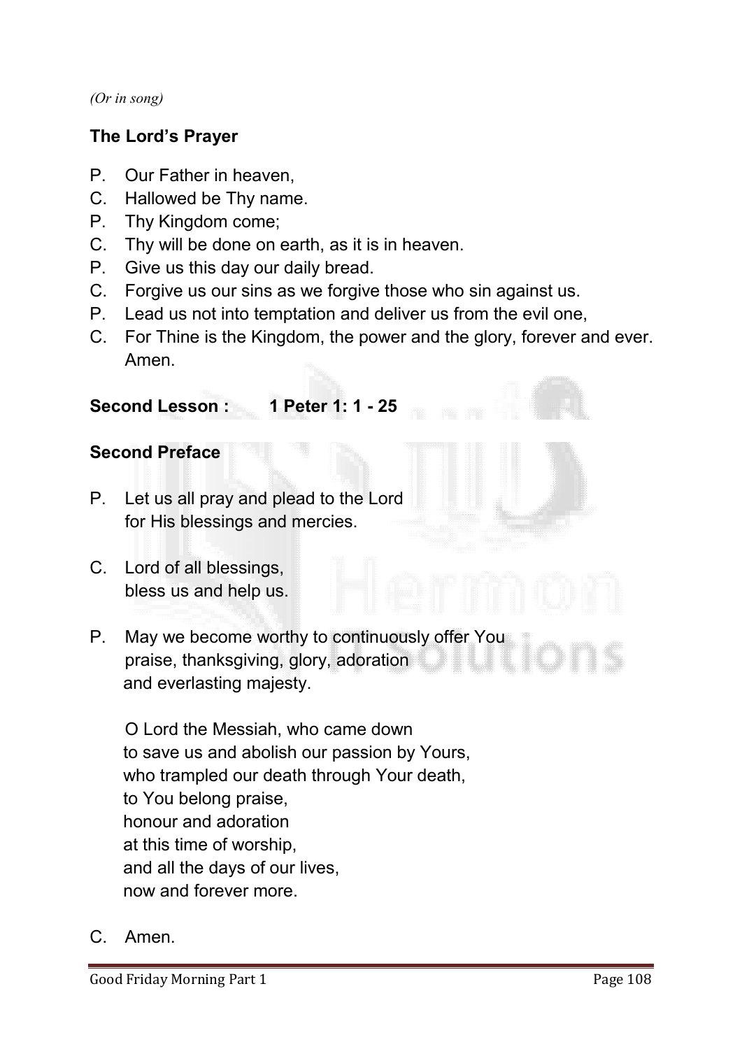*(Or in song)*

**The Lord's Prayer**

P. Our Father in heaven,
C. Hallowed be Thy name.
P. Thy Kingdom come;
C. Thy will be done on earth, as it is in heaven.
P. Give us this day our daily bread.
C. Forgive us our sins as we forgive those who sin against us.
P. Lead us not into temptation and deliver us from the evil one,
C. For Thine is the Kingdom, the power and the glory, forever and ever. Amen.

**Second Lesson : 1 Peter 1: 1 - 25**

**Second Preface**

P. Let us all pray and plead to the Lord
for His blessings and mercies.

C. Lord of all blessings,
bless us and help us.

P. May we become worthy to continuously offer You
praise, thanksgiving, glory, adoration
and everlasting majesty.

O Lord the Messiah, who came down
to save us and abolish our passion by Yours,
who trampled our death through Your death,
to You belong praise,
honour and adoration
at this time of worship,
and all the days of our lives,
now and forever more.

C. Amen.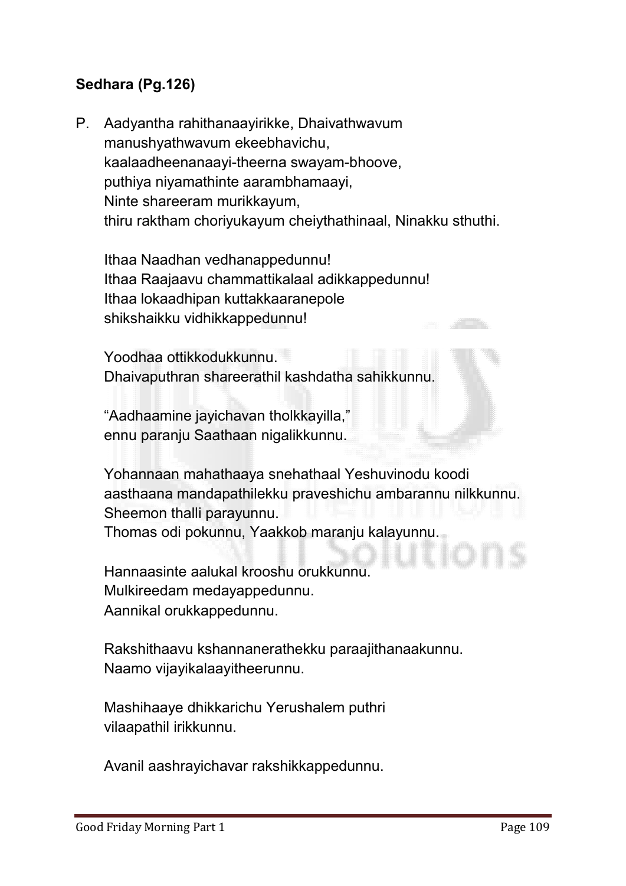**Sedhara (Pg.126)**

P. Aadyantha rahithanaayirikke, Dhaivathwavum manushyathwavum ekeebhavichu, kaalaadheenanaayi-theerna swayam-bhoove, puthiya niyamathinte aarambhamaayi, Ninte shareeram murikkayum, thiru raktham choriyukayum cheiythathinaal, Ninakku sthuthi.

Ithaa Naadhan vedhanappedunnu!
Ithaa Raajaavu chammattikalaal adikkappedunnu!
Ithaa lokaadhipan kuttakkaaranepole shikshaikku vidhikkappedunnu!

Yoodhaa ottikkodukkunnu.
Dhaivaputhran shareerathil kashdatha sahikkunnu.

“Aadhaamine jayichavan tholkkayilla,” ennu paranju Saathaan nigalikkunnu.

Yohannaan mahathaaya snehathaal Yeshuvinodu koodi aasthaana mandapathilekku praveshichu ambarannu nilkkunnu.
Sheemon thalli parayunnu.
Thomas odi pokunnu, Yaakkob maranju kalayunnu.

Hannaasinte aalukal krooshu orukkunnu.
Mulkireedam medayappedunnu.
Aannikal orukkappedunnu.

Rakshithaavu kshannanerathekku paraajithanaakunnu.
Naamo vijayikalaayitheerunnu.

Mashihaaye dhikkarichu Yerushalem puthri vilaapathil irikkunnu.

Avanil aashrayichavar rakshikkappedunnu.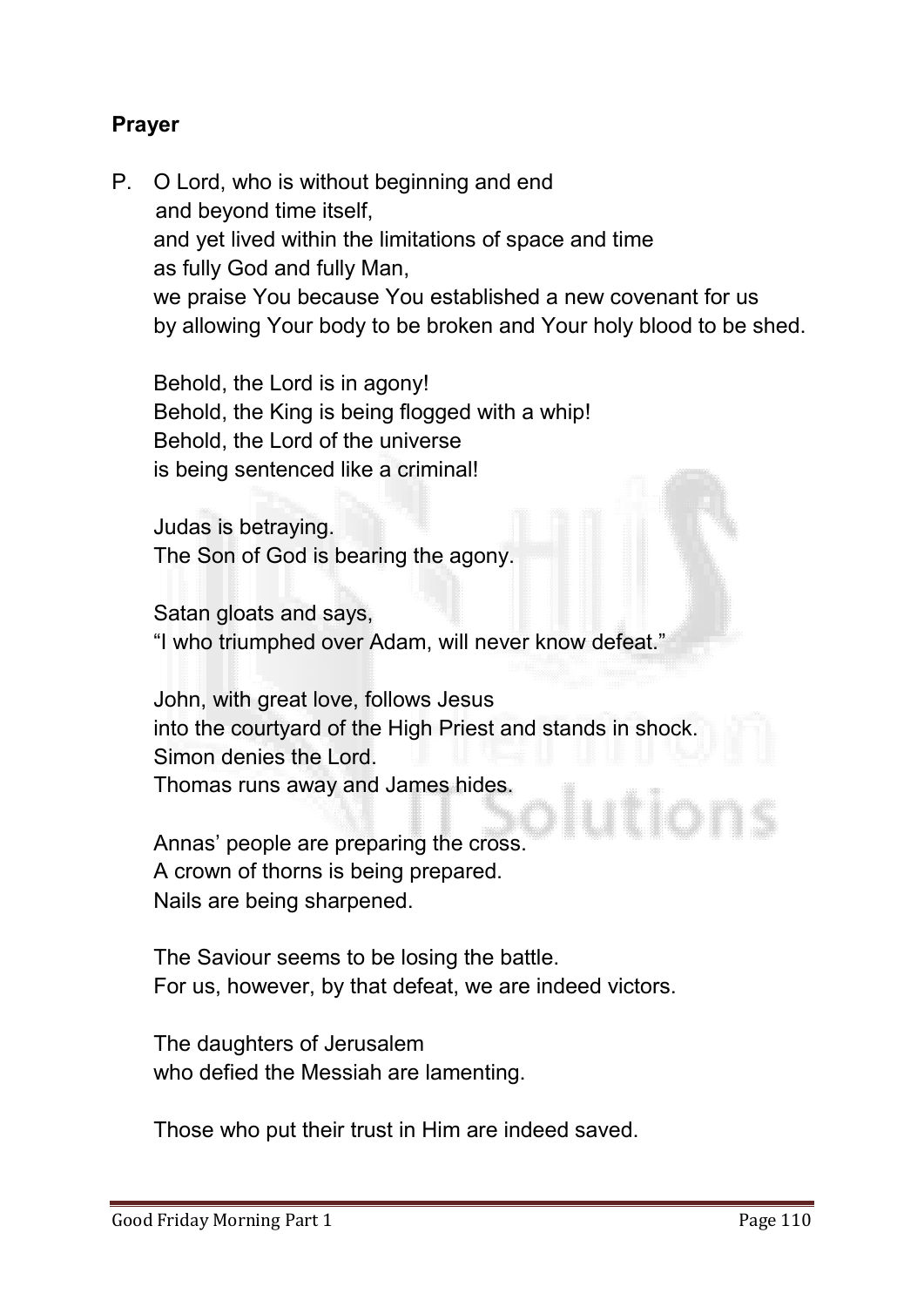**Prayer**

P. O Lord, who is without beginning and end
and beyond time itself,
and yet lived within the limitations of space and time
as fully God and fully Man,
we praise You because You established a new covenant for us
by allowing Your body to be broken and Your holy blood to be shed.

Behold, the Lord is in agony!
Behold, the King is being flogged with a whip!
Behold, the Lord of the universe
is being sentenced like a criminal!

Judas is betraying.
The Son of God is bearing the agony.

Satan gloats and says,
"I who triumphed over Adam, will never know defeat."

John, with great love, follows Jesus
into the courtyard of the High Priest and stands in shock.
Simon denies the Lord.
Thomas runs away and James hides.

Annas' people are preparing the cross.
A crown of thorns is being prepared.
Nails are being sharpened.

The Saviour seems to be losing the battle.
For us, however, by that defeat, we are indeed victors.

The daughters of Jerusalem
who defied the Messiah are lamenting.

Those who put their trust in Him are indeed saved.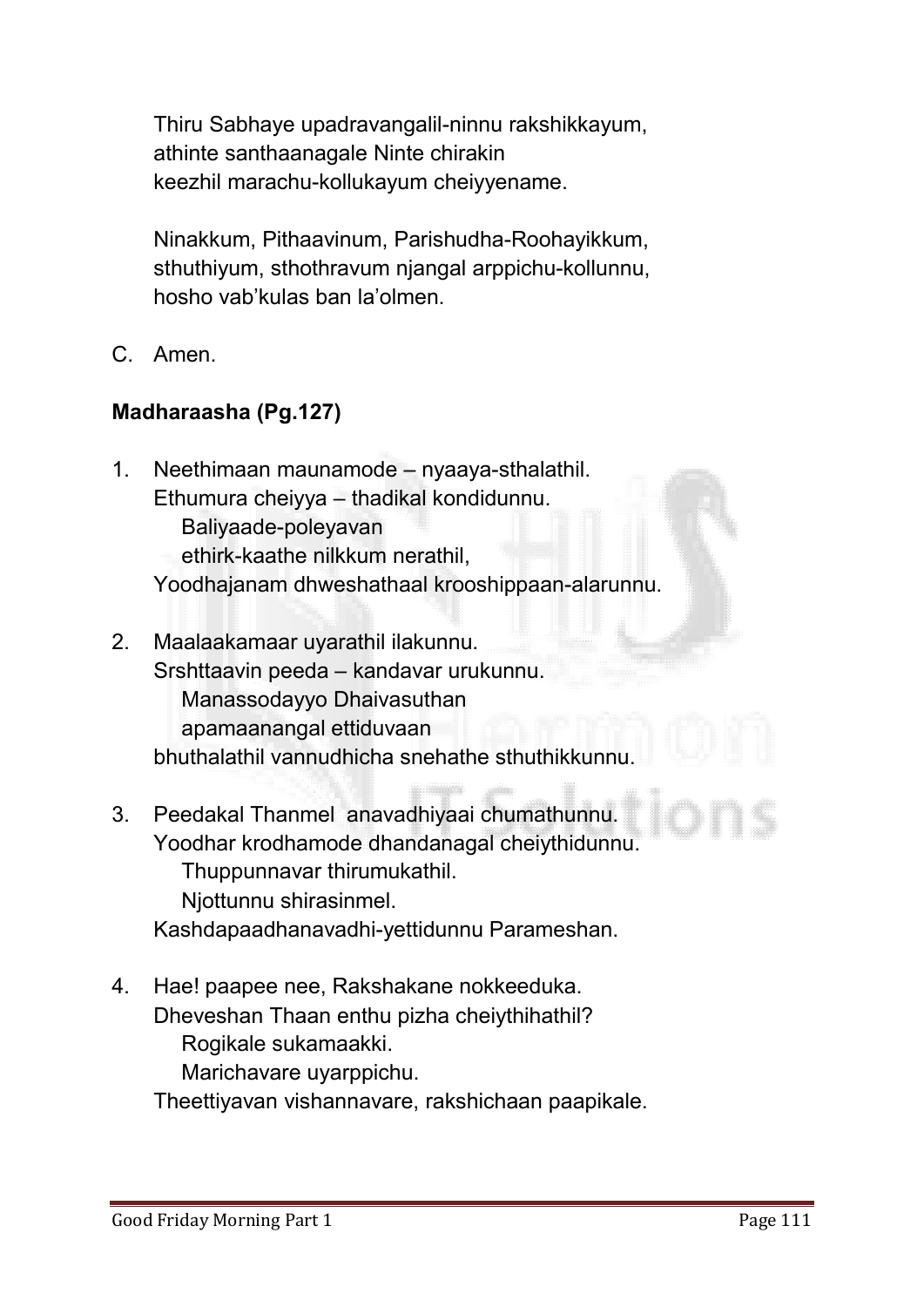Thiru Sabhaye upadravangalil-ninnu rakshikkayum,
athinte santhaanagale Ninte chirakin
keezhil marachu-kollukayum cheiyyename.

Ninakkum, Pithaavinum, Parishudha-Roohayikkum,
sthuthiyum, sthothravum njangal arppichu-kollunnu,
hosho vab'kulas ban la'olmen.

C. Amen.

**Madharaasha (Pg.127)**

1. Neethimaan maunamode – nyaaya-sthalathil.
   Ethumura cheiyya – thadikal kondidunnu.
      Baliyaade-poleyavan
      ethirk-kaathe nilkkum nerathil,
   Yoodhajanam dhweshathaal krooshippaan-alarunnu.

2. Maalaakamaar uyarathil ilakunnu.
   Srshttaavin peeda – kandavar urukunnu.
      Manassodayyo Dhaivasuthan
      apamaanangal ettiduvaan
   bhuthalathil vannudhicha snehathe sthuthikkunnu.

3. Peedakal Thanmel anavadhiyaai chumathunnu.
   Yoodhar krodhamode dhandanagal cheiythidunnu.
      Thuppunnavar thirumukathil.
      Njottunnu shirasinmel.
   Kashdapaadhanavadhi-yettidunnu Parameshan.

4. Hae! paapee nee, Rakshakane nokkeeduka.
   Dheveshan Thaan enthu pizha cheiythihathil?
      Rogikale sukamaakki.
      Marichavare uyarppichu.
   Theettiyavan vishannavare, rakshichaan paapikale.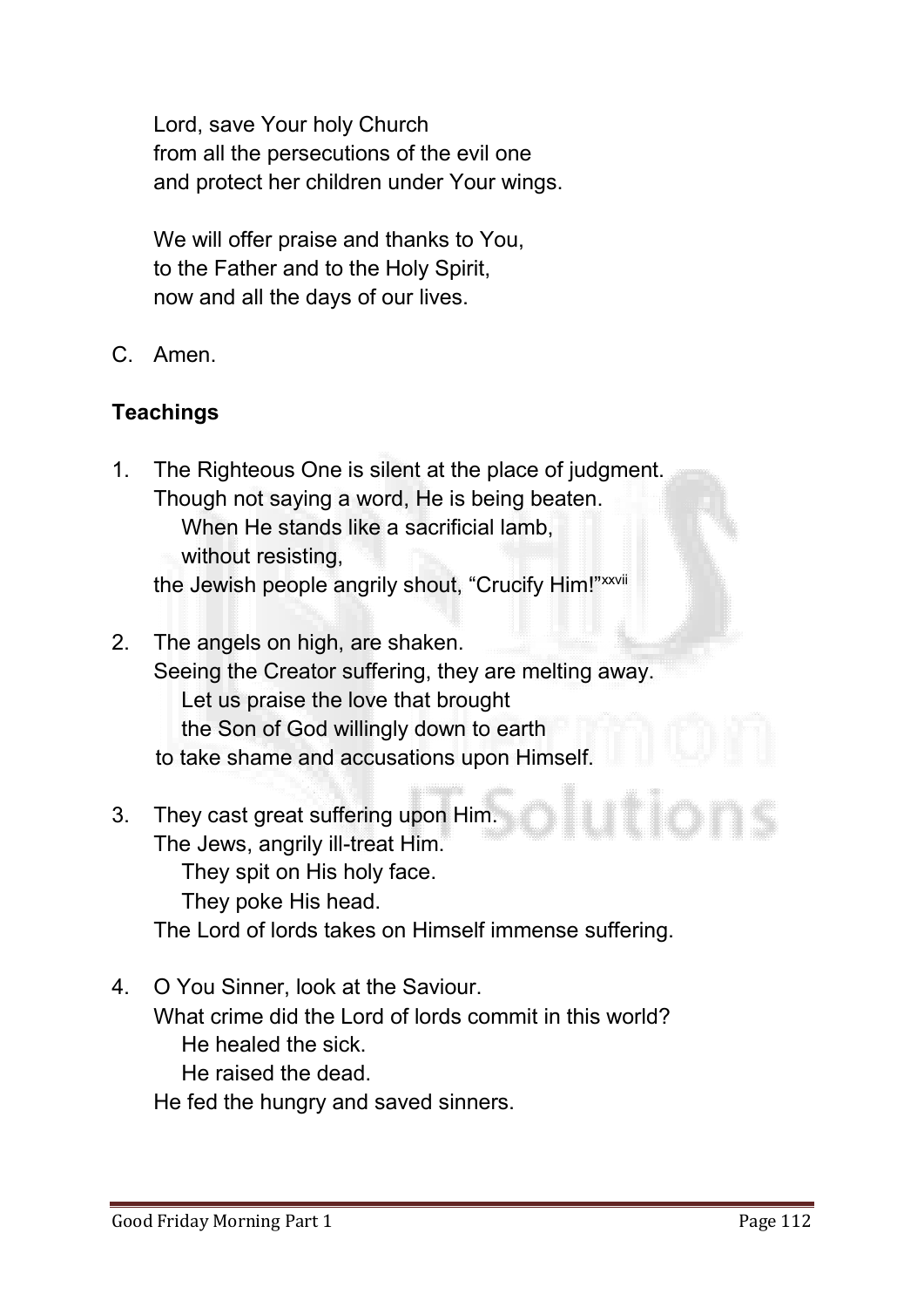Lord, save Your holy Church
from all the persecutions of the evil one
and protect her children under Your wings.

We will offer praise and thanks to You,
to the Father and to the Holy Spirit,
now and all the days of our lives.

C. Amen.

**Teachings**

1. The Righteous One is silent at the place of judgment.
   Though not saying a word, He is being beaten.
      When He stands like a sacrificial lamb,
      without resisting,
   the Jewish people angrily shout, "Crucify Him!"[xxvii]

2. The angels on high, are shaken.
   Seeing the Creator suffering, they are melting away.
      Let us praise the love that brought
      the Son of God willingly down to earth
   to take shame and accusations upon Himself.

3. They cast great suffering upon Him.
   The Jews, angrily ill-treat Him.
      They spit on His holy face.
      They poke His head.
   The Lord of lords takes on Himself immense suffering.

4. O You Sinner, look at the Saviour.
   What crime did the Lord of lords commit in this world?
      He healed the sick.
      He raised the dead.
   He fed the hungry and saved sinners.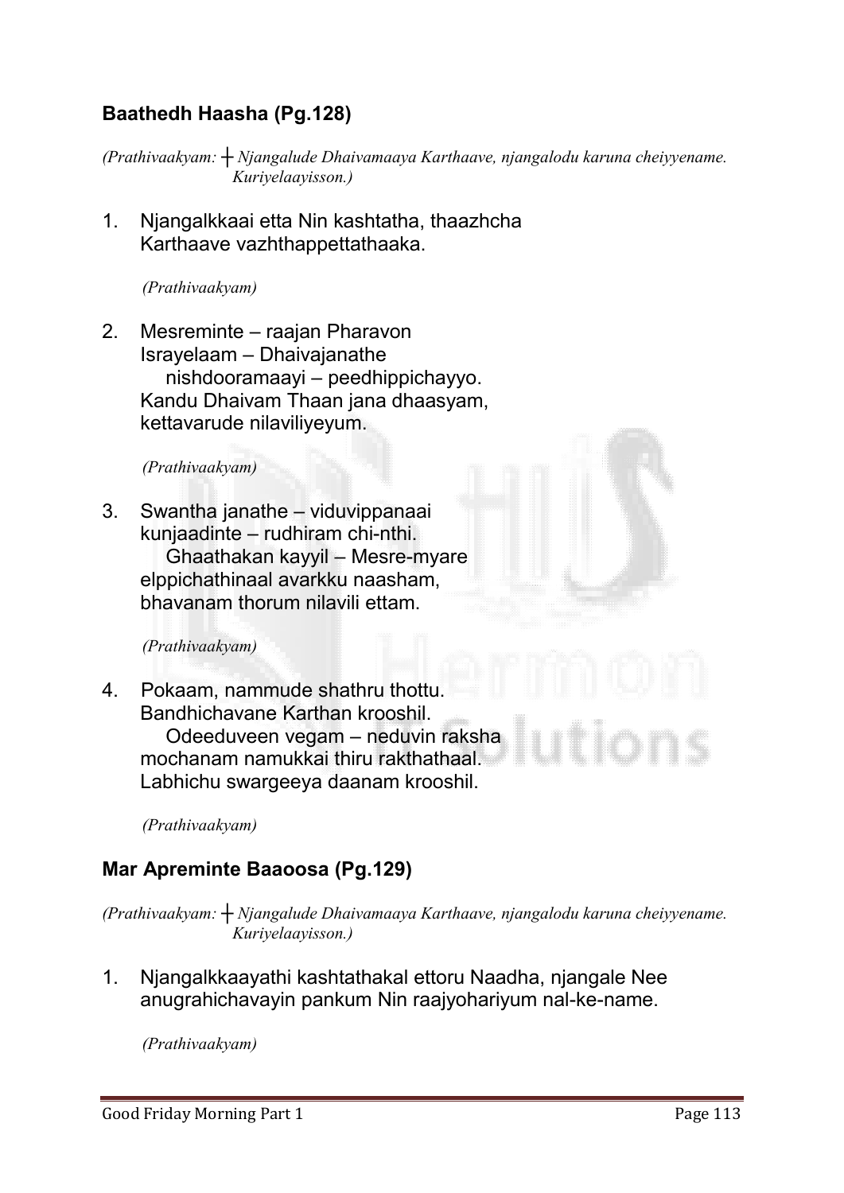## Baathedh Haasha (Pg.128)

*(Prathivaakyam: ┼ Njangalude Dhaivamaaya Karthaave, njangalodu karuna cheiyyename. Kuriyelaayisson.)*

1. Njangalkkaai etta Nin kashtatha, thaazhcha
   Karthaave vazhthappettathaaka.

   *(Prathivaakyam)*

2. Mesreminte – raajan Pharavon
   Israyelaam – Dhaivajanathe
   nishdooramaayi – peedhippichayyo.
   Kandu Dhaivam Thaan jana dhaasyam,
   kettavarude nilaviliyeyum.

   *(Prathivaakyam)*

3. Swantha janathe – viduvippanaai
   kunjaadinte – rudhiram chi-nthi.
   Ghaathakan kayyil – Mesre-myare
   elppichathinaal avarkku naasham,
   bhavanam thorum nilavili ettam.

   *(Prathivaakyam)*

4. Pokaam, nammude shathru thottu.
   Bandhichavane Karthan krooshil.
   Odeeduveen vegam – neduvin raksha
   mochanam namukkai thiru rakthathaal.
   Labhichu swargeeya daanam krooshil.

   *(Prathivaakyam)*

## Mar Apreminte Baaoosa (Pg.129)

*(Prathivaakyam: ┼ Njangalude Dhaivamaaya Karthaave, njangalodu karuna cheiyyename. Kuriyelaayisson.)*

1. Njangalkkaayathi kashtathakal ettoru Naadha, njangale Nee
   anugrahichavayin pankum Nin raajyohariyum nal-ke-name.

   *(Prathivaakyam)*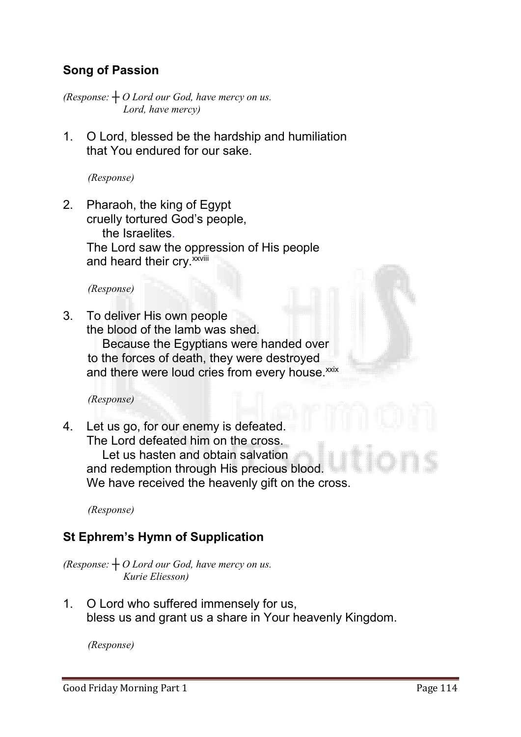## Song of Passion

*(Response: ┼ O Lord our God, have mercy on us.
Lord, have mercy)*

1. O Lord, blessed be the hardship and humiliation
   that You endured for our sake.

   *(Response)*

2. Pharaoh, the king of Egypt
   cruelly tortured God's people,
   the Israelites.
   The Lord saw the oppression of His people
   and heard their cry.[xxviii]

   *(Response)*

3. To deliver His own people
   the blood of the lamb was shed.
   Because the Egyptians were handed over
   to the forces of death, they were destroyed
   and there were loud cries from every house.[xxix]

   *(Response)*

4. Let us go, for our enemy is defeated.
   The Lord defeated him on the cross.
   Let us hasten and obtain salvation
   and redemption through His precious blood.
   We have received the heavenly gift on the cross.

   *(Response)*

## St Ephrem's Hymn of Supplication

*(Response: ┼ O Lord our God, have mercy on us.
Kurie Eliesson)*

1. O Lord who suffered immensely for us,
   bless us and grant us a share in Your heavenly Kingdom.

   *(Response)*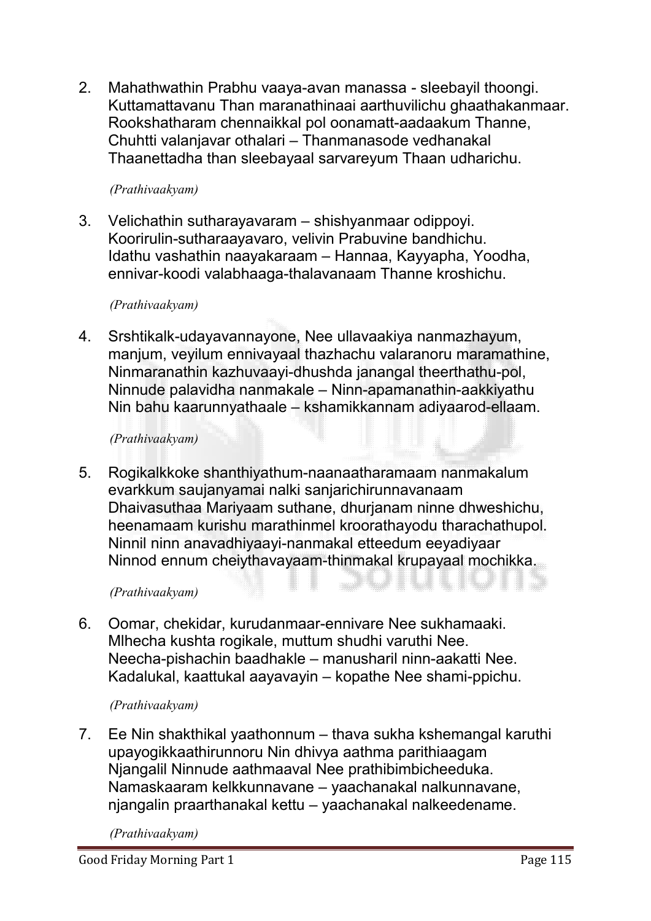2. Mahathwathin Prabhu vaaya-avan manassa - sleebayil thoongi.
   Kuttamattavanu Than maranathinaai aarthuvilichu ghaathakanmaar.
   Rookshatharam chennaikkal pol oonamatt-aadaakum Thanne,
   Chuhtti valanjavar othalari – Thanmanasode vedhanakal
   Thaanettadha than sleebayaal sarvareyum Thaan udharichu.

   *(Prathivaakyam)*

3. Velichathin sutharayavaram – shishyanmaar odippoyi.
   Koorirulin-sutharaayavaro, velivin Prabuvine bandhichu.
   Idathu vashathin naayakaraam – Hannaa, Kayyapha, Yoodha,
   ennivar-koodi valabhaaga-thalavanaam Thanne kroshichu.

   *(Prathivaakyam)*

4. Srshtikalk-udayavannayone, Nee ullavaakiya nanmazhayum,
   manjum, veyilum ennivayaal thazhachu valaranoru maramathine,
   Ninmaranathin kazhuvaayi-dhushda janangal theerthathu-pol,
   Ninnude palavidha nanmakale – Ninn-apamanathin-aakkiyathu
   Nin bahu kaarunnyathaale – kshamikkannam adiyaarod-ellaam.

   *(Prathivaakyam)*

5. Rogikalkkoke shanthiyathum-naanaatharamaam nanmakalum
   evarkkum saujanyamai nalki sanjarichirunnavanaam
   Dhaivasuthaa Mariyaam suthane, dhurjanam ninne dhweshichu,
   heenamaam kurishu marathinmel kroorathayodu tharachathupol.
   Ninnil ninn anavadhiyaayi-nanmakal etteedum eeyadiyaar
   Ninnod ennum cheiythavayaam-thinmakal krupayaal mochikka.

   *(Prathivaakyam)*

6. Oomar, chekidar, kurudanmaar-ennivare Nee sukhamaaki.
   Mlhecha kushta rogikale, muttum shudhi varuthi Nee.
   Neecha-pishachin baadhakle – manusharil ninn-aakatti Nee.
   Kadalukal, kaattukal aayavayin – kopathe Nee shami-ppichu.

   *(Prathivaakyam)*

7. Ee Nin shakthikal yaathonnum – thava sukha kshemangal karuthi
   upayogikkaathirunnoru Nin dhivya aathma parithiaagam
   Njangalil Ninnude aathmaaval Nee prathibimbicheeduka.
   Namaskaaram kelkkunnavane – yaachanakal nalkunnavane,
   njangalin praarthanakal kettu – yaachanakal nalkeedename.

   *(Prathivaakyam)*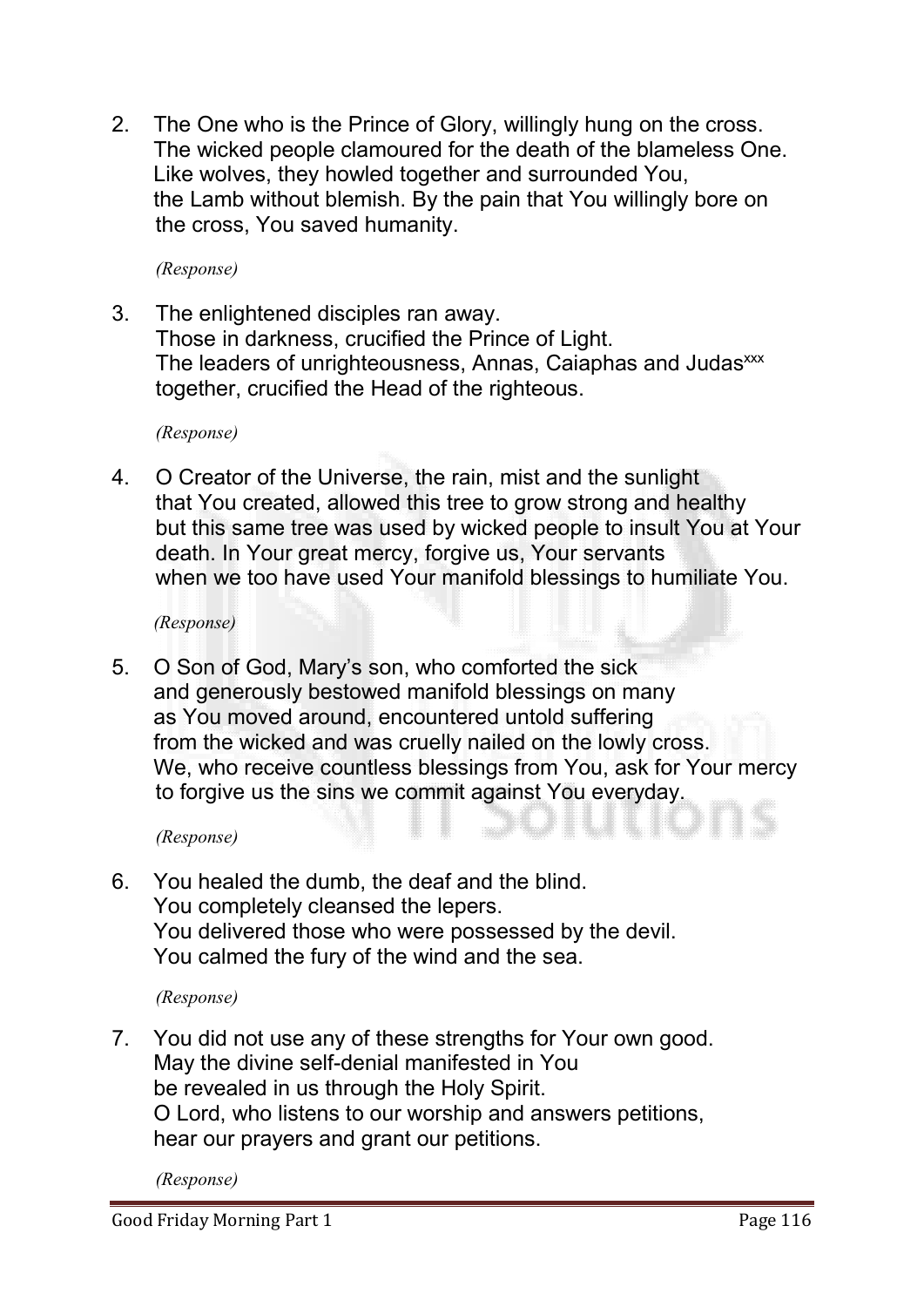2. The One who is the Prince of Glory, willingly hung on the cross.
   The wicked people clamoured for the death of the blameless One.
   Like wolves, they howled together and surrounded You,
   the Lamb without blemish. By the pain that You willingly bore on
   the cross, You saved humanity.

   *(Response)*

3. The enlightened disciples ran away.
   Those in darkness, crucified the Prince of Light.
   The leaders of unrighteousness, Annas, Caiaphas and Judas[xxx]
   together, crucified the Head of the righteous.

   *(Response)*

4. O Creator of the Universe, the rain, mist and the sunlight
   that You created, allowed this tree to grow strong and healthy
   but this same tree was used by wicked people to insult You at Your
   death. In Your great mercy, forgive us, Your servants
   when we too have used Your manifold blessings to humiliate You.

   *(Response)*

5. O Son of God, Mary's son, who comforted the sick
   and generously bestowed manifold blessings on many
   as You moved around, encountered untold suffering
   from the wicked and was cruelly nailed on the lowly cross.
   We, who receive countless blessings from You, ask for Your mercy
   to forgive us the sins we commit against You everyday.

   *(Response)*

6. You healed the dumb, the deaf and the blind.
   You completely cleansed the lepers.
   You delivered those who were possessed by the devil.
   You calmed the fury of the wind and the sea.

   *(Response)*

7. You did not use any of these strengths for Your own good.
   May the divine self-denial manifested in You
   be revealed in us through the Holy Spirit.
   O Lord, who listens to our worship and answers petitions,
   hear our prayers and grant our petitions.

   *(Response)*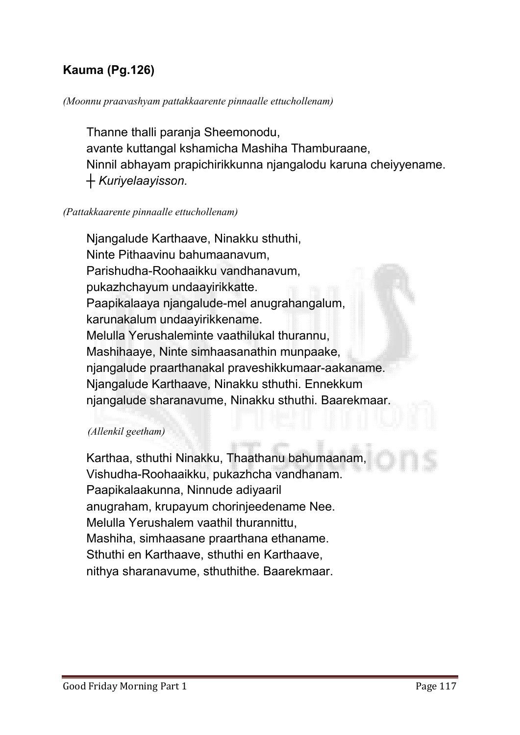**Kauma (Pg.126)**

*(Moonnu praavashyam pattakkaarente pinnaalle ettuchollenam)*

Thanne thalli paranja Sheemonodu,
avante kuttangal kshamicha Mashiha Thamburaane,
Ninnil abhayam prapichirikkunna njangalodu karuna cheiyyename.
┼ *Kuriyelaayisson.*

*(Pattakkaarente pinnaalle ettuchollenam)*

Njangalude Karthaave, Ninakku sthuthi,
Ninte Pithaavinu bahumaanavum,
Parishudha-Roohaaikku vandhanavum,
pukazhchayum undaayirikkatte.
Paapikalaaya njangalude-mel anugrahangalum,
karunakalum undaayirikkename.
Melulla Yerushaleminte vaathilukal thurannu,
Mashihaaye, Ninte simhaasanathin munpaake,
njangalude praarthanakal praveshikkumaar-aakaname.
Njangalude Karthaave, Ninakku sthuthi. Ennekkum
njangalude sharanavume, Ninakku sthuthi. Baarekmaar.

*(Allenkil geetham)*

Karthaa, sthuthi Ninakku, Thaathanu bahumaanam,
Vishudha-Roohaaikku, pukazhcha vandhanam.
Paapikalaakunna, Ninnude adiyaaril
anugraham, krupayum chorinjeedename Nee.
Melulla Yerushalem vaathil thurannittu,
Mashiha, simhaasane praarthana ethaname.
Sthuthi en Karthaave, sthuthi en Karthaave,
nithya sharanavume, sthuthithe. Baarekmaar.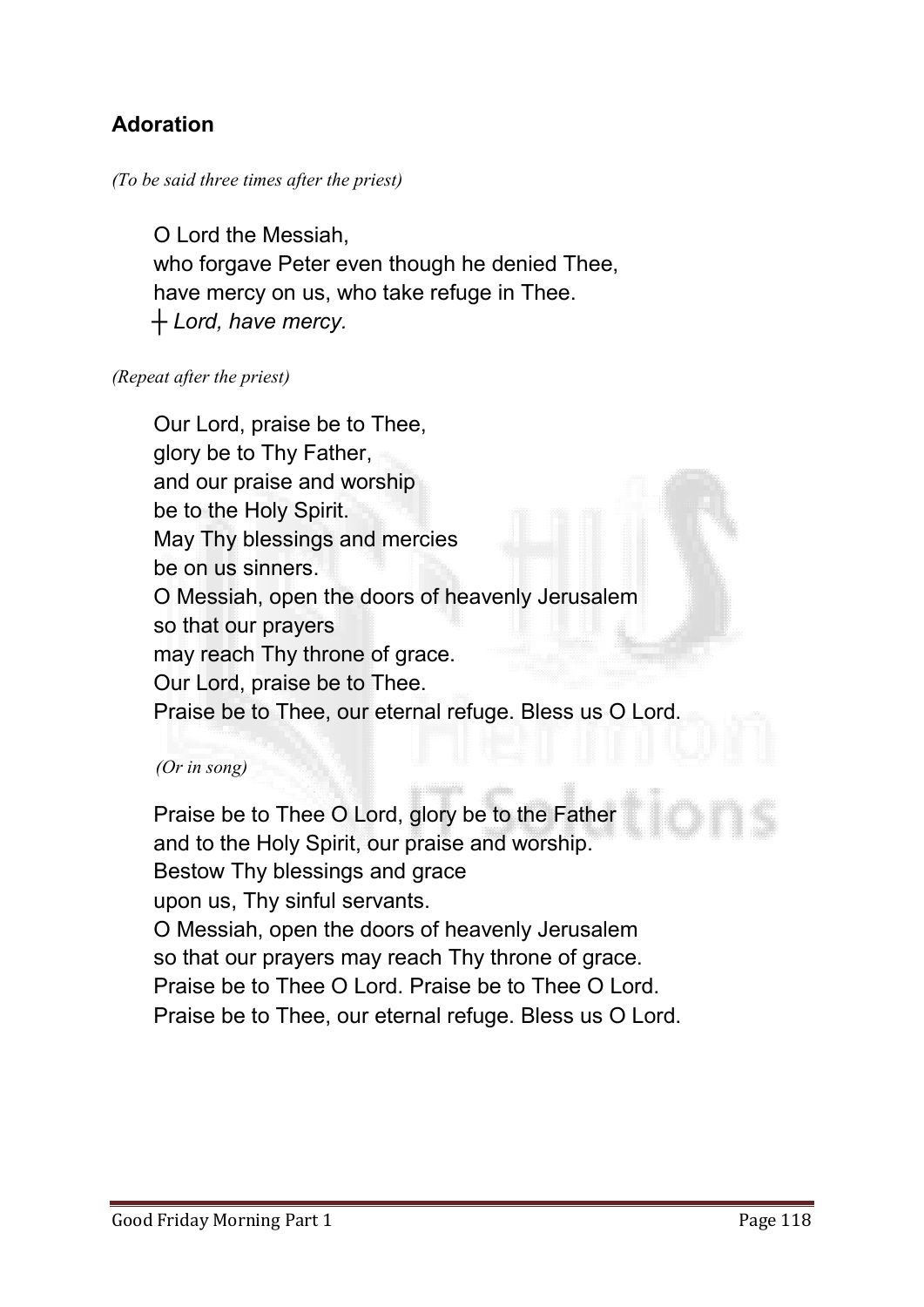## Adoration

*(To be said three times after the priest)*

O Lord the Messiah,
who forgave Peter even though he denied Thee,
have mercy on us, who take refuge in Thee.
┼ *Lord, have mercy.*

*(Repeat after the priest)*

Our Lord, praise be to Thee,
glory be to Thy Father,
and our praise and worship
be to the Holy Spirit.
May Thy blessings and mercies
be on us sinners.
O Messiah, open the doors of heavenly Jerusalem
so that our prayers
may reach Thy throne of grace.
Our Lord, praise be to Thee.
Praise be to Thee, our eternal refuge. Bless us O Lord.

*(Or in song)*

Praise be to Thee O Lord, glory be to the Father
and to the Holy Spirit, our praise and worship.
Bestow Thy blessings and grace
upon us, Thy sinful servants.
O Messiah, open the doors of heavenly Jerusalem
so that our prayers may reach Thy throne of grace.
Praise be to Thee O Lord. Praise be to Thee O Lord.
Praise be to Thee, our eternal refuge. Bless us O Lord.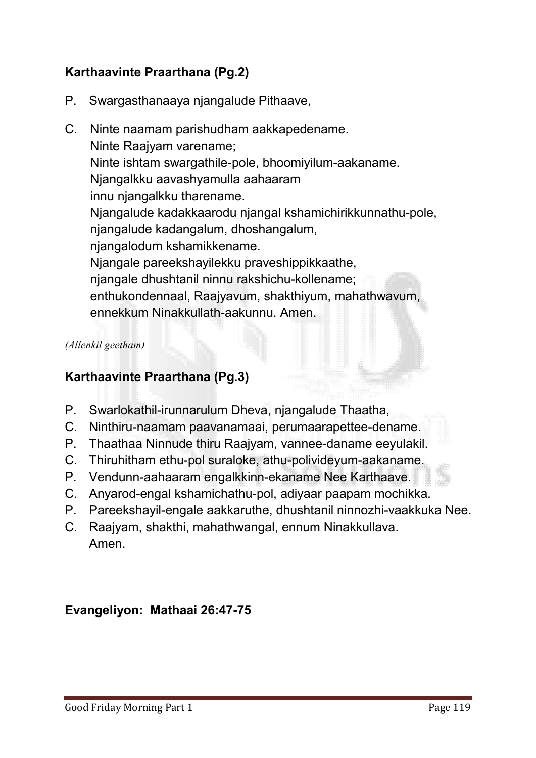**Karthaavinte Praarthana (Pg.2)**

P. Swargasthanaaya njangalude Pithaave,

C. Ninte naamam parishudham aakkapedename.
Ninte Raajyam varename;
Ninte ishtam swargathile-pole, bhoomiyilum-aakaname.
Njangalkku aavashyamulla aahaaram
innu njangalkku tharename.
Njangalude kadakkaarodu njangal kshamichirikkunnathu-pole,
njangalude kadangalum, dhoshangalum,
njangalodum kshamikkename.
Njangale pareekshayilekku praveshippikkaathe,
njangale dhushtanil ninnu rakshichu-kollename;
enthukondennaal, Raajyavum, shakthiyum, mahathwavum,
ennekkum Ninakkullath-aakunnu. Amen.

*(Allenkil geetham)*

**Karthaavinte Praarthana (Pg.3)**

P. Swarlokathil-irunnarulum Dheva, njangalude Thaatha,
C. Ninthiru-naamam paavanamaai, perumaarapettee-dename.
P. Thaathaa Ninnude thiru Raajyam, vannee-daname eeyulakil.
C. Thiruhitham ethu-pol suraloke, athu-polivideyum-aakaname.
P. Vendunn-aahaaram engalkkinn-ekaname Nee Karthaave.
C. Anyarod-engal kshamichathu-pol, adiyaar paapam mochikka.
P. Pareekshayil-engale aakkaruthe, dhushtanil ninnozhi-vaakkuka Nee.
C. Raajyam, shakthi, mahathwangal, ennum Ninakkullava.
Amen.

**Evangeliyon: Mathaai 26:47-75**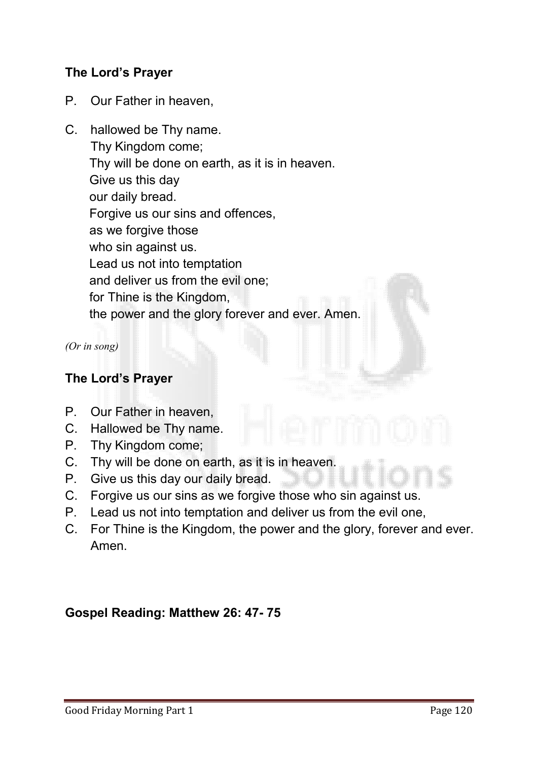**The Lord's Prayer**

P. Our Father in heaven,

C. hallowed be Thy name.
Thy Kingdom come;
Thy will be done on earth, as it is in heaven.
Give us this day
our daily bread.
Forgive us our sins and offences,
as we forgive those
who sin against us.
Lead us not into temptation
and deliver us from the evil one;
for Thine is the Kingdom,
the power and the glory forever and ever. Amen.

*(Or in song)*

**The Lord's Prayer**

P. Our Father in heaven,
C. Hallowed be Thy name.
P. Thy Kingdom come;
C. Thy will be done on earth, as it is in heaven.
P. Give us this day our daily bread.
C. Forgive us our sins as we forgive those who sin against us.
P. Lead us not into temptation and deliver us from the evil one,
C. For Thine is the Kingdom, the power and the glory, forever and ever. Amen.

**Gospel Reading: Matthew 26: 47- 75**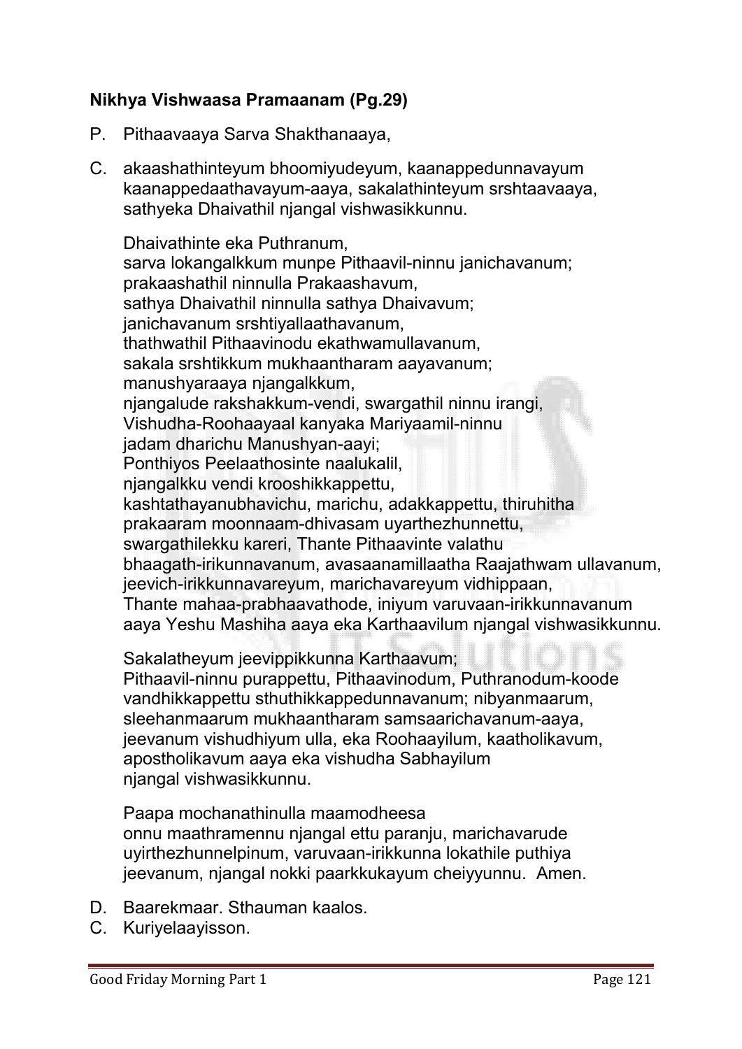**Nikhya Vishwaasa Pramaanam (Pg.29)**

P. Pithaavaaya Sarva Shakthanaaya,

C. akaashathinteyum bhoomiyudeyum, kaanappedunnavayum kaanappedaathavayum-aaya, sakalathinteyum srshtaavaaya, sathyeka Dhaivathil njangal vishwasikkunnu.

Dhaivathinte eka Puthranum,
sarva lokangalkkum munpe Pithaavil-ninnu janichavanum;
prakaashathil ninnulla Prakaashavum,
sathya Dhaivathil ninnulla sathya Dhaivavum;
janichavanum srshtiyallaathavanum,
thathwathil Pithaavinodu ekathwamullavanum,
sakala srshtikkum mukhaantharam aayavanum;
manushyaraaya njangalkkum,
njangalude rakshakkum-vendi, swargathil ninnu irangi,
Vishudha-Roohaayaal kanyaka Mariyaamil-ninnu
jadam dharichu Manushyan-aayi;
Ponthiyos Peelaathosinte naalukalil,
njangalkku vendi krooshikkappettu,
kashtathayanubhavichu, marichu, adakkappettu, thiruhitha
prakaaram moonnaam-dhivasam uyarthezhunnettu,
swargathilekku kareri, Thante Pithaavinte valathu
bhaagath-irikunnavanum, avasaanamillaatha Raajathwam ullavanum,
jeevich-irikkunnavareyum, marichavareyum vidhippaan,
Thante mahaa-prabhaavathode, iniyum varuvaan-irikkunnavanum
aaya Yeshu Mashiha aaya eka Karthaavilum njangal vishwasikkunnu.

Sakalatheyum jeevippikkunna Karthaavum;
Pithaavil-ninnu purappettu, Pithaavinodum, Puthranodum-koode
vandhikkappettu sthuthikkappedunnavanum; nibyanmaarum,
sleehanmaarum mukhaantharam samsaarichavanum-aaya,
jeevanum vishudhiyum ulla, eka Roohaayilum, kaatholikavum,
apostholikavum aaya eka vishudha Sabhayilum
njangal vishwasikkunnu.

Paapa mochanathinulla maamodheesa
onnu maathramennu njangal ettu paranju, marichavarude
uyirthezhunnelpinum, varuvaan-irikkunna lokathile puthiya
jeevanum, njangal nokki paarkkukayum cheiyyunnu. Amen.

D. Baarekmaar. Sthauman kaalos.
C. Kuriyelaayisson.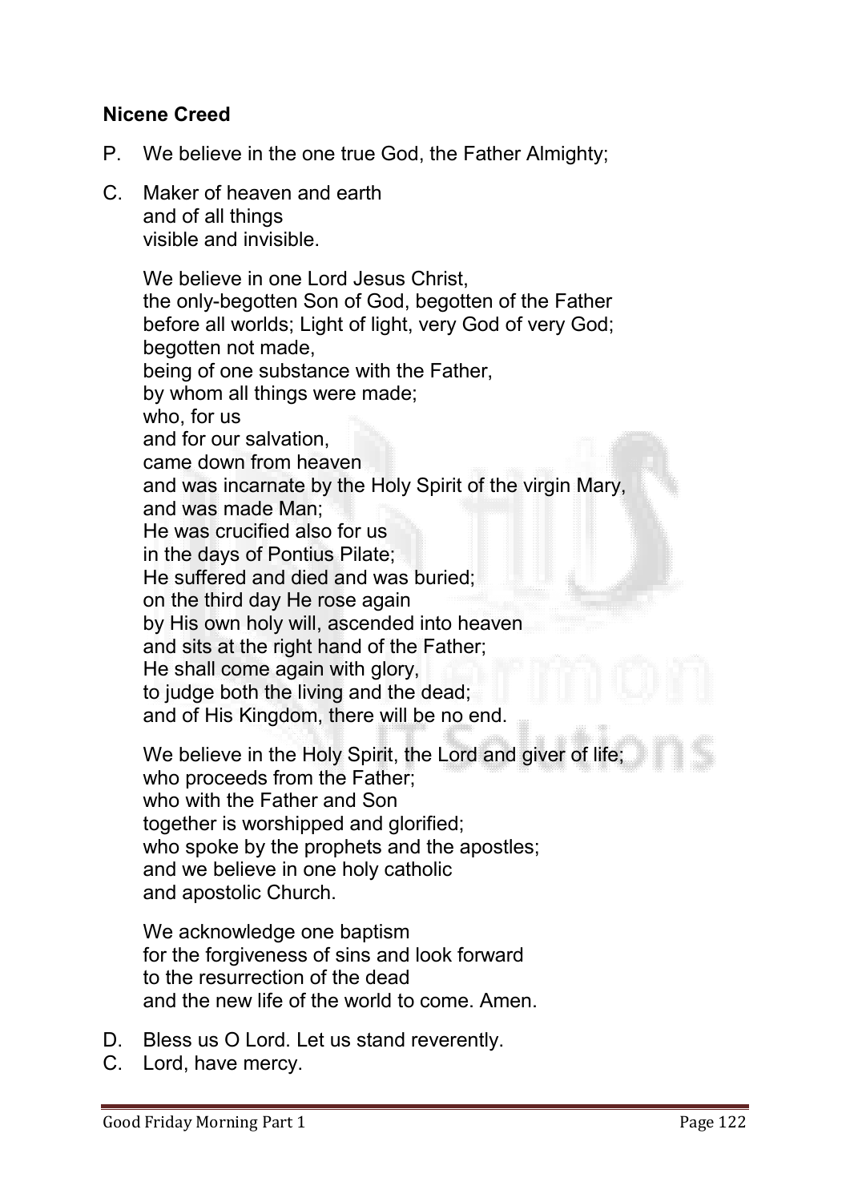**Nicene Creed**

P. We believe in the one true God, the Father Almighty;

C. Maker of heaven and earth
and of all things
visible and invisible.

We believe in one Lord Jesus Christ,
the only-begotten Son of God, begotten of the Father
before all worlds; Light of light, very God of very God;
begotten not made,
being of one substance with the Father,
by whom all things were made;
who, for us
and for our salvation,
came down from heaven
and was incarnate by the Holy Spirit of the virgin Mary,
and was made Man;
He was crucified also for us
in the days of Pontius Pilate;
He suffered and died and was buried;
on the third day He rose again
by His own holy will, ascended into heaven
and sits at the right hand of the Father;
He shall come again with glory,
to judge both the living and the dead;
and of His Kingdom, there will be no end.

We believe in the Holy Spirit, the Lord and giver of life;
who proceeds from the Father;
who with the Father and Son
together is worshipped and glorified;
who spoke by the prophets and the apostles;
and we believe in one holy catholic
and apostolic Church.

We acknowledge one baptism
for the forgiveness of sins and look forward
to the resurrection of the dead
and the new life of the world to come. Amen.

D. Bless us O Lord. Let us stand reverently.

C. Lord, have mercy.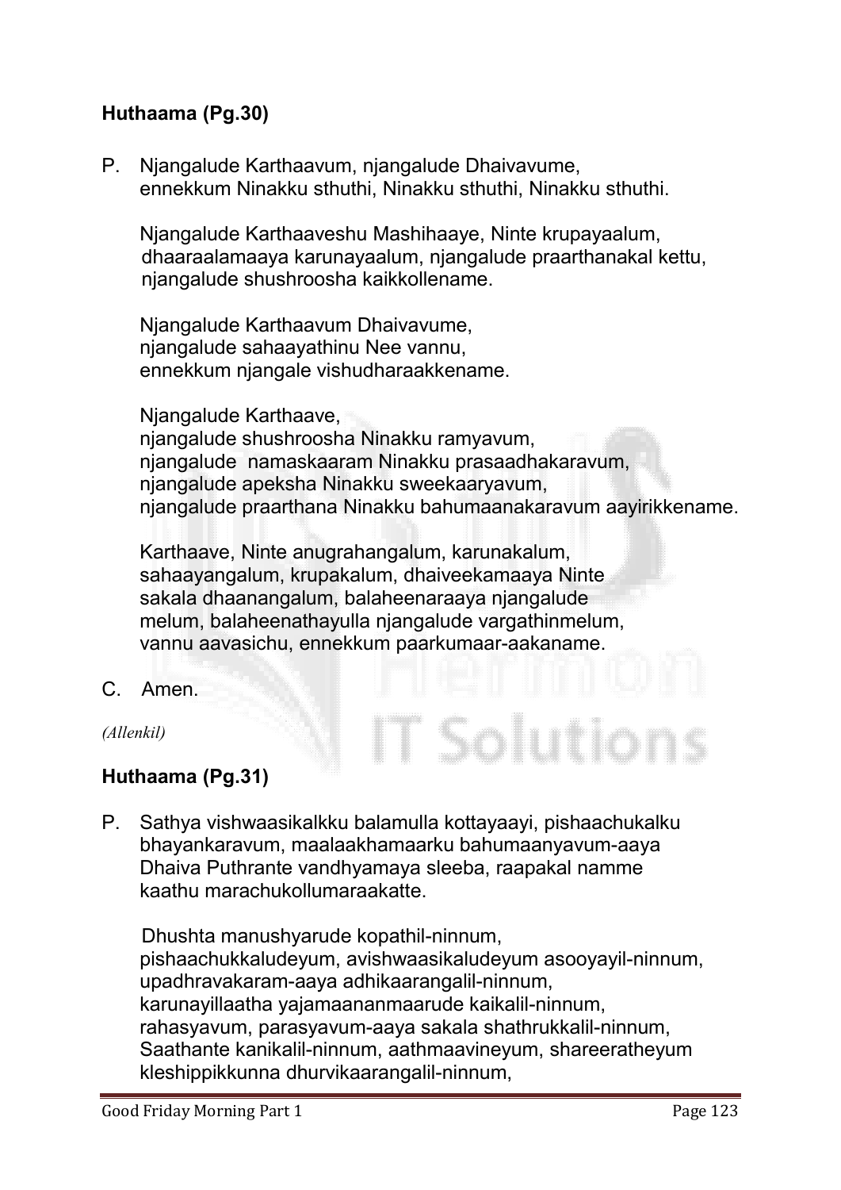### **Huthaama (Pg.30)**

P. Njangalude Karthaavum, njangalude Dhaivavume,
ennekkum Ninakku sthuthi, Ninakku sthuthi, Ninakku sthuthi.

Njangalude Karthaaveshu Mashihaaye, Ninte krupayaalum,
dhaaraalamaaya karunayaalum, njangalude praarthanakal kettu,
njangalude shushroosha kaikkollename.

Njangalude Karthaavum Dhaivavume,
njangalude sahaayathinu Nee vannu,
ennekkum njangale vishudharaakkename.

Njangalude Karthaave,
njangalude shushroosha Ninakku ramyavum,
njangalude namaskaaram Ninakku prasaadhakaravum,
njangalude apeksha Ninakku sweekaaryavum,
njangalude praarthana Ninakku bahumaanakaravum aayirikkename.

Karthaave, Ninte anugrahangalum, karunakalum,
sahaayangalum, krupakalum, dhaiveekamaaya Ninte
sakala dhaanangalum, balaheenaraaya njangalude
melum, balaheenathayulla njangalude vargathinmelum,
vannu aavasichu, ennekkum paarkumaar-aakaname.

C. Amen.

*(Allenkil)*

### **Huthaama (Pg.31)**

P. Sathya vishwaasikalkku balamulla kottayaayi, pishaachukalku
bhayankaravum, maalaakhamaarku bahumaanyavum-aaya
Dhaiva Puthrante vandhyamaya sleeba, raapakal namme
kaathu marachukollumaraakatte.

Dhushta manushyarude kopathil-ninnum,
pishaachukkaludeyum, avishwaasikaludeyum asooyayil-ninnum,
upadhravakaram-aaya adhikaarangalil-ninnum,
karunayillaatha yajamaananmaarude kaikalil-ninnum,
rahasyavum, parasyavum-aaya sakala shathrukkalil-ninnum,
Saathante kanikalil-ninnum, aathmaavineyum, shareeratheyum
kleshippikkunna dhurvikaarangalil-ninnum,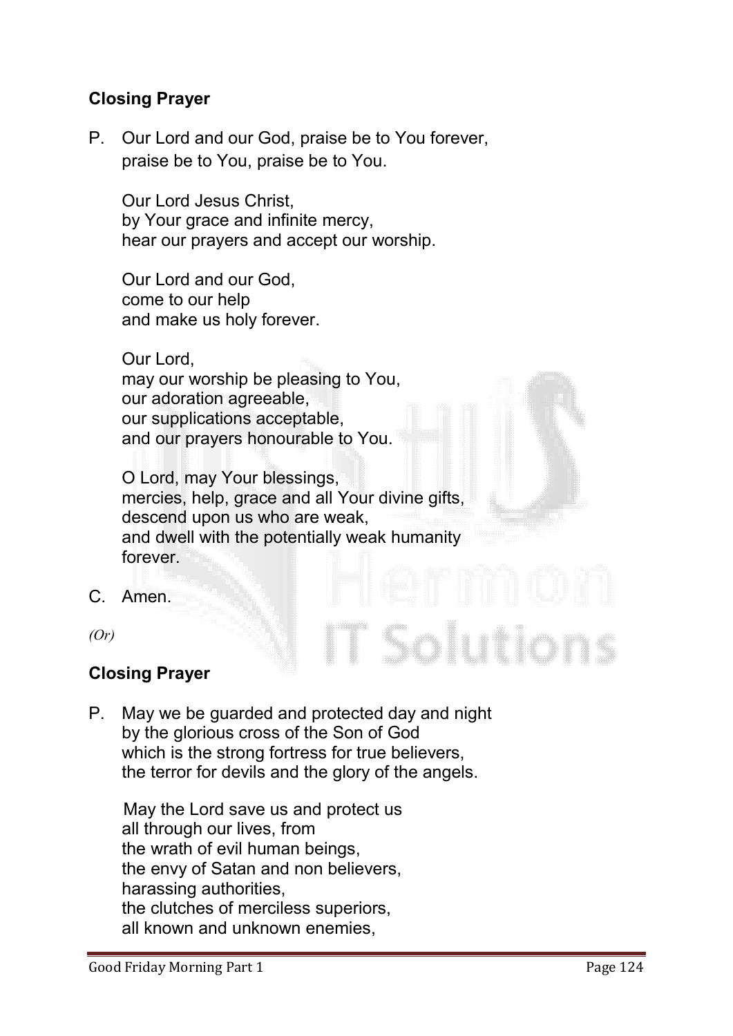**Closing Prayer**

P. Our Lord and our God, praise be to You forever,
praise be to You, praise be to You.

Our Lord Jesus Christ,
by Your grace and infinite mercy,
hear our prayers and accept our worship.

Our Lord and our God,
come to our help
and make us holy forever.

Our Lord,
may our worship be pleasing to You,
our adoration agreeable,
our supplications acceptable,
and our prayers honourable to You.

O Lord, may Your blessings,
mercies, help, grace and all Your divine gifts,
descend upon us who are weak,
and dwell with the potentially weak humanity
forever.

C. Amen.

*(Or)*

**Closing Prayer**

P. May we be guarded and protected day and night
by the glorious cross of the Son of God
which is the strong fortress for true believers,
the terror for devils and the glory of the angels.

May the Lord save us and protect us
all through our lives, from
the wrath of evil human beings,
the envy of Satan and non believers,
harassing authorities,
the clutches of merciless superiors,
all known and unknown enemies,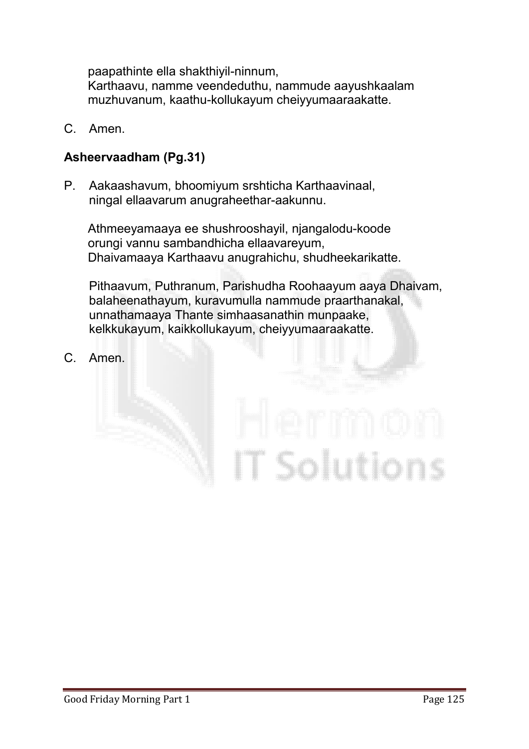paapathinte ella shakthiyil-ninnum,
Karthaavu, namme veendeduthu, nammude aayushkaalam muzhuvanum, kaathu-kollukayum cheiyyumaaraakatte.

C. Amen.

**Asheervaadham (Pg.31)**

P. Aakaashavum, bhoomiyum srshticha Karthaavinaal,
ningal ellaavarum anugraheethar-aakunnu.

Athmeeyamaaya ee shushrooshayil, njangalodu-koode
orungi vannu sambandhicha ellaavareyum,
Dhaivamaaya Karthaavu anugrahichu, shudheekarikatte.

Pithaavum, Puthranum, Parishudha Roohaayum aaya Dhaivam,
balaheenathayum, kuravumulla nammude praarthanakal,
unnathamaaya Thante simhaasanathin munpaake,
kelkkukayum, kaikkollukayum, cheiyyumaaraakatte.

C. Amen.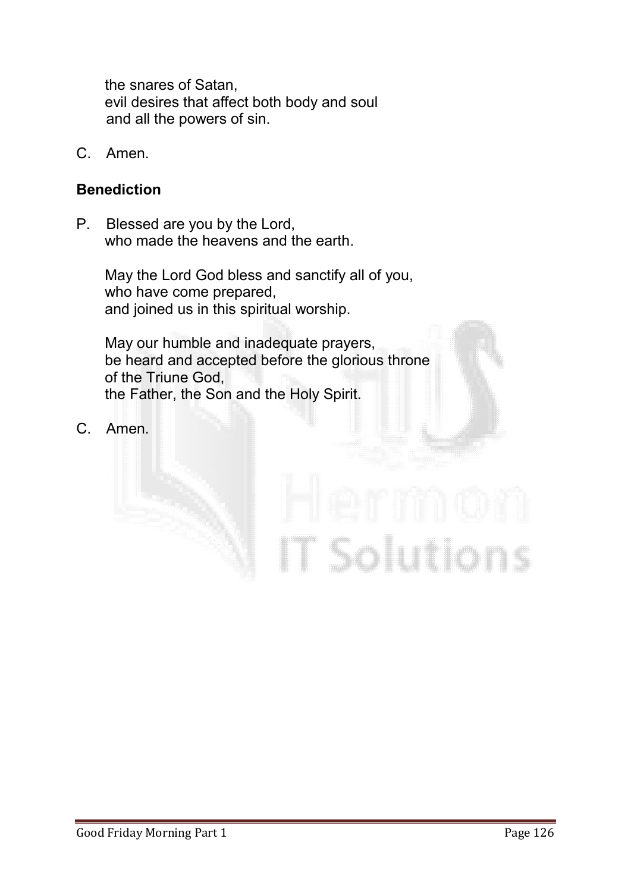the snares of Satan,
evil desires that affect both body and soul
and all the powers of sin.

C. Amen.

**Benediction**

P. Blessed are you by the Lord,
who made the heavens and the earth.

May the Lord God bless and sanctify all of you,
who have come prepared,
and joined us in this spiritual worship.

May our humble and inadequate prayers,
be heard and accepted before the glorious throne
of the Triune God,
the Father, the Son and the Holy Spirit.

C. Amen.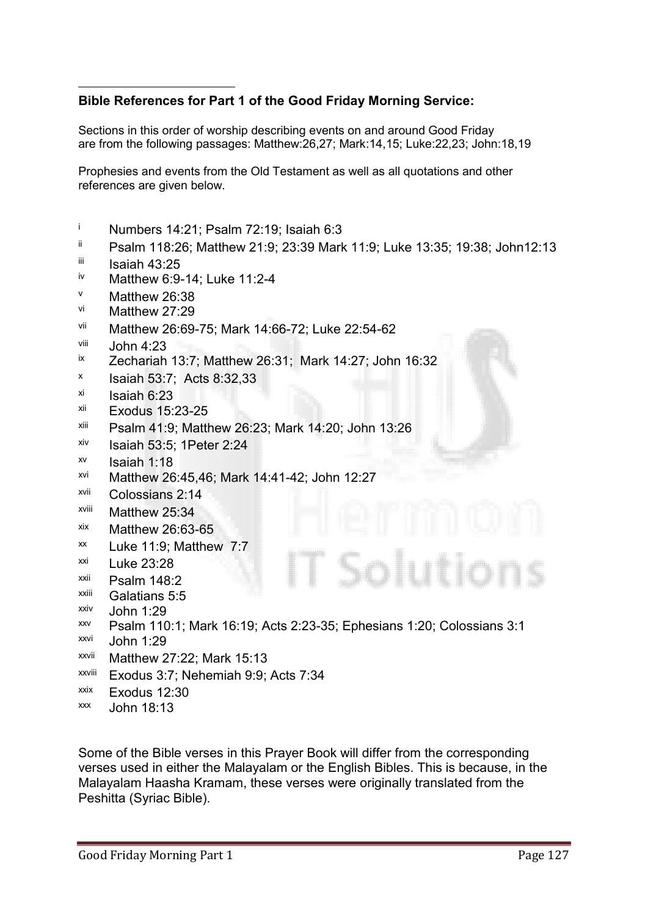**Bible References for Part 1 of the Good Friday Morning Service:**

Sections in this order of worship describing events on and around Good Friday are from the following passages: Matthew:26,27; Mark:14,15; Luke:22,23; John:18,19

Prophesies and events from the Old Testament as well as all quotations and other references are given below.

[i] Numbers 14:21; Psalm 72:19; Isaiah 6:3
[ii] Psalm 118:26; Matthew 21:9; 23:39 Mark 11:9; Luke 13:35; 19:38; John12:13
[iii] Isaiah 43:25
[iv] Matthew 6:9-14; Luke 11:2-4
[v] Matthew 26:38
[vi] Matthew 27:29
[vii] Matthew 26:69-75; Mark 14:66-72; Luke 22:54-62
[viii] John 4:23
[ix] Zechariah 13:7; Matthew 26:31; Mark 14:27; John 16:32
[x] Isaiah 53:7; Acts 8:32,33
[xi] Isaiah 6:23
[xii] Exodus 15:23-25
[xiii] Psalm 41:9; Matthew 26:23; Mark 14:20; John 13:26
[xiv] Isaiah 53:5; 1Peter 2:24
[xv] Isaiah 1:18
[xvi] Matthew 26:45,46; Mark 14:41-42; John 12:27
[xvii] Colossians 2:14
[xviii] Matthew 25:34
[xix] Matthew 26:63-65
[xx] Luke 11:9; Matthew 7:7
[xxi] Luke 23:28
[xxii] Psalm 148:2
[xxiii] Galatians 5:5
[xxiv] John 1:29
[xxv] Psalm 110:1; Mark 16:19; Acts 2:23-35; Ephesians 1:20; Colossians 3:1
[xxvi] John 1:29
[xxvii] Matthew 27:22; Mark 15:13
[xxviii] Exodus 3:7; Nehemiah 9:9; Acts 7:34
[xxix] Exodus 12:30
[xxx] John 18:13

Some of the Bible verses in this Prayer Book will differ from the corresponding verses used in either the Malayalam or the English Bibles. This is because, in the Malayalam Haasha Kramam, these verses were originally translated from the Peshitta (Syriac Bible).